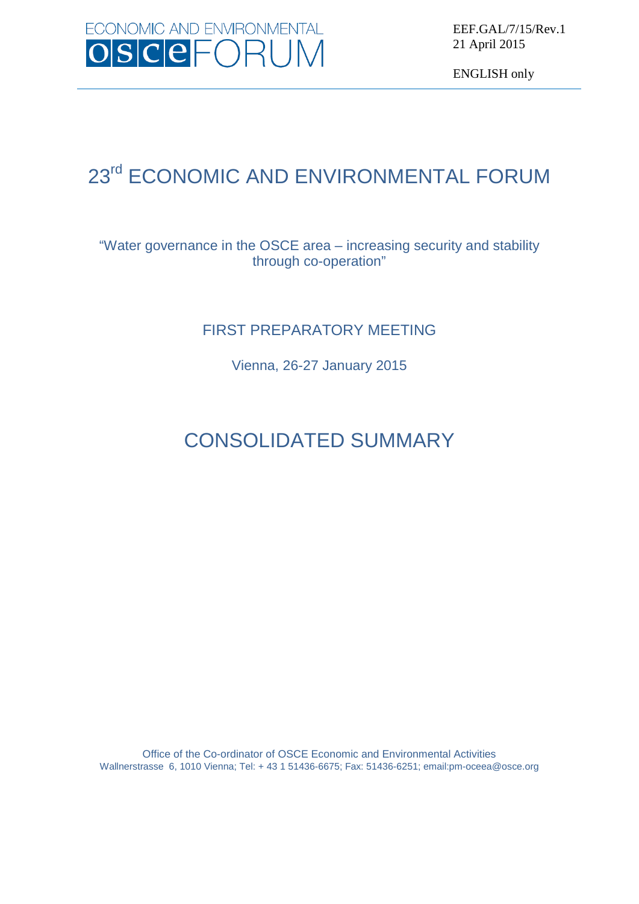ECONOMIC AND ENVIRONMENTAL OSCE FORUM

EEF.GAL/7/15/Rev.1
21 April 2015

ENGLISH only

# 23rd ECONOMIC AND ENVIRONMENTAL FORUM

"Water governance in the OSCE area – increasing security and stability through co-operation"

## FIRST PREPARATORY MEETING

Vienna, 26-27 January 2015

# CONSOLIDATED SUMMARY

Office of the Co-ordinator of OSCE Economic and Environmental Activities
Wallnerstrasse 6, 1010 Vienna; Tel: + 43 1 51436-6675; Fax: 51436-6251; email:pm-oceea@osce.org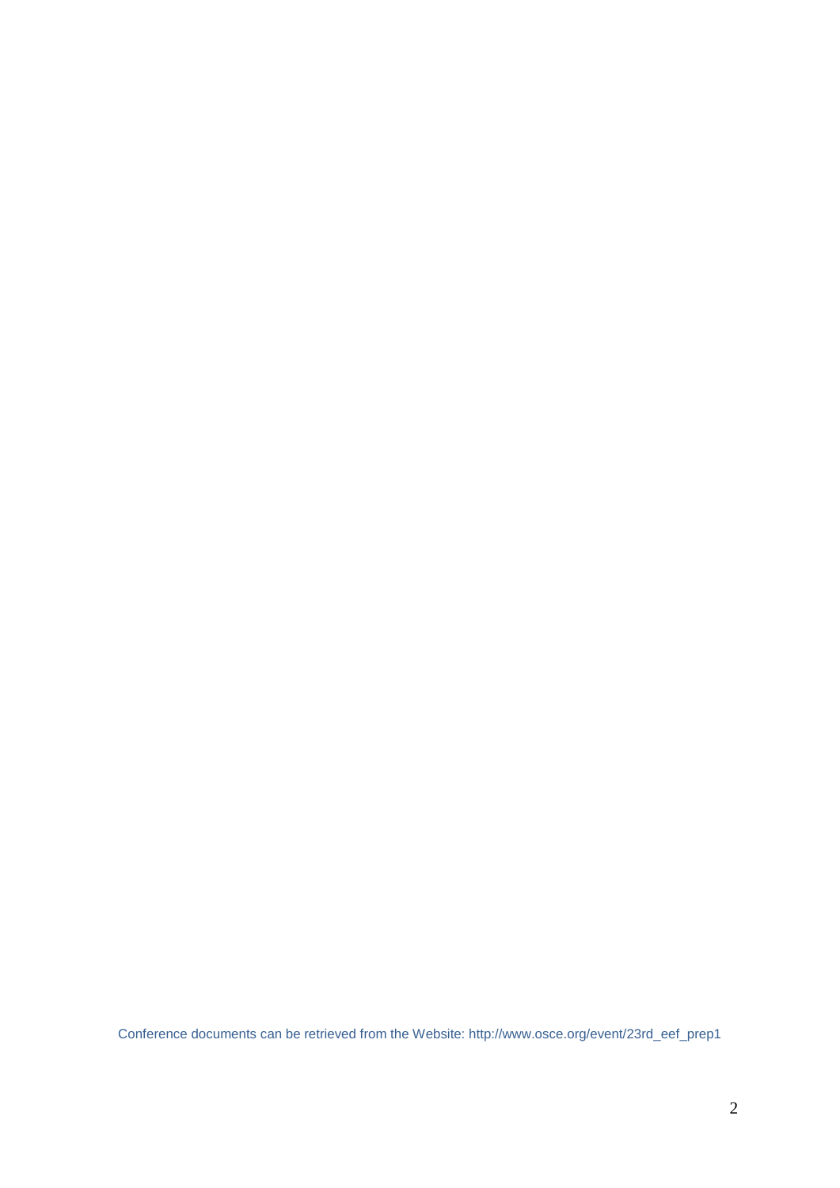Conference documents can be retrieved from the Website: http://www.osce.org/event/23rd_eef_prep1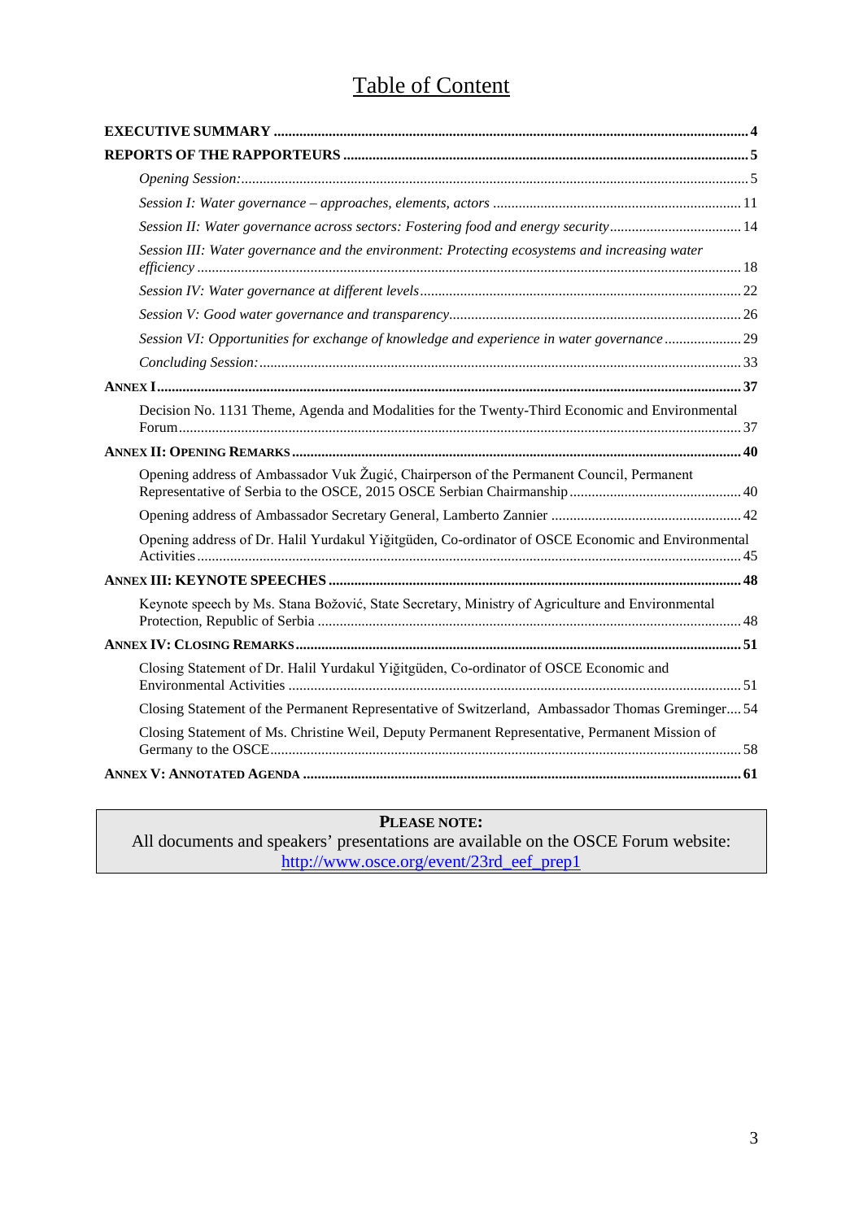# Table of Content

| | |
|---|---|
| **EXECUTIVE SUMMARY** | **4** |
| **REPORTS OF THE RAPPORTEURS** | **5** |
| *Opening Session:* | 5 |
| *Session I: Water governance – approaches, elements, actors* | 11 |
| *Session II: Water governance across sectors: Fostering food and energy security* | 14 |
| *Session III: Water governance and the environment: Protecting ecosystems and increasing water efficiency* | 18 |
| *Session IV: Water governance at different levels* | 22 |
| *Session V: Good water governance and transparency* | 26 |
| *Session VI: Opportunities for exchange of knowledge and experience in water governance* | 29 |
| *Concluding Session:* | 33 |
| **ANNEX I** | **37** |
| Decision No. 1131 Theme, Agenda and Modalities for the Twenty-Third Economic and Environmental Forum | 37 |
| **ANNEX II: OPENING REMARKS** | **40** |
| Opening address of Ambassador Vuk Žugić, Chairperson of the Permanent Council, Permanent Representative of Serbia to the OSCE, 2015 OSCE Serbian Chairmanship | 40 |
| Opening address of Ambassador Secretary General, Lamberto Zannier | 42 |
| Opening address of Dr. Halil Yurdakul Yiğitgüden, Co-ordinator of OSCE Economic and Environmental Activities | 45 |
| **ANNEX III: KEYNOTE SPEECHES** | **48** |
| Keynote speech by Ms. Stana Božović, State Secretary, Ministry of Agriculture and Environmental Protection, Republic of Serbia | 48 |
| **ANNEX IV: CLOSING REMARKS** | **51** |
| Closing Statement of Dr. Halil Yurdakul Yiğitgüden, Co-ordinator of OSCE Economic and Environmental Activities | 51 |
| Closing Statement of the Permanent Representative of Switzerland, Ambassador Thomas Greminger | 54 |
| Closing Statement of Ms. Christine Weil, Deputy Permanent Representative, Permanent Mission of Germany to the OSCE | 58 |
| **ANNEX V: ANNOTATED AGENDA** | **61** |

**PLEASE NOTE:**
All documents and speakers' presentations are available on the OSCE Forum website:
http://www.osce.org/event/23rd_eef_prep1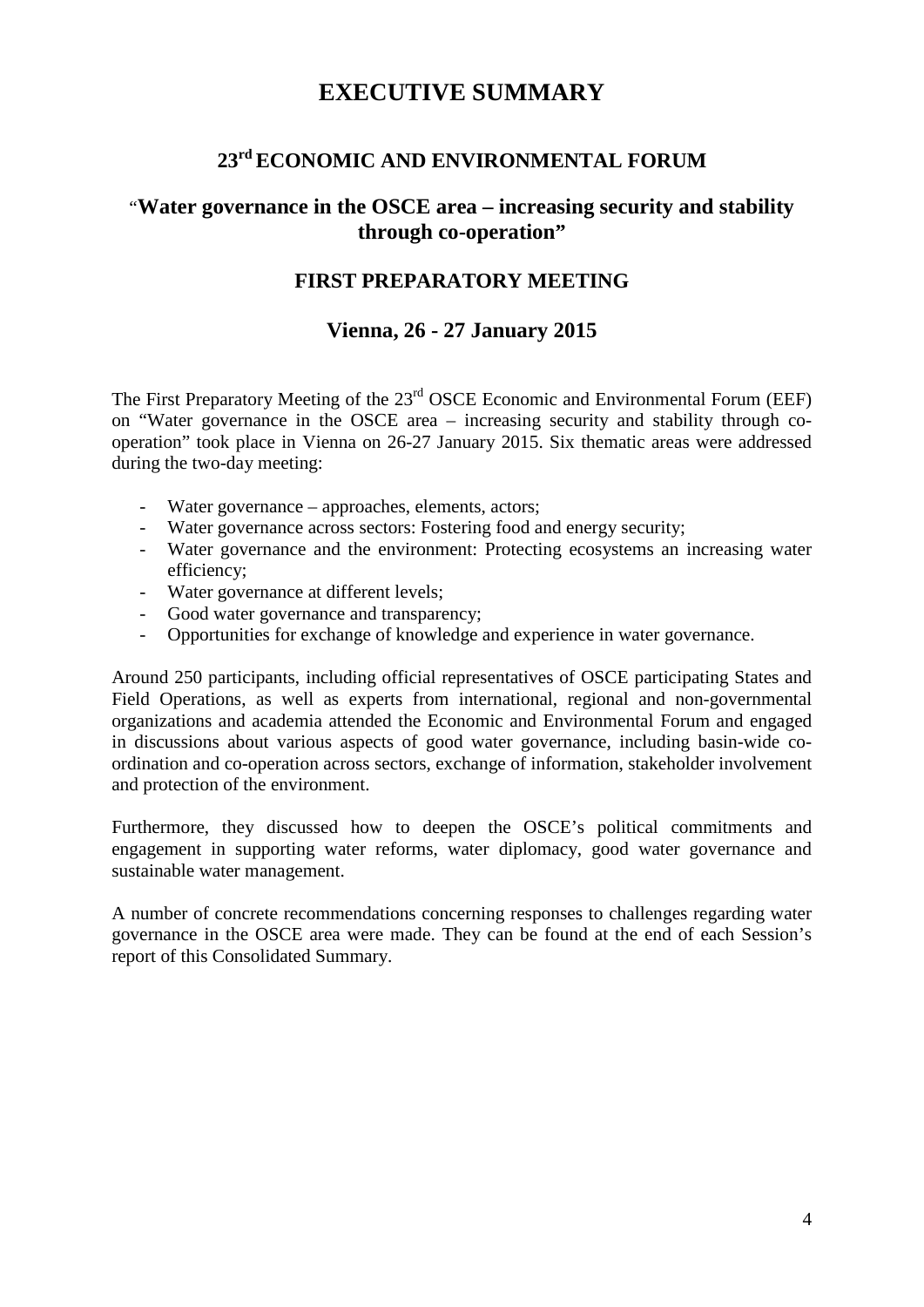# EXECUTIVE SUMMARY

## 23rd ECONOMIC AND ENVIRONMENTAL FORUM

## "Water governance in the OSCE area – increasing security and stability through co-operation"

## FIRST PREPARATORY MEETING

## Vienna, 26 - 27 January 2015

The First Preparatory Meeting of the 23rd OSCE Economic and Environmental Forum (EEF) on "Water governance in the OSCE area – increasing security and stability through co-operation" took place in Vienna on 26-27 January 2015. Six thematic areas were addressed during the two-day meeting:

- Water governance – approaches, elements, actors;
- Water governance across sectors: Fostering food and energy security;
- Water governance and the environment: Protecting ecosystems an increasing water efficiency;
- Water governance at different levels;
- Good water governance and transparency;
- Opportunities for exchange of knowledge and experience in water governance.

Around 250 participants, including official representatives of OSCE participating States and Field Operations, as well as experts from international, regional and non-governmental organizations and academia attended the Economic and Environmental Forum and engaged in discussions about various aspects of good water governance, including basin-wide co-ordination and co-operation across sectors, exchange of information, stakeholder involvement and protection of the environment.

Furthermore, they discussed how to deepen the OSCE's political commitments and engagement in supporting water reforms, water diplomacy, good water governance and sustainable water management.

A number of concrete recommendations concerning responses to challenges regarding water governance in the OSCE area were made. They can be found at the end of each Session's report of this Consolidated Summary.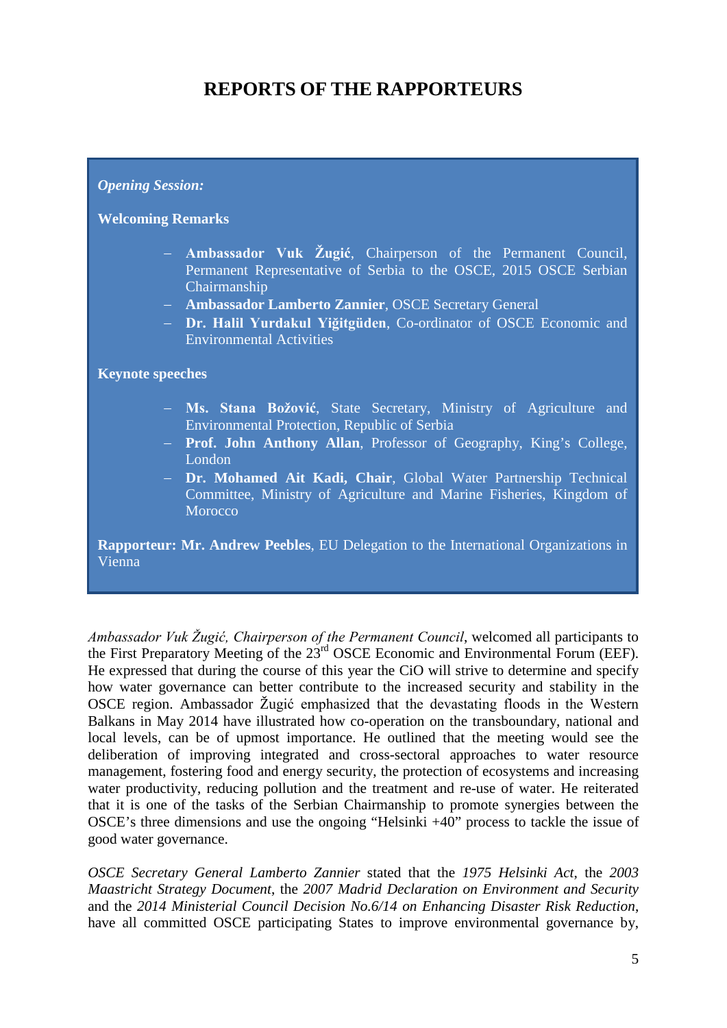# REPORTS OF THE RAPPORTEURS

***Opening Session:***

**Welcoming Remarks**

- **Ambassador Vuk Žugić**, Chairperson of the Permanent Council, Permanent Representative of Serbia to the OSCE, 2015 OSCE Serbian Chairmanship
- **Ambassador Lamberto Zannier**, OSCE Secretary General
- **Dr. Halil Yurdakul Yiğitgüden**, Co-ordinator of OSCE Economic and Environmental Activities

**Keynote speeches**

- **Ms. Stana Božović**, State Secretary, Ministry of Agriculture and Environmental Protection, Republic of Serbia
- **Prof. John Anthony Allan**, Professor of Geography, King's College, London
- **Dr. Mohamed Ait Kadi, Chair**, Global Water Partnership Technical Committee, Ministry of Agriculture and Marine Fisheries, Kingdom of Morocco

**Rapporteur: Mr. Andrew Peebles**, EU Delegation to the International Organizations in Vienna

*Ambassador Vuk Žugić, Chairperson of the Permanent Council*, welcomed all participants to the First Preparatory Meeting of the 23rd OSCE Economic and Environmental Forum (EEF). He expressed that during the course of this year the CiO will strive to determine and specify how water governance can better contribute to the increased security and stability in the OSCE region. Ambassador Žugić emphasized that the devastating floods in the Western Balkans in May 2014 have illustrated how co-operation on the transboundary, national and local levels, can be of upmost importance. He outlined that the meeting would see the deliberation of improving integrated and cross-sectoral approaches to water resource management, fostering food and energy security, the protection of ecosystems and increasing water productivity, reducing pollution and the treatment and re-use of water. He reiterated that it is one of the tasks of the Serbian Chairmanship to promote synergies between the OSCE's three dimensions and use the ongoing "Helsinki +40" process to tackle the issue of good water governance.

*OSCE Secretary General Lamberto Zannier* stated that the *1975 Helsinki Act*, the *2003 Maastricht Strategy Document*, the *2007 Madrid Declaration on Environment and Security* and the *2014 Ministerial Council Decision No.6/14 on Enhancing Disaster Risk Reduction*, have all committed OSCE participating States to improve environmental governance by,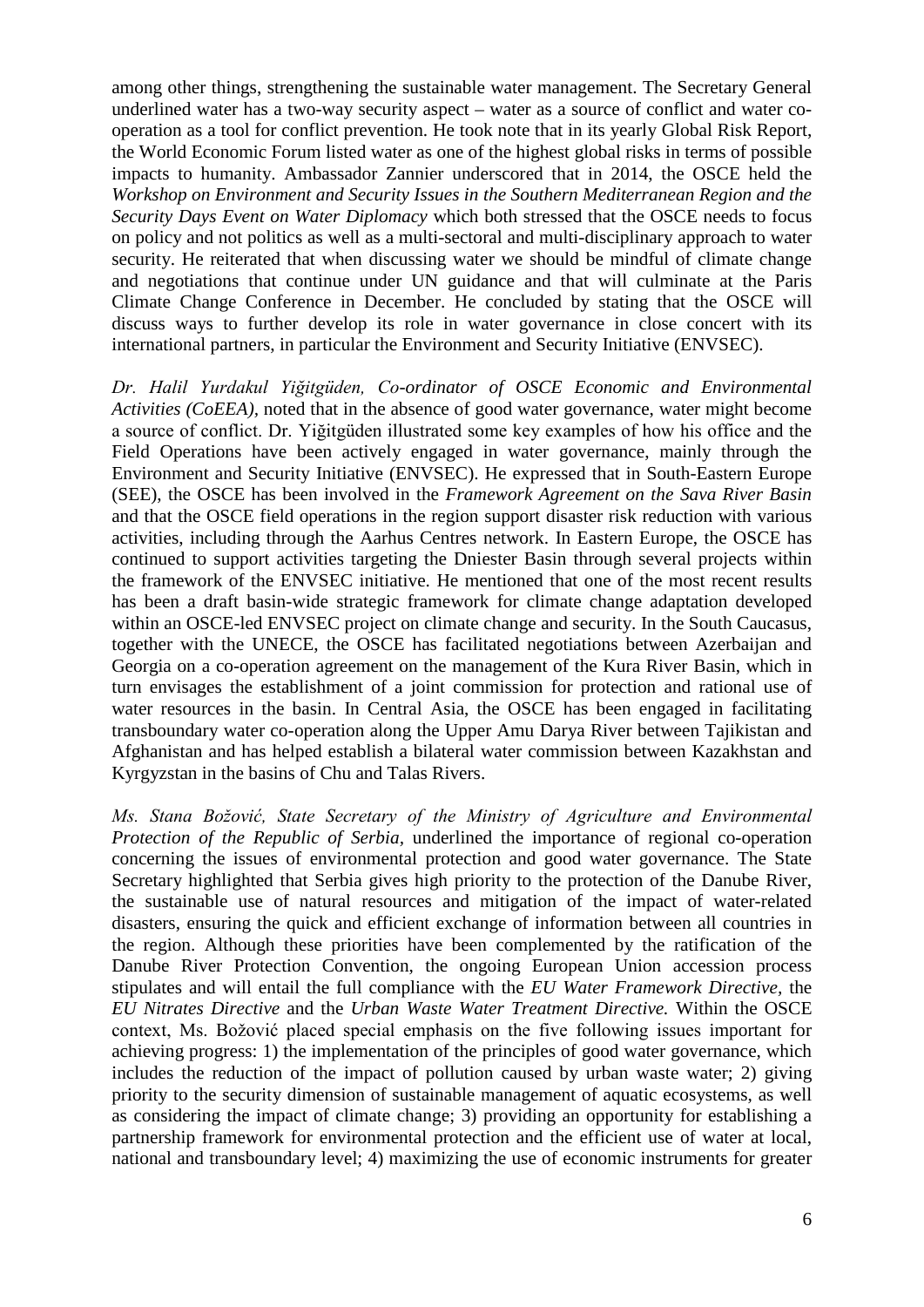among other things, strengthening the sustainable water management. The Secretary General underlined water has a two-way security aspect – water as a source of conflict and water co-operation as a tool for conflict prevention. He took note that in its yearly Global Risk Report, the World Economic Forum listed water as one of the highest global risks in terms of possible impacts to humanity. Ambassador Zannier underscored that in 2014, the OSCE held the *Workshop on Environment and Security Issues in the Southern Mediterranean Region and the Security Days Event on Water Diplomacy* which both stressed that the OSCE needs to focus on policy and not politics as well as a multi-sectoral and multi-disciplinary approach to water security. He reiterated that when discussing water we should be mindful of climate change and negotiations that continue under UN guidance and that will culminate at the Paris Climate Change Conference in December. He concluded by stating that the OSCE will discuss ways to further develop its role in water governance in close concert with its international partners, in particular the Environment and Security Initiative (ENVSEC).

*Dr. Halil Yurdakul Yiğitgüden, Co-ordinator of OSCE Economic and Environmental Activities (CoEEA),* noted that in the absence of good water governance, water might become a source of conflict. Dr. Yiğitgüden illustrated some key examples of how his office and the Field Operations have been actively engaged in water governance, mainly through the Environment and Security Initiative (ENVSEC). He expressed that in South-Eastern Europe (SEE), the OSCE has been involved in the *Framework Agreement on the Sava River Basin* and that the OSCE field operations in the region support disaster risk reduction with various activities, including through the Aarhus Centres network. In Eastern Europe, the OSCE has continued to support activities targeting the Dniester Basin through several projects within the framework of the ENVSEC initiative. He mentioned that one of the most recent results has been a draft basin-wide strategic framework for climate change adaptation developed within an OSCE-led ENVSEC project on climate change and security. In the South Caucasus, together with the UNECE, the OSCE has facilitated negotiations between Azerbaijan and Georgia on a co-operation agreement on the management of the Kura River Basin, which in turn envisages the establishment of a joint commission for protection and rational use of water resources in the basin. In Central Asia, the OSCE has been engaged in facilitating transboundary water co-operation along the Upper Amu Darya River between Tajikistan and Afghanistan and has helped establish a bilateral water commission between Kazakhstan and Kyrgyzstan in the basins of Chu and Talas Rivers.

*Ms. Stana Božović, State Secretary of the Ministry of Agriculture and Environmental Protection of the Republic of Serbia*, underlined the importance of regional co-operation concerning the issues of environmental protection and good water governance. The State Secretary highlighted that Serbia gives high priority to the protection of the Danube River, the sustainable use of natural resources and mitigation of the impact of water-related disasters, ensuring the quick and efficient exchange of information between all countries in the region. Although these priorities have been complemented by the ratification of the Danube River Protection Convention, the ongoing European Union accession process stipulates and will entail the full compliance with the *EU Water Framework Directive*, the *EU Nitrates Directive* and the *Urban Waste Water Treatment Directive.* Within the OSCE context, Ms. Božović placed special emphasis on the five following issues important for achieving progress: 1) the implementation of the principles of good water governance, which includes the reduction of the impact of pollution caused by urban waste water; 2) giving priority to the security dimension of sustainable management of aquatic ecosystems, as well as considering the impact of climate change; 3) providing an opportunity for establishing a partnership framework for environmental protection and the efficient use of water at local, national and transboundary level; 4) maximizing the use of economic instruments for greater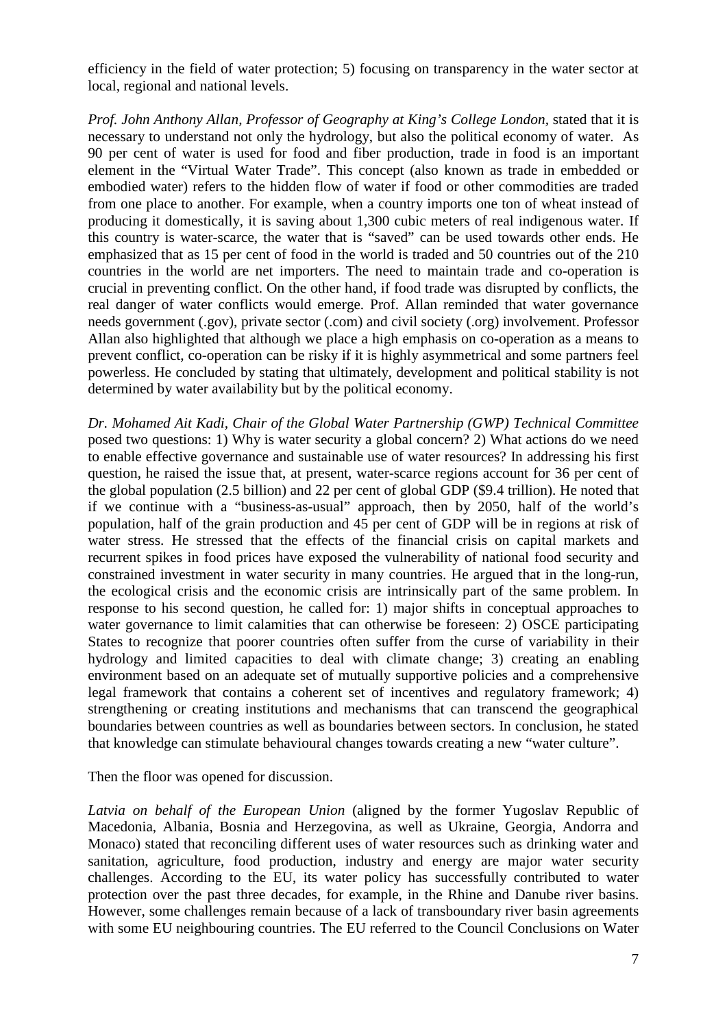efficiency in the field of water protection; 5) focusing on transparency in the water sector at local, regional and national levels.

*Prof. John Anthony Allan, Professor of Geography at King's College London*, stated that it is necessary to understand not only the hydrology, but also the political economy of water. As 90 per cent of water is used for food and fiber production, trade in food is an important element in the "Virtual Water Trade". This concept (also known as trade in embedded or embodied water) refers to the hidden flow of water if food or other commodities are traded from one place to another. For example, when a country imports one ton of wheat instead of producing it domestically, it is saving about 1,300 cubic meters of real indigenous water. If this country is water-scarce, the water that is "saved" can be used towards other ends. He emphasized that as 15 per cent of food in the world is traded and 50 countries out of the 210 countries in the world are net importers. The need to maintain trade and co-operation is crucial in preventing conflict. On the other hand, if food trade was disrupted by conflicts, the real danger of water conflicts would emerge. Prof. Allan reminded that water governance needs government (.gov), private sector (.com) and civil society (.org) involvement. Professor Allan also highlighted that although we place a high emphasis on co-operation as a means to prevent conflict, co-operation can be risky if it is highly asymmetrical and some partners feel powerless. He concluded by stating that ultimately, development and political stability is not determined by water availability but by the political economy.

*Dr. Mohamed Ait Kadi, Chair of the Global Water Partnership (GWP) Technical Committee* posed two questions: 1) Why is water security a global concern? 2) What actions do we need to enable effective governance and sustainable use of water resources? In addressing his first question, he raised the issue that, at present, water-scarce regions account for 36 per cent of the global population (2.5 billion) and 22 per cent of global GDP ($9.4 trillion). He noted that if we continue with a "business-as-usual" approach, then by 2050, half of the world's population, half of the grain production and 45 per cent of GDP will be in regions at risk of water stress. He stressed that the effects of the financial crisis on capital markets and recurrent spikes in food prices have exposed the vulnerability of national food security and constrained investment in water security in many countries. He argued that in the long-run, the ecological crisis and the economic crisis are intrinsically part of the same problem. In response to his second question, he called for: 1) major shifts in conceptual approaches to water governance to limit calamities that can otherwise be foreseen: 2) OSCE participating States to recognize that poorer countries often suffer from the curse of variability in their hydrology and limited capacities to deal with climate change; 3) creating an enabling environment based on an adequate set of mutually supportive policies and a comprehensive legal framework that contains a coherent set of incentives and regulatory framework; 4) strengthening or creating institutions and mechanisms that can transcend the geographical boundaries between countries as well as boundaries between sectors. In conclusion, he stated that knowledge can stimulate behavioural changes towards creating a new "water culture".

Then the floor was opened for discussion.

*Latvia on behalf of the European Union* (aligned by the former Yugoslav Republic of Macedonia, Albania, Bosnia and Herzegovina, as well as Ukraine, Georgia, Andorra and Monaco) stated that reconciling different uses of water resources such as drinking water and sanitation, agriculture, food production, industry and energy are major water security challenges. According to the EU, its water policy has successfully contributed to water protection over the past three decades, for example, in the Rhine and Danube river basins. However, some challenges remain because of a lack of transboundary river basin agreements with some EU neighbouring countries. The EU referred to the Council Conclusions on Water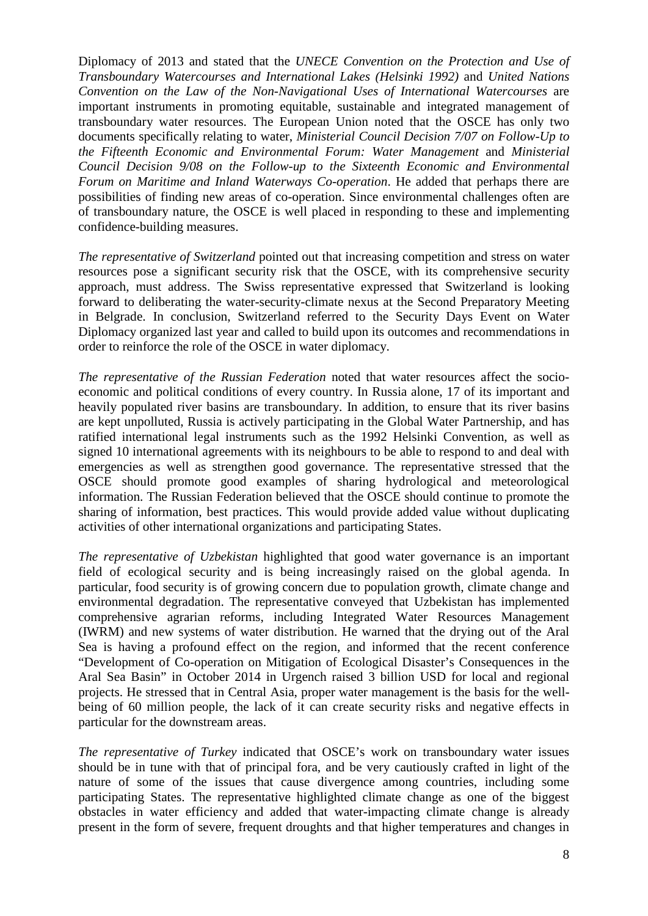Diplomacy of 2013 and stated that the *UNECE Convention on the Protection and Use of Transboundary Watercourses and International Lakes (Helsinki 1992)* and *United Nations Convention on the Law of the Non-Navigational Uses of International Watercourses* are important instruments in promoting equitable, sustainable and integrated management of transboundary water resources. The European Union noted that the OSCE has only two documents specifically relating to water, *Ministerial Council Decision 7/07 on Follow-Up to the Fifteenth Economic and Environmental Forum: Water Management* and *Ministerial Council Decision 9/08 on the Follow-up to the Sixteenth Economic and Environmental Forum on Maritime and Inland Waterways Co-operation*. He added that perhaps there are possibilities of finding new areas of co-operation. Since environmental challenges often are of transboundary nature, the OSCE is well placed in responding to these and implementing confidence-building measures.

*The representative of Switzerland* pointed out that increasing competition and stress on water resources pose a significant security risk that the OSCE, with its comprehensive security approach, must address. The Swiss representative expressed that Switzerland is looking forward to deliberating the water-security-climate nexus at the Second Preparatory Meeting in Belgrade. In conclusion, Switzerland referred to the Security Days Event on Water Diplomacy organized last year and called to build upon its outcomes and recommendations in order to reinforce the role of the OSCE in water diplomacy.

*The representative of the Russian Federation* noted that water resources affect the socio-economic and political conditions of every country. In Russia alone, 17 of its important and heavily populated river basins are transboundary. In addition, to ensure that its river basins are kept unpolluted, Russia is actively participating in the Global Water Partnership, and has ratified international legal instruments such as the 1992 Helsinki Convention, as well as signed 10 international agreements with its neighbours to be able to respond to and deal with emergencies as well as strengthen good governance. The representative stressed that the OSCE should promote good examples of sharing hydrological and meteorological information. The Russian Federation believed that the OSCE should continue to promote the sharing of information, best practices. This would provide added value without duplicating activities of other international organizations and participating States.

*The representative of Uzbekistan* highlighted that good water governance is an important field of ecological security and is being increasingly raised on the global agenda. In particular, food security is of growing concern due to population growth, climate change and environmental degradation. The representative conveyed that Uzbekistan has implemented comprehensive agrarian reforms, including Integrated Water Resources Management (IWRM) and new systems of water distribution. He warned that the drying out of the Aral Sea is having a profound effect on the region, and informed that the recent conference "Development of Co-operation on Mitigation of Ecological Disaster's Consequences in the Aral Sea Basin" in October 2014 in Urgench raised 3 billion USD for local and regional projects. He stressed that in Central Asia, proper water management is the basis for the well-being of 60 million people, the lack of it can create security risks and negative effects in particular for the downstream areas.

*The representative of Turkey* indicated that OSCE's work on transboundary water issues should be in tune with that of principal fora, and be very cautiously crafted in light of the nature of some of the issues that cause divergence among countries, including some participating States. The representative highlighted climate change as one of the biggest obstacles in water efficiency and added that water-impacting climate change is already present in the form of severe, frequent droughts and that higher temperatures and changes in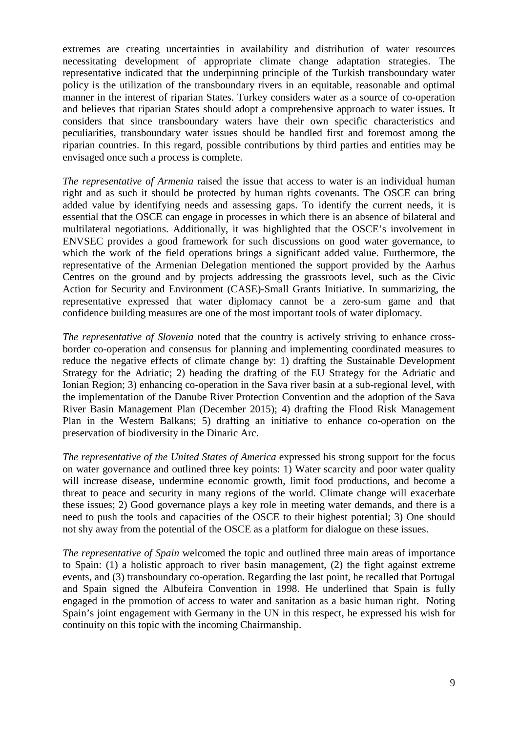extremes are creating uncertainties in availability and distribution of water resources necessitating development of appropriate climate change adaptation strategies. The representative indicated that the underpinning principle of the Turkish transboundary water policy is the utilization of the transboundary rivers in an equitable, reasonable and optimal manner in the interest of riparian States. Turkey considers water as a source of co-operation and believes that riparian States should adopt a comprehensive approach to water issues. It considers that since transboundary waters have their own specific characteristics and peculiarities, transboundary water issues should be handled first and foremost among the riparian countries. In this regard, possible contributions by third parties and entities may be envisaged once such a process is complete.

*The representative of Armenia* raised the issue that access to water is an individual human right and as such it should be protected by human rights covenants. The OSCE can bring added value by identifying needs and assessing gaps. To identify the current needs, it is essential that the OSCE can engage in processes in which there is an absence of bilateral and multilateral negotiations. Additionally, it was highlighted that the OSCE's involvement in ENVSEC provides a good framework for such discussions on good water governance, to which the work of the field operations brings a significant added value. Furthermore, the representative of the Armenian Delegation mentioned the support provided by the Aarhus Centres on the ground and by projects addressing the grassroots level, such as the Civic Action for Security and Environment (CASE)-Small Grants Initiative. In summarizing, the representative expressed that water diplomacy cannot be a zero-sum game and that confidence building measures are one of the most important tools of water diplomacy.

*The representative of Slovenia* noted that the country is actively striving to enhance cross-border co-operation and consensus for planning and implementing coordinated measures to reduce the negative effects of climate change by: 1) drafting the Sustainable Development Strategy for the Adriatic; 2) heading the drafting of the EU Strategy for the Adriatic and Ionian Region; 3) enhancing co-operation in the Sava river basin at a sub-regional level, with the implementation of the Danube River Protection Convention and the adoption of the Sava River Basin Management Plan (December 2015); 4) drafting the Flood Risk Management Plan in the Western Balkans; 5) drafting an initiative to enhance co-operation on the preservation of biodiversity in the Dinaric Arc.

*The representative of the United States of America* expressed his strong support for the focus on water governance and outlined three key points: 1) Water scarcity and poor water quality will increase disease, undermine economic growth, limit food productions, and become a threat to peace and security in many regions of the world. Climate change will exacerbate these issues; 2) Good governance plays a key role in meeting water demands, and there is a need to push the tools and capacities of the OSCE to their highest potential; 3) One should not shy away from the potential of the OSCE as a platform for dialogue on these issues.

*The representative of Spain* welcomed the topic and outlined three main areas of importance to Spain: (1) a holistic approach to river basin management, (2) the fight against extreme events, and (3) transboundary co-operation. Regarding the last point, he recalled that Portugal and Spain signed the Albufeira Convention in 1998. He underlined that Spain is fully engaged in the promotion of access to water and sanitation as a basic human right. Noting Spain's joint engagement with Germany in the UN in this respect, he expressed his wish for continuity on this topic with the incoming Chairmanship.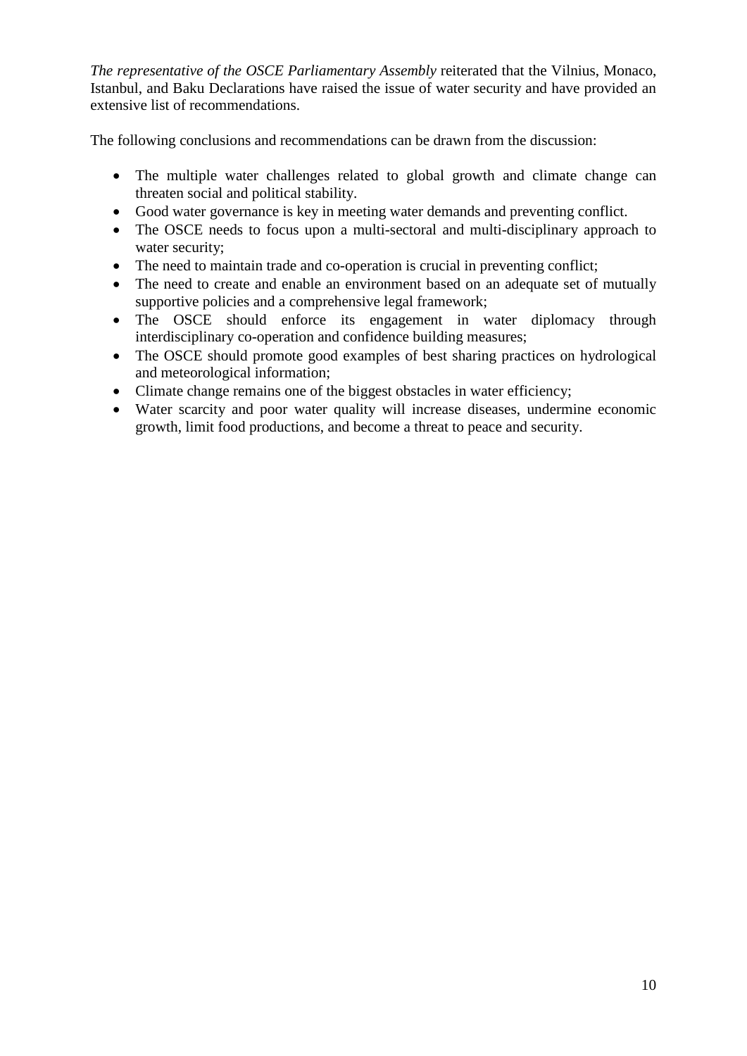*The representative of the OSCE Parliamentary Assembly* reiterated that the Vilnius, Monaco, Istanbul, and Baku Declarations have raised the issue of water security and have provided an extensive list of recommendations.

The following conclusions and recommendations can be drawn from the discussion:

- The multiple water challenges related to global growth and climate change can threaten social and political stability.
- Good water governance is key in meeting water demands and preventing conflict.
- The OSCE needs to focus upon a multi-sectoral and multi-disciplinary approach to water security;
- The need to maintain trade and co-operation is crucial in preventing conflict;
- The need to create and enable an environment based on an adequate set of mutually supportive policies and a comprehensive legal framework;
- The OSCE should enforce its engagement in water diplomacy through interdisciplinary co-operation and confidence building measures;
- The OSCE should promote good examples of best sharing practices on hydrological and meteorological information;
- Climate change remains one of the biggest obstacles in water efficiency;
- Water scarcity and poor water quality will increase diseases, undermine economic growth, limit food productions, and become a threat to peace and security.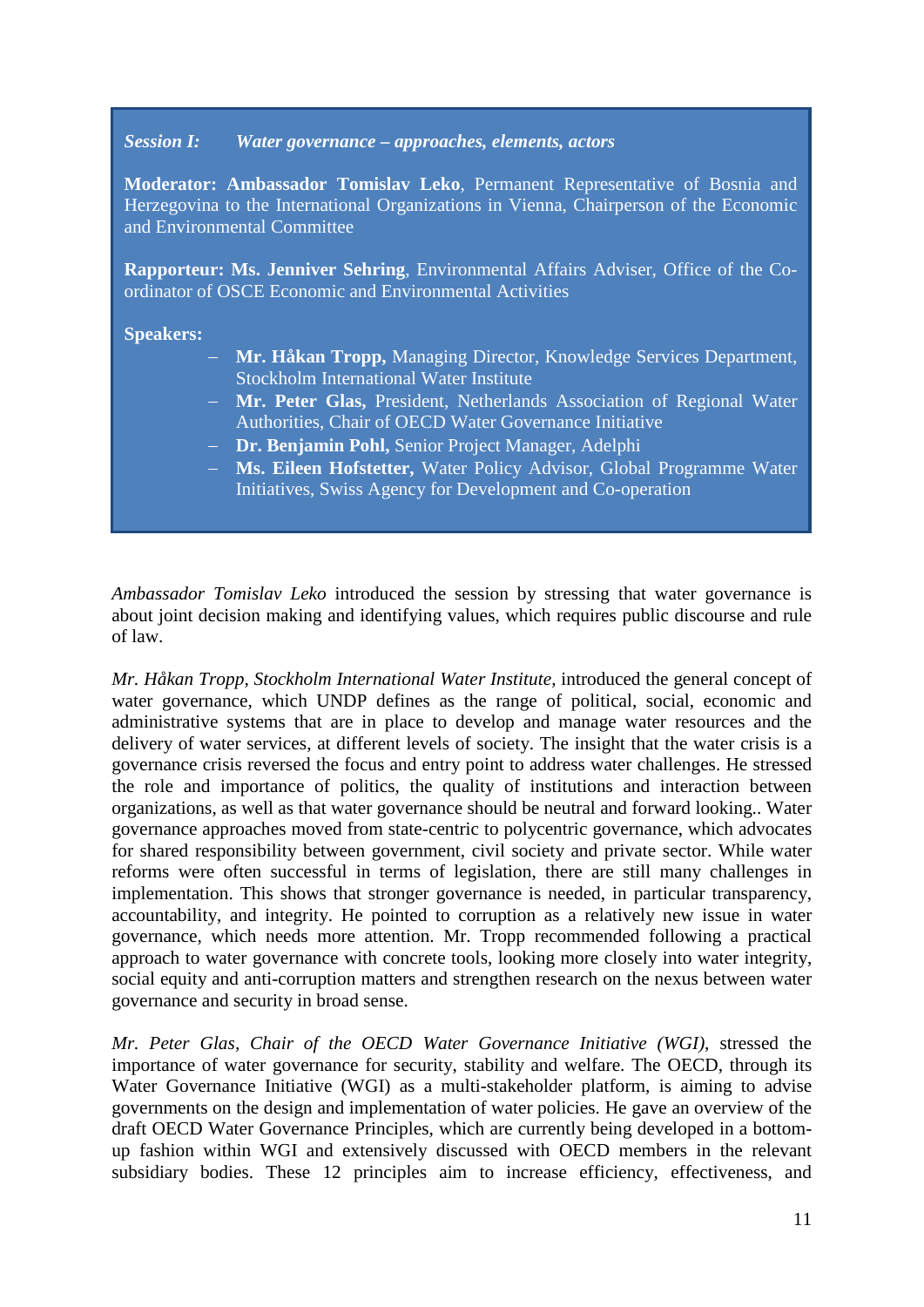*Session I: Water governance – approaches, elements, actors*

**Moderator: Ambassador Tomislav Leko**, Permanent Representative of Bosnia and Herzegovina to the International Organizations in Vienna, Chairperson of the Economic and Environmental Committee

**Rapporteur: Ms. Jenniver Sehring**, Environmental Affairs Adviser, Office of the Co-ordinator of OSCE Economic and Environmental Activities

**Speakers:**

- **Mr. Håkan Tropp,** Managing Director, Knowledge Services Department, Stockholm International Water Institute
- **Mr. Peter Glas,** President, Netherlands Association of Regional Water Authorities, Chair of OECD Water Governance Initiative
- **Dr. Benjamin Pohl,** Senior Project Manager, Adelphi
- **Ms. Eileen Hofstetter,** Water Policy Advisor, Global Programme Water Initiatives, Swiss Agency for Development and Co-operation

*Ambassador Tomislav Leko* introduced the session by stressing that water governance is about joint decision making and identifying values, which requires public discourse and rule of law.

*Mr. Håkan Tropp, Stockholm International Water Institute,* introduced the general concept of water governance, which UNDP defines as the range of political, social, economic and administrative systems that are in place to develop and manage water resources and the delivery of water services, at different levels of society. The insight that the water crisis is a governance crisis reversed the focus and entry point to address water challenges. He stressed the role and importance of politics, the quality of institutions and interaction between organizations, as well as that water governance should be neutral and forward looking.. Water governance approaches moved from state-centric to polycentric governance, which advocates for shared responsibility between government, civil society and private sector. While water reforms were often successful in terms of legislation, there are still many challenges in implementation. This shows that stronger governance is needed, in particular transparency, accountability, and integrity. He pointed to corruption as a relatively new issue in water governance, which needs more attention. Mr. Tropp recommended following a practical approach to water governance with concrete tools, looking more closely into water integrity, social equity and anti-corruption matters and strengthen research on the nexus between water governance and security in broad sense.

*Mr. Peter Glas, Chair of the OECD Water Governance Initiative (WGI),* stressed the importance of water governance for security, stability and welfare. The OECD, through its Water Governance Initiative (WGI) as a multi-stakeholder platform, is aiming to advise governments on the design and implementation of water policies. He gave an overview of the draft OECD Water Governance Principles, which are currently being developed in a bottom-up fashion within WGI and extensively discussed with OECD members in the relevant subsidiary bodies. These 12 principles aim to increase efficiency, effectiveness, and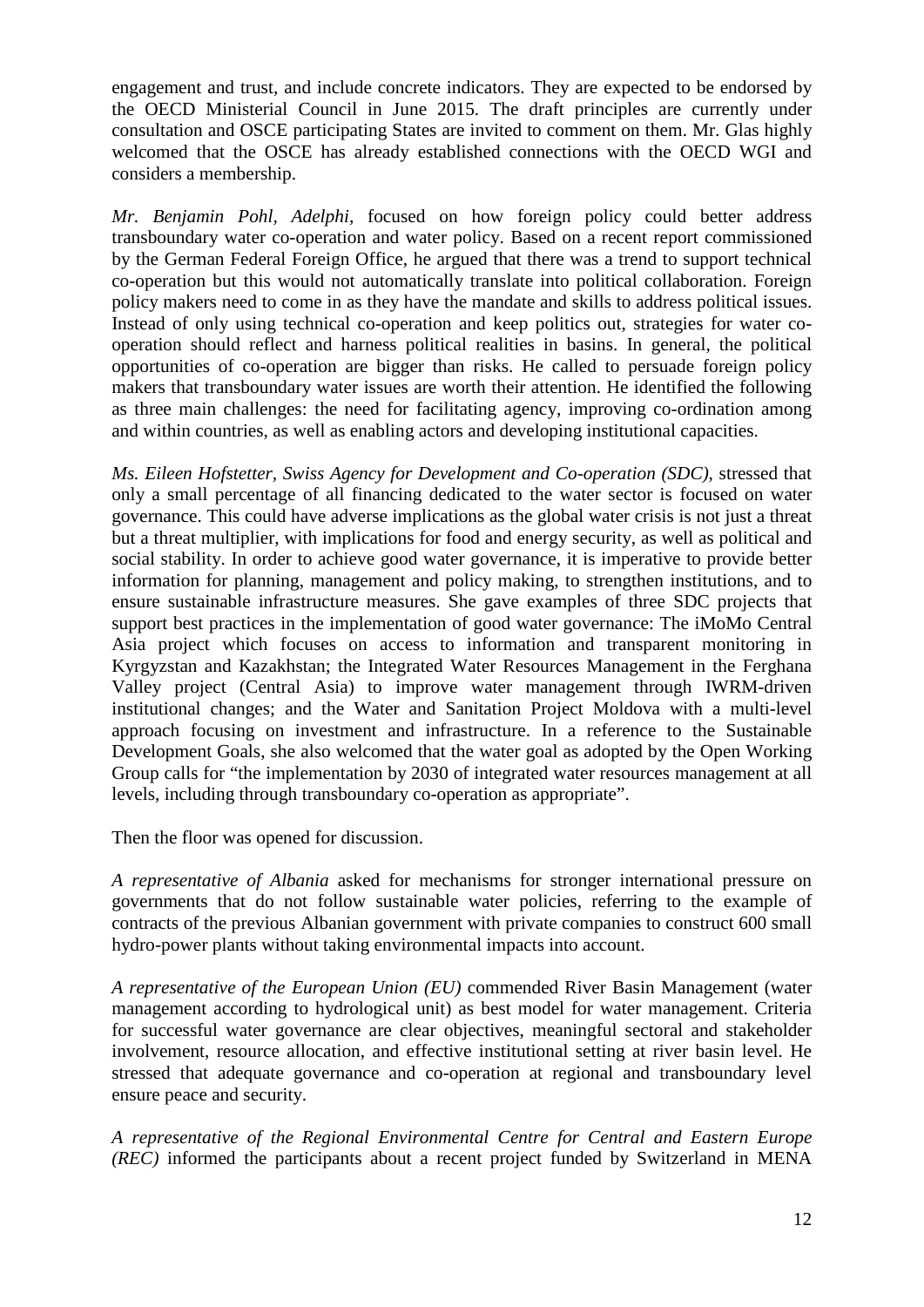engagement and trust, and include concrete indicators. They are expected to be endorsed by the OECD Ministerial Council in June 2015. The draft principles are currently under consultation and OSCE participating States are invited to comment on them. Mr. Glas highly welcomed that the OSCE has already established connections with the OECD WGI and considers a membership.

*Mr. Benjamin Pohl, Adelphi*, focused on how foreign policy could better address transboundary water co-operation and water policy. Based on a recent report commissioned by the German Federal Foreign Office, he argued that there was a trend to support technical co-operation but this would not automatically translate into political collaboration. Foreign policy makers need to come in as they have the mandate and skills to address political issues. Instead of only using technical co-operation and keep politics out, strategies for water co-operation should reflect and harness political realities in basins. In general, the political opportunities of co-operation are bigger than risks. He called to persuade foreign policy makers that transboundary water issues are worth their attention. He identified the following as three main challenges: the need for facilitating agency, improving co-ordination among and within countries, as well as enabling actors and developing institutional capacities.

*Ms. Eileen Hofstetter, Swiss Agency for Development and Co-operation (SDC)*, stressed that only a small percentage of all financing dedicated to the water sector is focused on water governance. This could have adverse implications as the global water crisis is not just a threat but a threat multiplier, with implications for food and energy security, as well as political and social stability. In order to achieve good water governance, it is imperative to provide better information for planning, management and policy making, to strengthen institutions, and to ensure sustainable infrastructure measures. She gave examples of three SDC projects that support best practices in the implementation of good water governance: The iMoMo Central Asia project which focuses on access to information and transparent monitoring in Kyrgyzstan and Kazakhstan; the Integrated Water Resources Management in the Ferghana Valley project (Central Asia) to improve water management through IWRM-driven institutional changes; and the Water and Sanitation Project Moldova with a multi-level approach focusing on investment and infrastructure. In a reference to the Sustainable Development Goals, she also welcomed that the water goal as adopted by the Open Working Group calls for "the implementation by 2030 of integrated water resources management at all levels, including through transboundary co-operation as appropriate".

Then the floor was opened for discussion.

*A representative of Albania* asked for mechanisms for stronger international pressure on governments that do not follow sustainable water policies, referring to the example of contracts of the previous Albanian government with private companies to construct 600 small hydro-power plants without taking environmental impacts into account.

*A representative of the European Union (EU)* commended River Basin Management (water management according to hydrological unit) as best model for water management. Criteria for successful water governance are clear objectives, meaningful sectoral and stakeholder involvement, resource allocation, and effective institutional setting at river basin level. He stressed that adequate governance and co-operation at regional and transboundary level ensure peace and security.

*A representative of the Regional Environmental Centre for Central and Eastern Europe (REC)* informed the participants about a recent project funded by Switzerland in MENA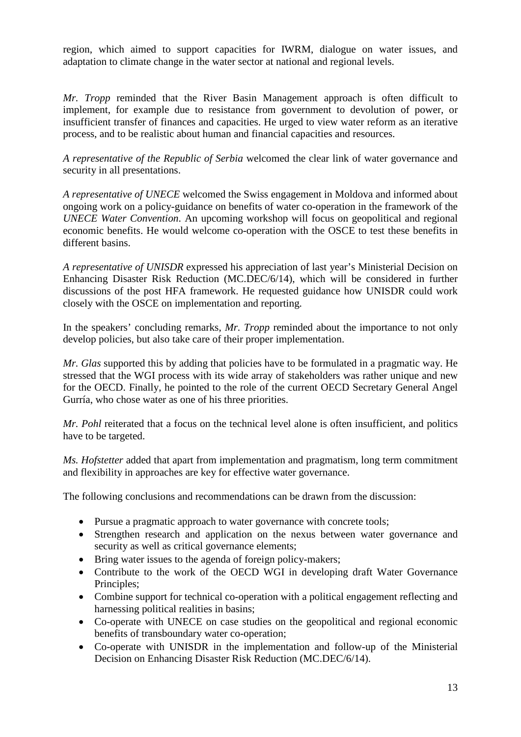region, which aimed to support capacities for IWRM, dialogue on water issues, and adaptation to climate change in the water sector at national and regional levels.

*Mr. Tropp* reminded that the River Basin Management approach is often difficult to implement, for example due to resistance from government to devolution of power, or insufficient transfer of finances and capacities. He urged to view water reform as an iterative process, and to be realistic about human and financial capacities and resources.

*A representative of the Republic of Serbia* welcomed the clear link of water governance and security in all presentations.

*A representative of UNECE* welcomed the Swiss engagement in Moldova and informed about ongoing work on a policy-guidance on benefits of water co-operation in the framework of the *UNECE Water Convention*. An upcoming workshop will focus on geopolitical and regional economic benefits. He would welcome co-operation with the OSCE to test these benefits in different basins.

*A representative of UNISDR* expressed his appreciation of last year's Ministerial Decision on Enhancing Disaster Risk Reduction (MC.DEC/6/14), which will be considered in further discussions of the post HFA framework. He requested guidance how UNISDR could work closely with the OSCE on implementation and reporting.

In the speakers' concluding remarks, *Mr. Tropp* reminded about the importance to not only develop policies, but also take care of their proper implementation.

*Mr. Glas* supported this by adding that policies have to be formulated in a pragmatic way. He stressed that the WGI process with its wide array of stakeholders was rather unique and new for the OECD. Finally, he pointed to the role of the current OECD Secretary General Angel Gurría, who chose water as one of his three priorities.

*Mr. Pohl* reiterated that a focus on the technical level alone is often insufficient, and politics have to be targeted.

*Ms. Hofstetter* added that apart from implementation and pragmatism, long term commitment and flexibility in approaches are key for effective water governance.

The following conclusions and recommendations can be drawn from the discussion:

- Pursue a pragmatic approach to water governance with concrete tools;
- Strengthen research and application on the nexus between water governance and security as well as critical governance elements;
- Bring water issues to the agenda of foreign policy-makers;
- Contribute to the work of the OECD WGI in developing draft Water Governance Principles;
- Combine support for technical co-operation with a political engagement reflecting and harnessing political realities in basins;
- Co-operate with UNECE on case studies on the geopolitical and regional economic benefits of transboundary water co-operation;
- Co-operate with UNISDR in the implementation and follow-up of the Ministerial Decision on Enhancing Disaster Risk Reduction (MC.DEC/6/14).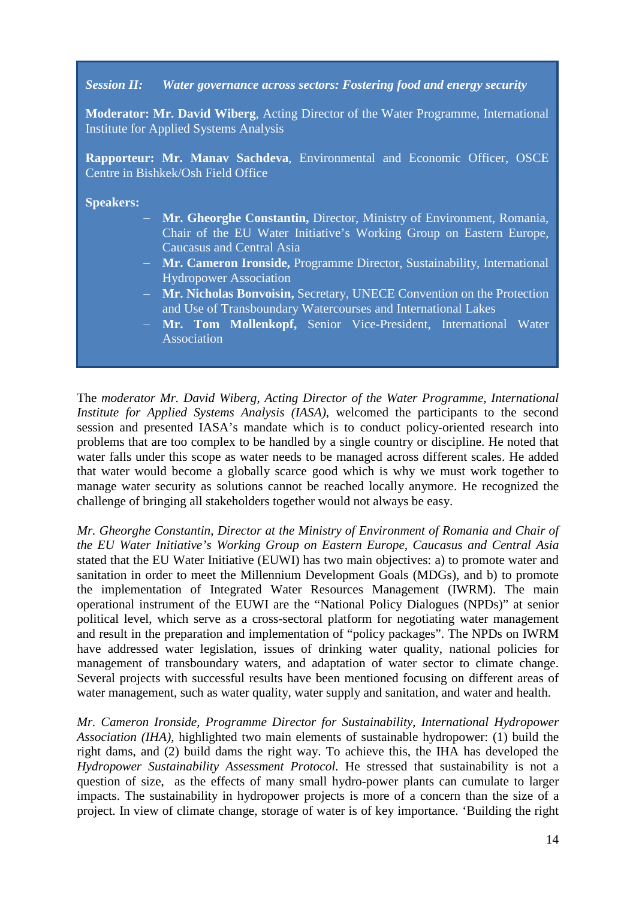***Session II:*** ***Water governance across sectors: Fostering food and energy security***

**Moderator: Mr. David Wiberg**, Acting Director of the Water Programme, International Institute for Applied Systems Analysis

**Rapporteur: Mr. Manav Sachdeva**, Environmental and Economic Officer, OSCE Centre in Bishkek/Osh Field Office

**Speakers:**

- **Mr. Gheorghe Constantin,** Director, Ministry of Environment, Romania, Chair of the EU Water Initiative's Working Group on Eastern Europe, Caucasus and Central Asia
- **Mr. Cameron Ironside,** Programme Director, Sustainability, International Hydropower Association
- **Mr. Nicholas Bonvoisin,** Secretary, UNECE Convention on the Protection and Use of Transboundary Watercourses and International Lakes
- **Mr. Tom Mollenkopf,** Senior Vice-President, International Water Association

The *moderator Mr. David Wiberg, Acting Director of the Water Programme, International Institute for Applied Systems Analysis (IASA),* welcomed the participants to the second session and presented IASA's mandate which is to conduct policy-oriented research into problems that are too complex to be handled by a single country or discipline. He noted that water falls under this scope as water needs to be managed across different scales. He added that water would become a globally scarce good which is why we must work together to manage water security as solutions cannot be reached locally anymore. He recognized the challenge of bringing all stakeholders together would not always be easy.

*Mr. Gheorghe Constantin, Director at the Ministry of Environment of Romania and Chair of the EU Water Initiative's Working Group on Eastern Europe, Caucasus and Central Asia* stated that the EU Water Initiative (EUWI) has two main objectives: a) to promote water and sanitation in order to meet the Millennium Development Goals (MDGs), and b) to promote the implementation of Integrated Water Resources Management (IWRM). The main operational instrument of the EUWI are the "National Policy Dialogues (NPDs)" at senior political level, which serve as a cross-sectoral platform for negotiating water management and result in the preparation and implementation of "policy packages". The NPDs on IWRM have addressed water legislation, issues of drinking water quality, national policies for management of transboundary waters, and adaptation of water sector to climate change. Several projects with successful results have been mentioned focusing on different areas of water management, such as water quality, water supply and sanitation, and water and health.

*Mr. Cameron Ironside, Programme Director for Sustainability, International Hydropower Association (IHA),* highlighted two main elements of sustainable hydropower: (1) build the right dams, and (2) build dams the right way. To achieve this, the IHA has developed the *Hydropower Sustainability Assessment Protocol.* He stressed that sustainability is not a question of size, as the effects of many small hydro-power plants can cumulate to larger impacts. The sustainability in hydropower projects is more of a concern than the size of a project. In view of climate change, storage of water is of key importance. 'Building the right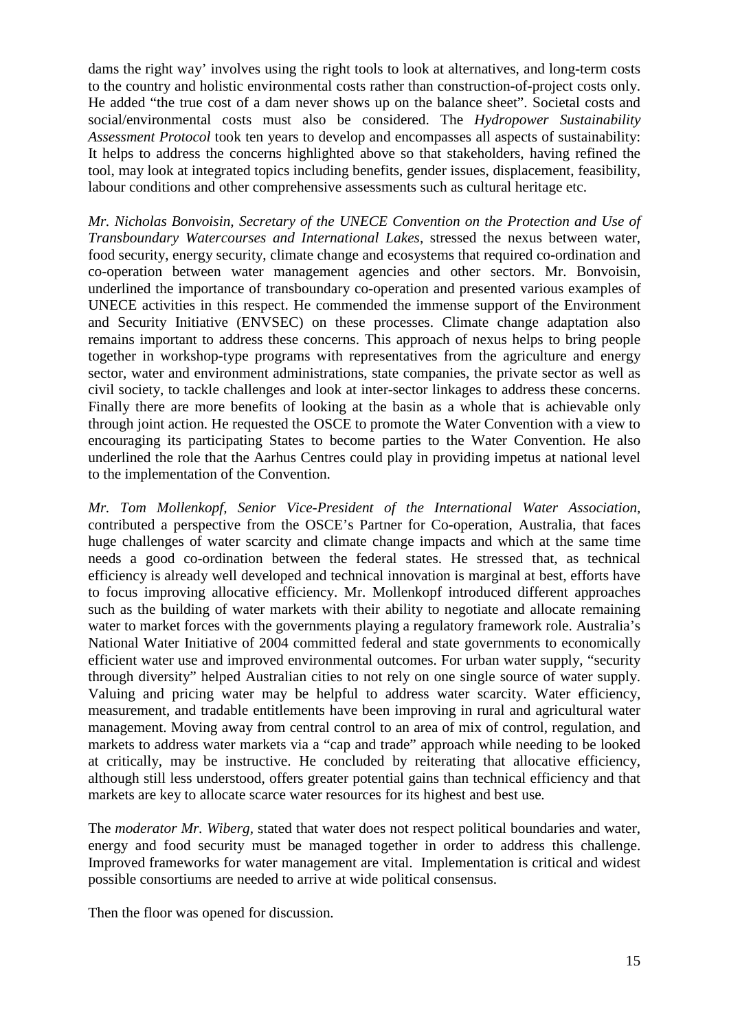dams the right way' involves using the right tools to look at alternatives, and long-term costs to the country and holistic environmental costs rather than construction-of-project costs only. He added "the true cost of a dam never shows up on the balance sheet". Societal costs and social/environmental costs must also be considered. The *Hydropower Sustainability Assessment Protocol* took ten years to develop and encompasses all aspects of sustainability: It helps to address the concerns highlighted above so that stakeholders, having refined the tool, may look at integrated topics including benefits, gender issues, displacement, feasibility, labour conditions and other comprehensive assessments such as cultural heritage etc.

*Mr. Nicholas Bonvoisin, Secretary of the UNECE Convention on the Protection and Use of Transboundary Watercourses and International Lakes*, stressed the nexus between water, food security, energy security, climate change and ecosystems that required co-ordination and co-operation between water management agencies and other sectors. Mr. Bonvoisin, underlined the importance of transboundary co-operation and presented various examples of UNECE activities in this respect. He commended the immense support of the Environment and Security Initiative (ENVSEC) on these processes. Climate change adaptation also remains important to address these concerns. This approach of nexus helps to bring people together in workshop-type programs with representatives from the agriculture and energy sector, water and environment administrations, state companies, the private sector as well as civil society, to tackle challenges and look at inter-sector linkages to address these concerns. Finally there are more benefits of looking at the basin as a whole that is achievable only through joint action. He requested the OSCE to promote the Water Convention with a view to encouraging its participating States to become parties to the Water Convention. He also underlined the role that the Aarhus Centres could play in providing impetus at national level to the implementation of the Convention.

*Mr. Tom Mollenkopf, Senior Vice-President of the International Water Association*, contributed a perspective from the OSCE's Partner for Co-operation, Australia, that faces huge challenges of water scarcity and climate change impacts and which at the same time needs a good co-ordination between the federal states. He stressed that, as technical efficiency is already well developed and technical innovation is marginal at best, efforts have to focus improving allocative efficiency. Mr. Mollenkopf introduced different approaches such as the building of water markets with their ability to negotiate and allocate remaining water to market forces with the governments playing a regulatory framework role. Australia's National Water Initiative of 2004 committed federal and state governments to economically efficient water use and improved environmental outcomes. For urban water supply, "security through diversity" helped Australian cities to not rely on one single source of water supply. Valuing and pricing water may be helpful to address water scarcity. Water efficiency, measurement, and tradable entitlements have been improving in rural and agricultural water management. Moving away from central control to an area of mix of control, regulation, and markets to address water markets via a "cap and trade" approach while needing to be looked at critically, may be instructive. He concluded by reiterating that allocative efficiency, although still less understood, offers greater potential gains than technical efficiency and that markets are key to allocate scarce water resources for its highest and best use.

The *moderator Mr. Wiberg*, stated that water does not respect political boundaries and water, energy and food security must be managed together in order to address this challenge. Improved frameworks for water management are vital. Implementation is critical and widest possible consortiums are needed to arrive at wide political consensus.

Then the floor was opened for discussion.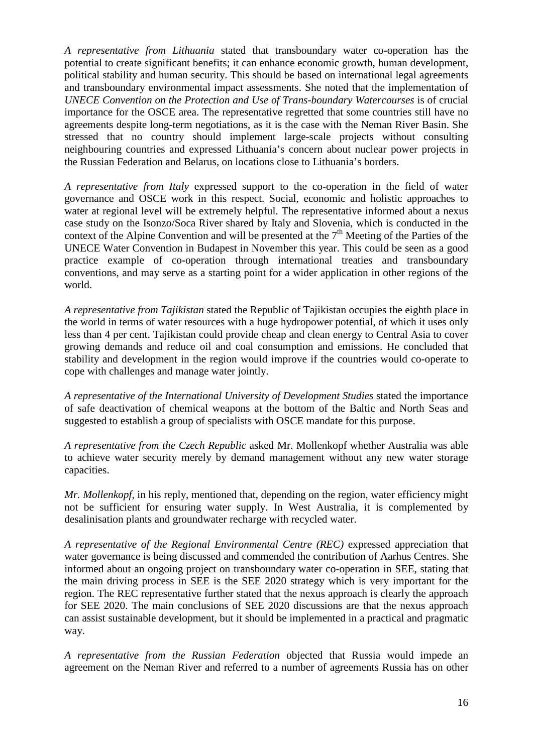*A representative from Lithuania* stated that transboundary water co-operation has the potential to create significant benefits; it can enhance economic growth, human development, political stability and human security. This should be based on international legal agreements and transboundary environmental impact assessments. She noted that the implementation of *UNECE Convention on the Protection and Use of Trans-boundary Watercourses* is of crucial importance for the OSCE area. The representative regretted that some countries still have no agreements despite long-term negotiations, as it is the case with the Neman River Basin. She stressed that no country should implement large-scale projects without consulting neighbouring countries and expressed Lithuania's concern about nuclear power projects in the Russian Federation and Belarus, on locations close to Lithuania's borders.

*A representative from Italy* expressed support to the co-operation in the field of water governance and OSCE work in this respect. Social, economic and holistic approaches to water at regional level will be extremely helpful. The representative informed about a nexus case study on the Isonzo/Soca River shared by Italy and Slovenia, which is conducted in the context of the Alpine Convention and will be presented at the 7th Meeting of the Parties of the UNECE Water Convention in Budapest in November this year. This could be seen as a good practice example of co-operation through international treaties and transboundary conventions, and may serve as a starting point for a wider application in other regions of the world.

*A representative from Tajikistan* stated the Republic of Tajikistan occupies the eighth place in the world in terms of water resources with a huge hydropower potential, of which it uses only less than 4 per cent. Tajikistan could provide cheap and clean energy to Central Asia to cover growing demands and reduce oil and coal consumption and emissions. He concluded that stability and development in the region would improve if the countries would co-operate to cope with challenges and manage water jointly.

*A representative of the International University of Development Studies* stated the importance of safe deactivation of chemical weapons at the bottom of the Baltic and North Seas and suggested to establish a group of specialists with OSCE mandate for this purpose.

*A representative from the Czech Republic* asked Mr. Mollenkopf whether Australia was able to achieve water security merely by demand management without any new water storage capacities.

*Mr. Mollenkopf*, in his reply, mentioned that, depending on the region, water efficiency might not be sufficient for ensuring water supply. In West Australia, it is complemented by desalinisation plants and groundwater recharge with recycled water.

*A representative of the Regional Environmental Centre (REC)* expressed appreciation that water governance is being discussed and commended the contribution of Aarhus Centres. She informed about an ongoing project on transboundary water co-operation in SEE, stating that the main driving process in SEE is the SEE 2020 strategy which is very important for the region. The REC representative further stated that the nexus approach is clearly the approach for SEE 2020. The main conclusions of SEE 2020 discussions are that the nexus approach can assist sustainable development, but it should be implemented in a practical and pragmatic way.

*A representative from the Russian Federation* objected that Russia would impede an agreement on the Neman River and referred to a number of agreements Russia has on other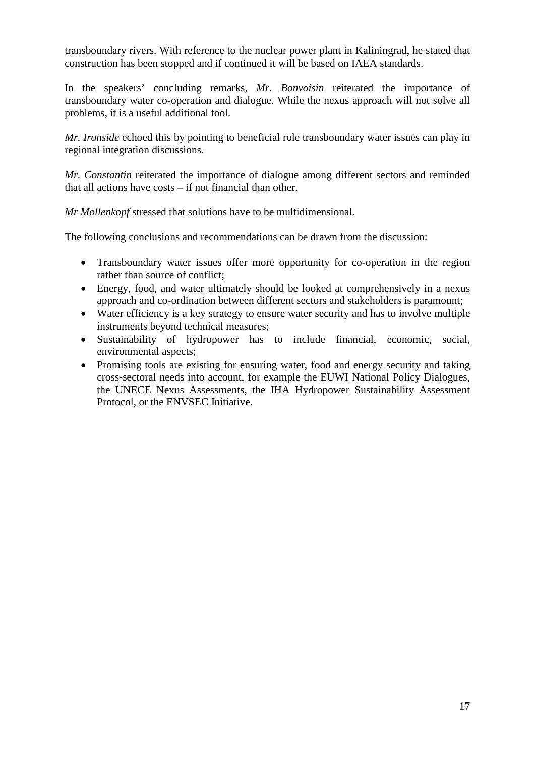transboundary rivers. With reference to the nuclear power plant in Kaliningrad, he stated that construction has been stopped and if continued it will be based on IAEA standards.

In the speakers' concluding remarks, *Mr. Bonvoisin* reiterated the importance of transboundary water co-operation and dialogue. While the nexus approach will not solve all problems, it is a useful additional tool.

*Mr. Ironside* echoed this by pointing to beneficial role transboundary water issues can play in regional integration discussions.

*Mr. Constantin* reiterated the importance of dialogue among different sectors and reminded that all actions have costs – if not financial than other.

*Mr Mollenkopf* stressed that solutions have to be multidimensional.

The following conclusions and recommendations can be drawn from the discussion:

- Transboundary water issues offer more opportunity for co-operation in the region rather than source of conflict;
- Energy, food, and water ultimately should be looked at comprehensively in a nexus approach and co-ordination between different sectors and stakeholders is paramount;
- Water efficiency is a key strategy to ensure water security and has to involve multiple instruments beyond technical measures;
- Sustainability of hydropower has to include financial, economic, social, environmental aspects;
- Promising tools are existing for ensuring water, food and energy security and taking cross-sectoral needs into account, for example the EUWI National Policy Dialogues, the UNECE Nexus Assessments, the IHA Hydropower Sustainability Assessment Protocol, or the ENVSEC Initiative.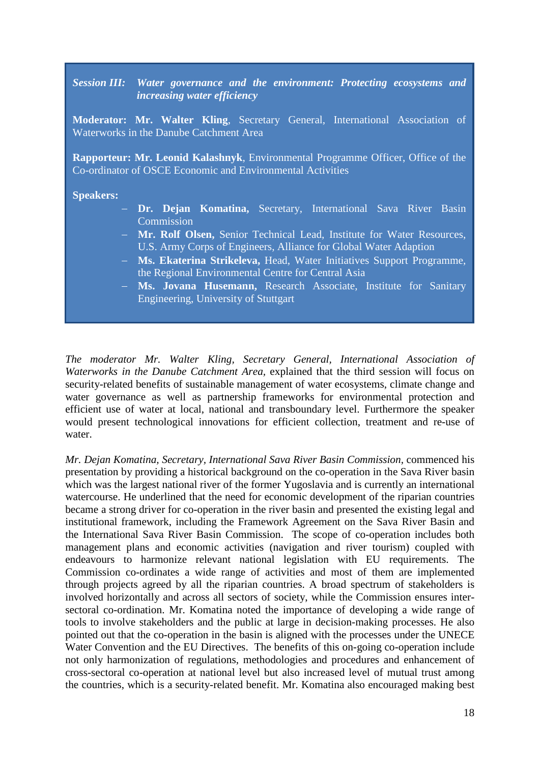***Session III: Water governance and the environment: Protecting ecosystems and increasing water efficiency***

**Moderator: Mr. Walter Kling**, Secretary General, International Association of Waterworks in the Danube Catchment Area

**Rapporteur: Mr. Leonid Kalashnyk**, Environmental Programme Officer, Office of the Co-ordinator of OSCE Economic and Environmental Activities

**Speakers:**

- **Dr. Dejan Komatina,** Secretary, International Sava River Basin Commission
- **Mr. Rolf Olsen,** Senior Technical Lead, Institute for Water Resources, U.S. Army Corps of Engineers, Alliance for Global Water Adaption
- **Ms. Ekaterina Strikeleva,** Head, Water Initiatives Support Programme, the Regional Environmental Centre for Central Asia
- **Ms. Jovana Husemann,** Research Associate, Institute for Sanitary Engineering, University of Stuttgart

*The moderator Mr. Walter Kling, Secretary General, International Association of Waterworks in the Danube Catchment Area,* explained that the third session will focus on security-related benefits of sustainable management of water ecosystems, climate change and water governance as well as partnership frameworks for environmental protection and efficient use of water at local, national and transboundary level. Furthermore the speaker would present technological innovations for efficient collection, treatment and re-use of water.

*Mr. Dejan Komatina, Secretary, International Sava River Basin Commission,* commenced his presentation by providing a historical background on the co-operation in the Sava River basin which was the largest national river of the former Yugoslavia and is currently an international watercourse. He underlined that the need for economic development of the riparian countries became a strong driver for co-operation in the river basin and presented the existing legal and institutional framework, including the Framework Agreement on the Sava River Basin and the International Sava River Basin Commission. The scope of co-operation includes both management plans and economic activities (navigation and river tourism) coupled with endeavours to harmonize relevant national legislation with EU requirements. The Commission co-ordinates a wide range of activities and most of them are implemented through projects agreed by all the riparian countries. A broad spectrum of stakeholders is involved horizontally and across all sectors of society, while the Commission ensures inter-sectoral co-ordination. Mr. Komatina noted the importance of developing a wide range of tools to involve stakeholders and the public at large in decision-making processes. He also pointed out that the co-operation in the basin is aligned with the processes under the UNECE Water Convention and the EU Directives. The benefits of this on-going co-operation include not only harmonization of regulations, methodologies and procedures and enhancement of cross-sectoral co-operation at national level but also increased level of mutual trust among the countries, which is a security-related benefit. Mr. Komatina also encouraged making best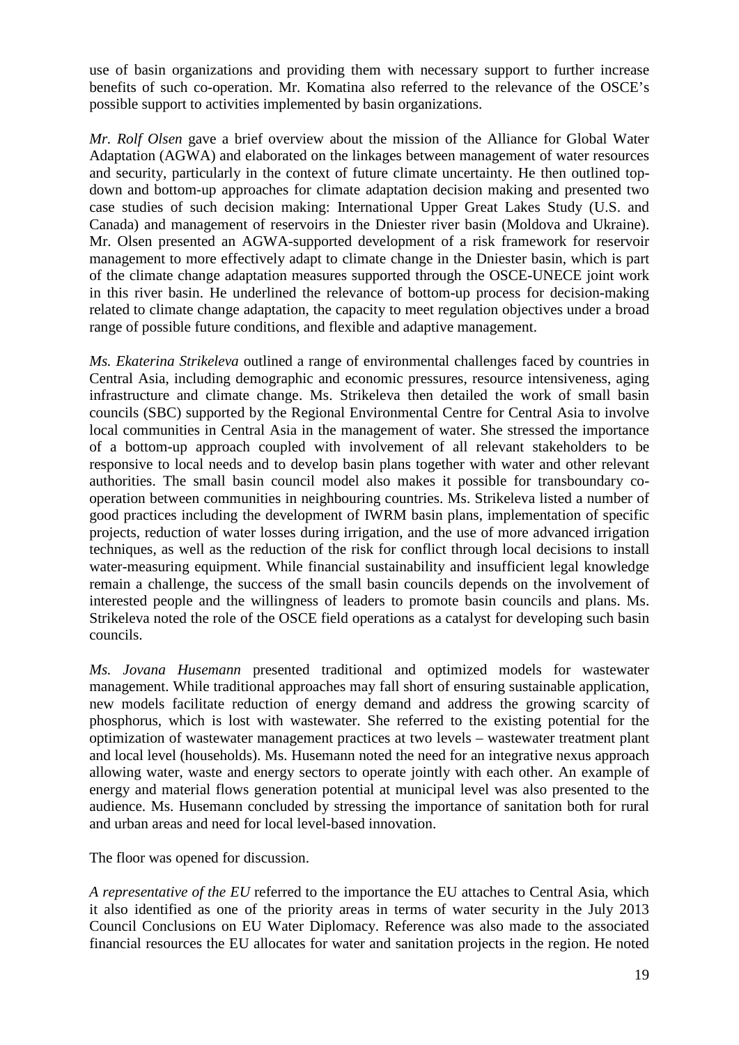use of basin organizations and providing them with necessary support to further increase benefits of such co-operation. Mr. Komatina also referred to the relevance of the OSCE's possible support to activities implemented by basin organizations.

*Mr. Rolf Olsen* gave a brief overview about the mission of the Alliance for Global Water Adaptation (AGWA) and elaborated on the linkages between management of water resources and security, particularly in the context of future climate uncertainty. He then outlined top-down and bottom-up approaches for climate adaptation decision making and presented two case studies of such decision making: International Upper Great Lakes Study (U.S. and Canada) and management of reservoirs in the Dniester river basin (Moldova and Ukraine). Mr. Olsen presented an AGWA-supported development of a risk framework for reservoir management to more effectively adapt to climate change in the Dniester basin, which is part of the climate change adaptation measures supported through the OSCE-UNECE joint work in this river basin. He underlined the relevance of bottom-up process for decision-making related to climate change adaptation, the capacity to meet regulation objectives under a broad range of possible future conditions, and flexible and adaptive management.

*Ms. Ekaterina Strikeleva* outlined a range of environmental challenges faced by countries in Central Asia, including demographic and economic pressures, resource intensiveness, aging infrastructure and climate change. Ms. Strikeleva then detailed the work of small basin councils (SBC) supported by the Regional Environmental Centre for Central Asia to involve local communities in Central Asia in the management of water. She stressed the importance of a bottom-up approach coupled with involvement of all relevant stakeholders to be responsive to local needs and to develop basin plans together with water and other relevant authorities. The small basin council model also makes it possible for transboundary co-operation between communities in neighbouring countries. Ms. Strikeleva listed a number of good practices including the development of IWRM basin plans, implementation of specific projects, reduction of water losses during irrigation, and the use of more advanced irrigation techniques, as well as the reduction of the risk for conflict through local decisions to install water-measuring equipment. While financial sustainability and insufficient legal knowledge remain a challenge, the success of the small basin councils depends on the involvement of interested people and the willingness of leaders to promote basin councils and plans. Ms. Strikeleva noted the role of the OSCE field operations as a catalyst for developing such basin councils.

*Ms. Jovana Husemann* presented traditional and optimized models for wastewater management. While traditional approaches may fall short of ensuring sustainable application, new models facilitate reduction of energy demand and address the growing scarcity of phosphorus, which is lost with wastewater. She referred to the existing potential for the optimization of wastewater management practices at two levels – wastewater treatment plant and local level (households). Ms. Husemann noted the need for an integrative nexus approach allowing water, waste and energy sectors to operate jointly with each other. An example of energy and material flows generation potential at municipal level was also presented to the audience. Ms. Husemann concluded by stressing the importance of sanitation both for rural and urban areas and need for local level-based innovation.

The floor was opened for discussion.

*A representative of the EU* referred to the importance the EU attaches to Central Asia, which it also identified as one of the priority areas in terms of water security in the July 2013 Council Conclusions on EU Water Diplomacy. Reference was also made to the associated financial resources the EU allocates for water and sanitation projects in the region. He noted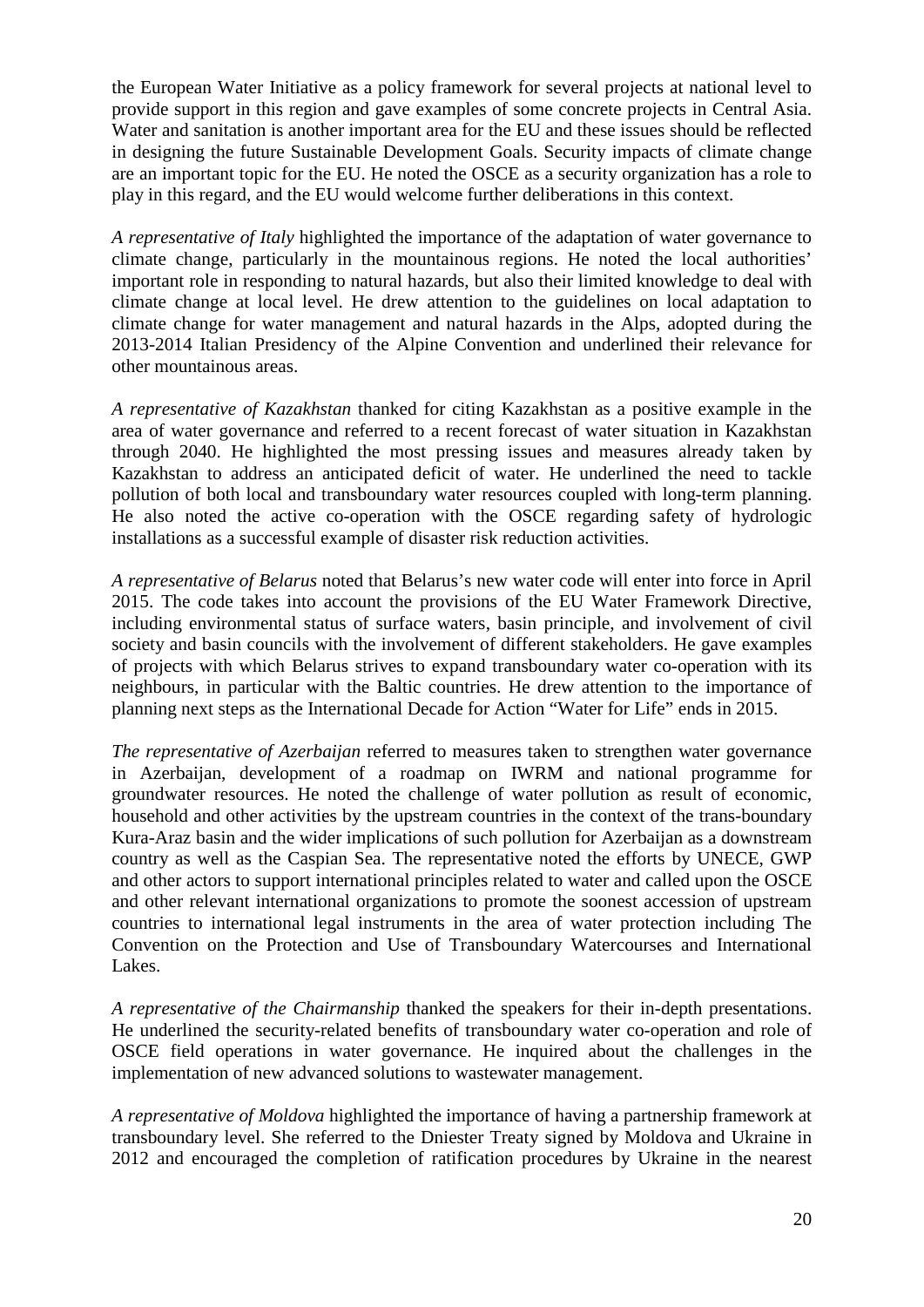the European Water Initiative as a policy framework for several projects at national level to provide support in this region and gave examples of some concrete projects in Central Asia. Water and sanitation is another important area for the EU and these issues should be reflected in designing the future Sustainable Development Goals. Security impacts of climate change are an important topic for the EU. He noted the OSCE as a security organization has a role to play in this regard, and the EU would welcome further deliberations in this context.

*A representative of Italy* highlighted the importance of the adaptation of water governance to climate change, particularly in the mountainous regions. He noted the local authorities' important role in responding to natural hazards, but also their limited knowledge to deal with climate change at local level. He drew attention to the guidelines on local adaptation to climate change for water management and natural hazards in the Alps, adopted during the 2013-2014 Italian Presidency of the Alpine Convention and underlined their relevance for other mountainous areas.

*A representative of Kazakhstan* thanked for citing Kazakhstan as a positive example in the area of water governance and referred to a recent forecast of water situation in Kazakhstan through 2040. He highlighted the most pressing issues and measures already taken by Kazakhstan to address an anticipated deficit of water. He underlined the need to tackle pollution of both local and transboundary water resources coupled with long-term planning. He also noted the active co-operation with the OSCE regarding safety of hydrologic installations as a successful example of disaster risk reduction activities.

*A representative of Belarus* noted that Belarus's new water code will enter into force in April 2015. The code takes into account the provisions of the EU Water Framework Directive, including environmental status of surface waters, basin principle, and involvement of civil society and basin councils with the involvement of different stakeholders. He gave examples of projects with which Belarus strives to expand transboundary water co-operation with its neighbours, in particular with the Baltic countries. He drew attention to the importance of planning next steps as the International Decade for Action "Water for Life" ends in 2015.

*The representative of Azerbaijan* referred to measures taken to strengthen water governance in Azerbaijan, development of a roadmap on IWRM and national programme for groundwater resources. He noted the challenge of water pollution as result of economic, household and other activities by the upstream countries in the context of the trans-boundary Kura-Araz basin and the wider implications of such pollution for Azerbaijan as a downstream country as well as the Caspian Sea. The representative noted the efforts by UNECE, GWP and other actors to support international principles related to water and called upon the OSCE and other relevant international organizations to promote the soonest accession of upstream countries to international legal instruments in the area of water protection including The Convention on the Protection and Use of Transboundary Watercourses and International Lakes.

*A representative of the Chairmanship* thanked the speakers for their in-depth presentations. He underlined the security-related benefits of transboundary water co-operation and role of OSCE field operations in water governance. He inquired about the challenges in the implementation of new advanced solutions to wastewater management.

*A representative of Moldova* highlighted the importance of having a partnership framework at transboundary level. She referred to the Dniester Treaty signed by Moldova and Ukraine in 2012 and encouraged the completion of ratification procedures by Ukraine in the nearest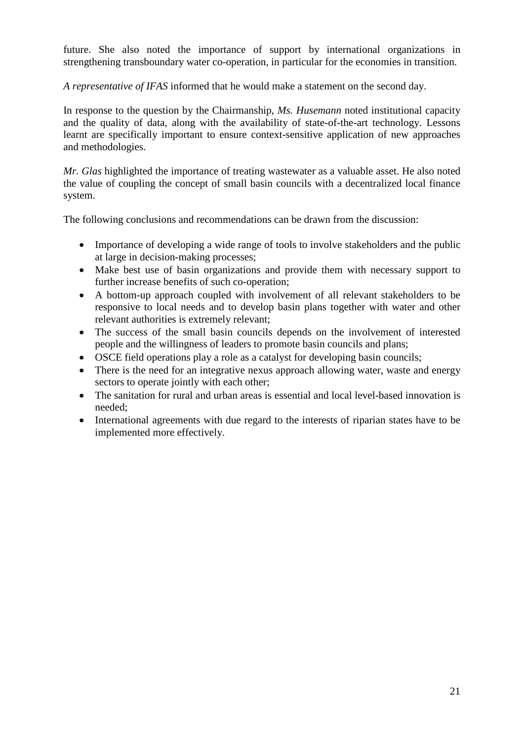future. She also noted the importance of support by international organizations in strengthening transboundary water co-operation, in particular for the economies in transition.

*A representative of IFAS* informed that he would make a statement on the second day.

In response to the question by the Chairmanship, *Ms. Husemann* noted institutional capacity and the quality of data, along with the availability of state-of-the-art technology. Lessons learnt are specifically important to ensure context-sensitive application of new approaches and methodologies.

*Mr. Glas* highlighted the importance of treating wastewater as a valuable asset. He also noted the value of coupling the concept of small basin councils with a decentralized local finance system.

The following conclusions and recommendations can be drawn from the discussion:

- Importance of developing a wide range of tools to involve stakeholders and the public at large in decision-making processes;
- Make best use of basin organizations and provide them with necessary support to further increase benefits of such co-operation;
- A bottom-up approach coupled with involvement of all relevant stakeholders to be responsive to local needs and to develop basin plans together with water and other relevant authorities is extremely relevant;
- The success of the small basin councils depends on the involvement of interested people and the willingness of leaders to promote basin councils and plans;
- OSCE field operations play a role as a catalyst for developing basin councils;
- There is the need for an integrative nexus approach allowing water, waste and energy sectors to operate jointly with each other;
- The sanitation for rural and urban areas is essential and local level-based innovation is needed;
- International agreements with due regard to the interests of riparian states have to be implemented more effectively.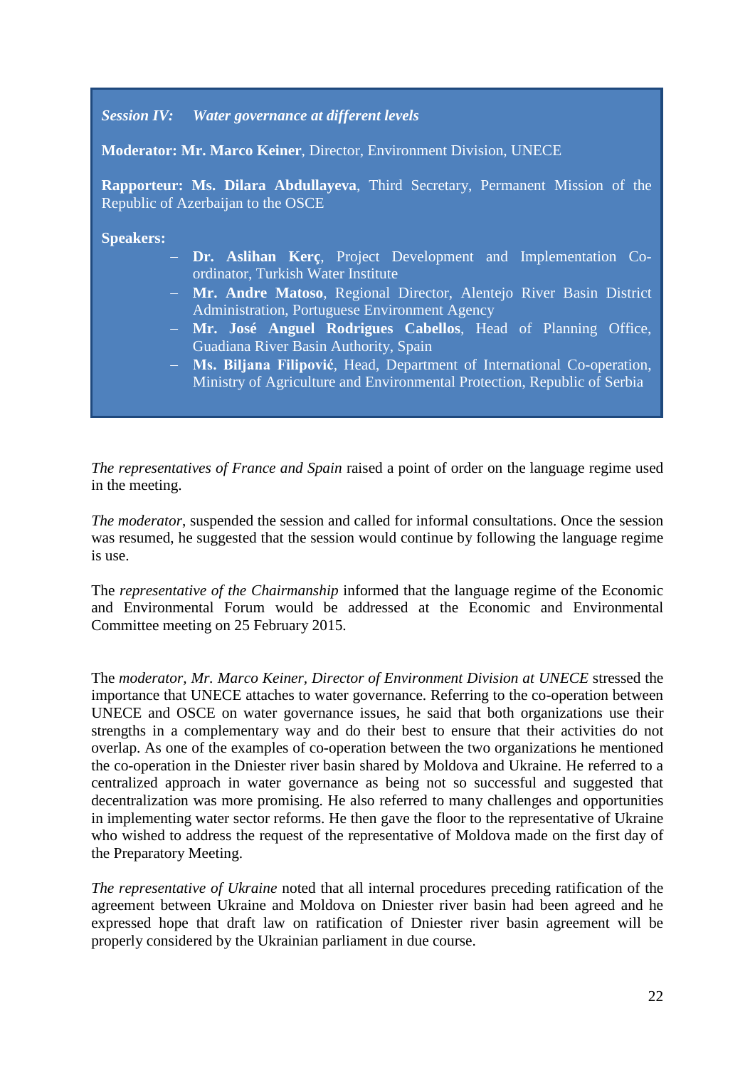*Session IV: Water governance at different levels*

**Moderator: Mr. Marco Keiner**, Director, Environment Division, UNECE

**Rapporteur: Ms. Dilara Abdullayeva**, Third Secretary, Permanent Mission of the Republic of Azerbaijan to the OSCE

**Speakers:**

- **Dr. Aslihan Kerç**, Project Development and Implementation Co-ordinator, Turkish Water Institute
- **Mr. Andre Matoso**, Regional Director, Alentejo River Basin District Administration, Portuguese Environment Agency
- **Mr. José Anguel Rodrigues Cabellos**, Head of Planning Office, Guadiana River Basin Authority, Spain
- **Ms. Biljana Filipović**, Head, Department of International Co-operation, Ministry of Agriculture and Environmental Protection, Republic of Serbia

*The representatives of France and Spain* raised a point of order on the language regime used in the meeting.

*The moderator*, suspended the session and called for informal consultations. Once the session was resumed, he suggested that the session would continue by following the language regime is use.

The *representative of the Chairmanship* informed that the language regime of the Economic and Environmental Forum would be addressed at the Economic and Environmental Committee meeting on 25 February 2015.

The *moderator, Mr. Marco Keiner, Director of Environment Division at UNECE* stressed the importance that UNECE attaches to water governance. Referring to the co-operation between UNECE and OSCE on water governance issues, he said that both organizations use their strengths in a complementary way and do their best to ensure that their activities do not overlap. As one of the examples of co-operation between the two organizations he mentioned the co-operation in the Dniester river basin shared by Moldova and Ukraine. He referred to a centralized approach in water governance as being not so successful and suggested that decentralization was more promising. He also referred to many challenges and opportunities in implementing water sector reforms. He then gave the floor to the representative of Ukraine who wished to address the request of the representative of Moldova made on the first day of the Preparatory Meeting.

*The representative of Ukraine* noted that all internal procedures preceding ratification of the agreement between Ukraine and Moldova on Dniester river basin had been agreed and he expressed hope that draft law on ratification of Dniester river basin agreement will be properly considered by the Ukrainian parliament in due course.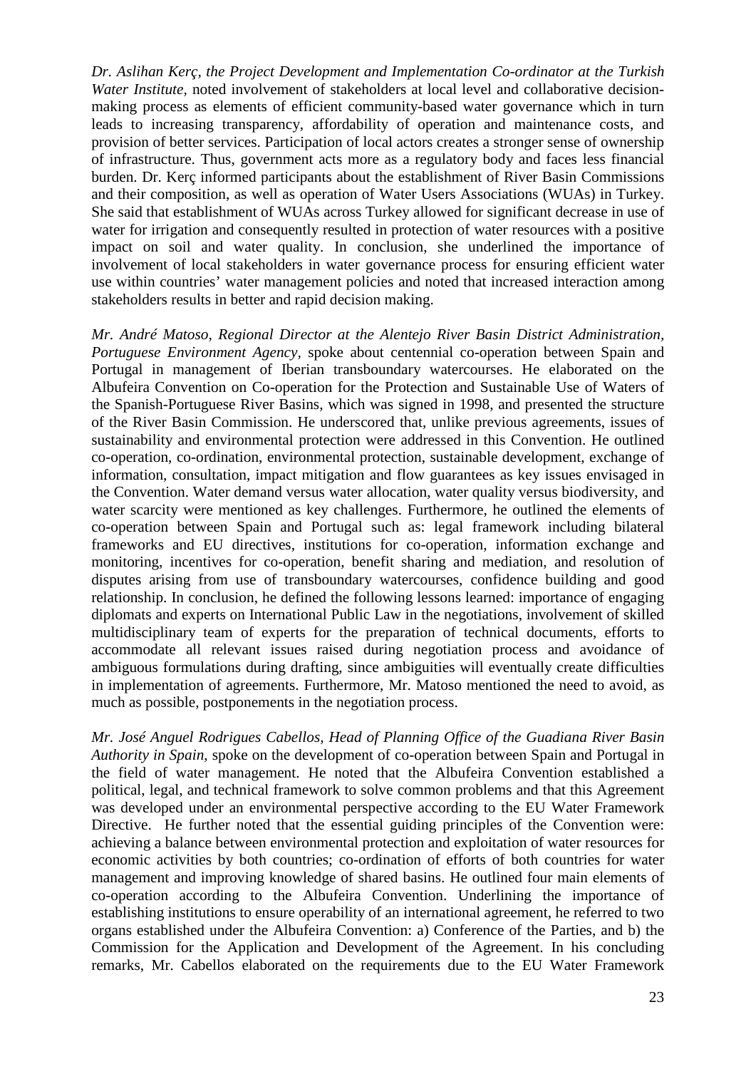*Dr. Aslihan Kerç, the Project Development and Implementation Co-ordinator at the Turkish Water Institute,* noted involvement of stakeholders at local level and collaborative decision-making process as elements of efficient community-based water governance which in turn leads to increasing transparency, affordability of operation and maintenance costs, and provision of better services. Participation of local actors creates a stronger sense of ownership of infrastructure. Thus, government acts more as a regulatory body and faces less financial burden. Dr. Kerç informed participants about the establishment of River Basin Commissions and their composition, as well as operation of Water Users Associations (WUAs) in Turkey. She said that establishment of WUAs across Turkey allowed for significant decrease in use of water for irrigation and consequently resulted in protection of water resources with a positive impact on soil and water quality. In conclusion, she underlined the importance of involvement of local stakeholders in water governance process for ensuring efficient water use within countries' water management policies and noted that increased interaction among stakeholders results in better and rapid decision making.

*Mr. André Matoso, Regional Director at the Alentejo River Basin District Administration, Portuguese Environment Agency,* spoke about centennial co-operation between Spain and Portugal in management of Iberian transboundary watercourses. He elaborated on the Albufeira Convention on Co-operation for the Protection and Sustainable Use of Waters of the Spanish-Portuguese River Basins, which was signed in 1998, and presented the structure of the River Basin Commission. He underscored that, unlike previous agreements, issues of sustainability and environmental protection were addressed in this Convention. He outlined co-operation, co-ordination, environmental protection, sustainable development, exchange of information, consultation, impact mitigation and flow guarantees as key issues envisaged in the Convention. Water demand versus water allocation, water quality versus biodiversity, and water scarcity were mentioned as key challenges. Furthermore, he outlined the elements of co-operation between Spain and Portugal such as: legal framework including bilateral frameworks and EU directives, institutions for co-operation, information exchange and monitoring, incentives for co-operation, benefit sharing and mediation, and resolution of disputes arising from use of transboundary watercourses, confidence building and good relationship. In conclusion, he defined the following lessons learned: importance of engaging diplomats and experts on International Public Law in the negotiations, involvement of skilled multidisciplinary team of experts for the preparation of technical documents, efforts to accommodate all relevant issues raised during negotiation process and avoidance of ambiguous formulations during drafting, since ambiguities will eventually create difficulties in implementation of agreements. Furthermore, Mr. Matoso mentioned the need to avoid, as much as possible, postponements in the negotiation process.

*Mr. José Anguel Rodrigues Cabellos, Head of Planning Office of the Guadiana River Basin Authority in Spain,* spoke on the development of co-operation between Spain and Portugal in the field of water management. He noted that the Albufeira Convention established a political, legal, and technical framework to solve common problems and that this Agreement was developed under an environmental perspective according to the EU Water Framework Directive. He further noted that the essential guiding principles of the Convention were: achieving a balance between environmental protection and exploitation of water resources for economic activities by both countries; co-ordination of efforts of both countries for water management and improving knowledge of shared basins. He outlined four main elements of co-operation according to the Albufeira Convention. Underlining the importance of establishing institutions to ensure operability of an international agreement, he referred to two organs established under the Albufeira Convention: a) Conference of the Parties, and b) the Commission for the Application and Development of the Agreement. In his concluding remarks, Mr. Cabellos elaborated on the requirements due to the EU Water Framework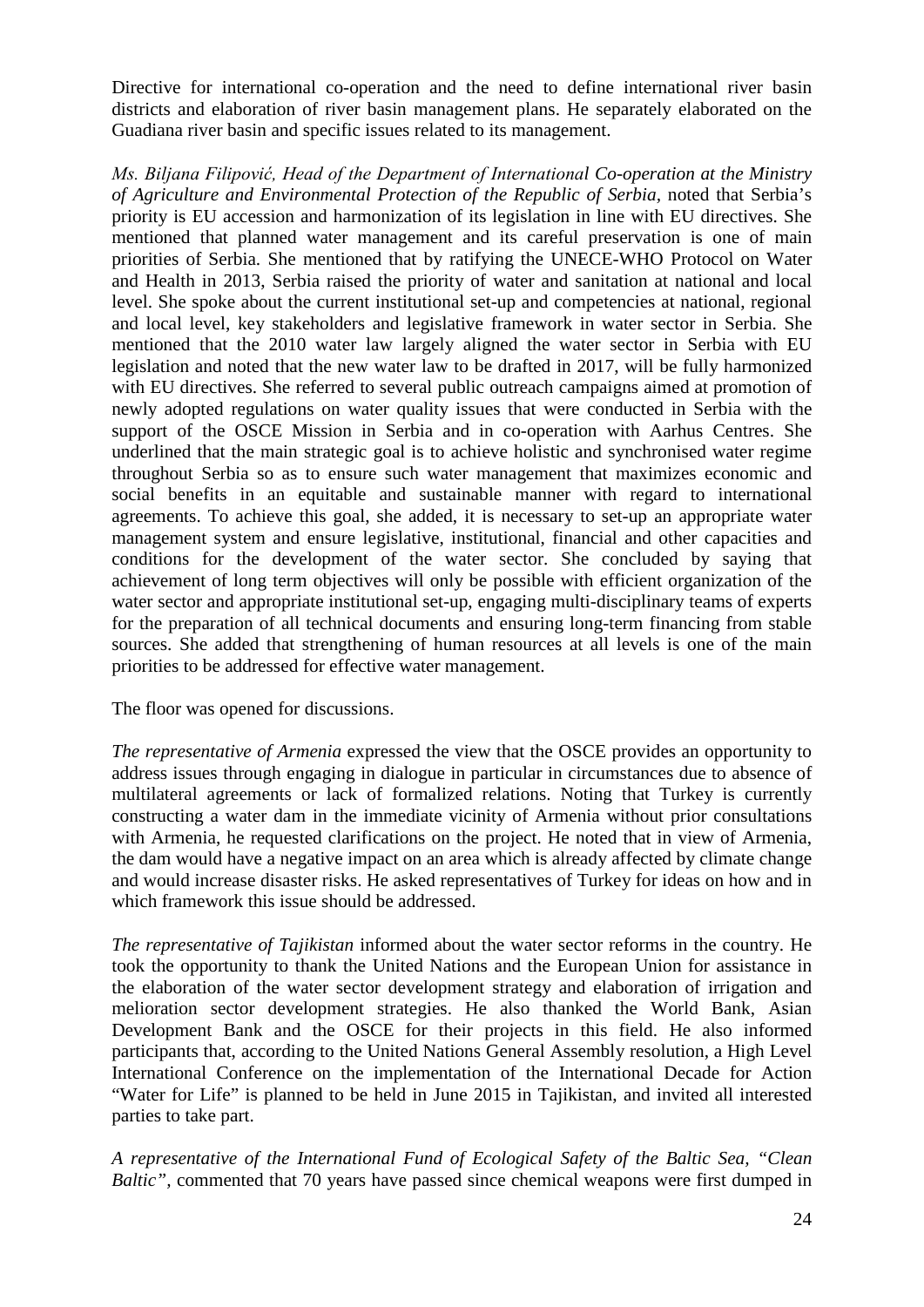Directive for international co-operation and the need to define international river basin districts and elaboration of river basin management plans. He separately elaborated on the Guadiana river basin and specific issues related to its management.

*Ms. Biljana Filipović, Head of the Department of International Co-operation at the Ministry of Agriculture and Environmental Protection of the Republic of Serbia,* noted that Serbia's priority is EU accession and harmonization of its legislation in line with EU directives. She mentioned that planned water management and its careful preservation is one of main priorities of Serbia. She mentioned that by ratifying the UNECE-WHO Protocol on Water and Health in 2013, Serbia raised the priority of water and sanitation at national and local level. She spoke about the current institutional set-up and competencies at national, regional and local level, key stakeholders and legislative framework in water sector in Serbia. She mentioned that the 2010 water law largely aligned the water sector in Serbia with EU legislation and noted that the new water law to be drafted in 2017, will be fully harmonized with EU directives. She referred to several public outreach campaigns aimed at promotion of newly adopted regulations on water quality issues that were conducted in Serbia with the support of the OSCE Mission in Serbia and in co-operation with Aarhus Centres. She underlined that the main strategic goal is to achieve holistic and synchronised water regime throughout Serbia so as to ensure such water management that maximizes economic and social benefits in an equitable and sustainable manner with regard to international agreements. To achieve this goal, she added, it is necessary to set-up an appropriate water management system and ensure legislative, institutional, financial and other capacities and conditions for the development of the water sector. She concluded by saying that achievement of long term objectives will only be possible with efficient organization of the water sector and appropriate institutional set-up, engaging multi-disciplinary teams of experts for the preparation of all technical documents and ensuring long-term financing from stable sources. She added that strengthening of human resources at all levels is one of the main priorities to be addressed for effective water management.

The floor was opened for discussions.

*The representative of Armenia* expressed the view that the OSCE provides an opportunity to address issues through engaging in dialogue in particular in circumstances due to absence of multilateral agreements or lack of formalized relations. Noting that Turkey is currently constructing a water dam in the immediate vicinity of Armenia without prior consultations with Armenia, he requested clarifications on the project. He noted that in view of Armenia, the dam would have a negative impact on an area which is already affected by climate change and would increase disaster risks. He asked representatives of Turkey for ideas on how and in which framework this issue should be addressed.

*The representative of Tajikistan* informed about the water sector reforms in the country. He took the opportunity to thank the United Nations and the European Union for assistance in the elaboration of the water sector development strategy and elaboration of irrigation and melioration sector development strategies. He also thanked the World Bank, Asian Development Bank and the OSCE for their projects in this field. He also informed participants that, according to the United Nations General Assembly resolution, a High Level International Conference on the implementation of the International Decade for Action "Water for Life" is planned to be held in June 2015 in Tajikistan, and invited all interested parties to take part.

*A representative of the International Fund of Ecological Safety of the Baltic Sea, "Clean Baltic",* commented that 70 years have passed since chemical weapons were first dumped in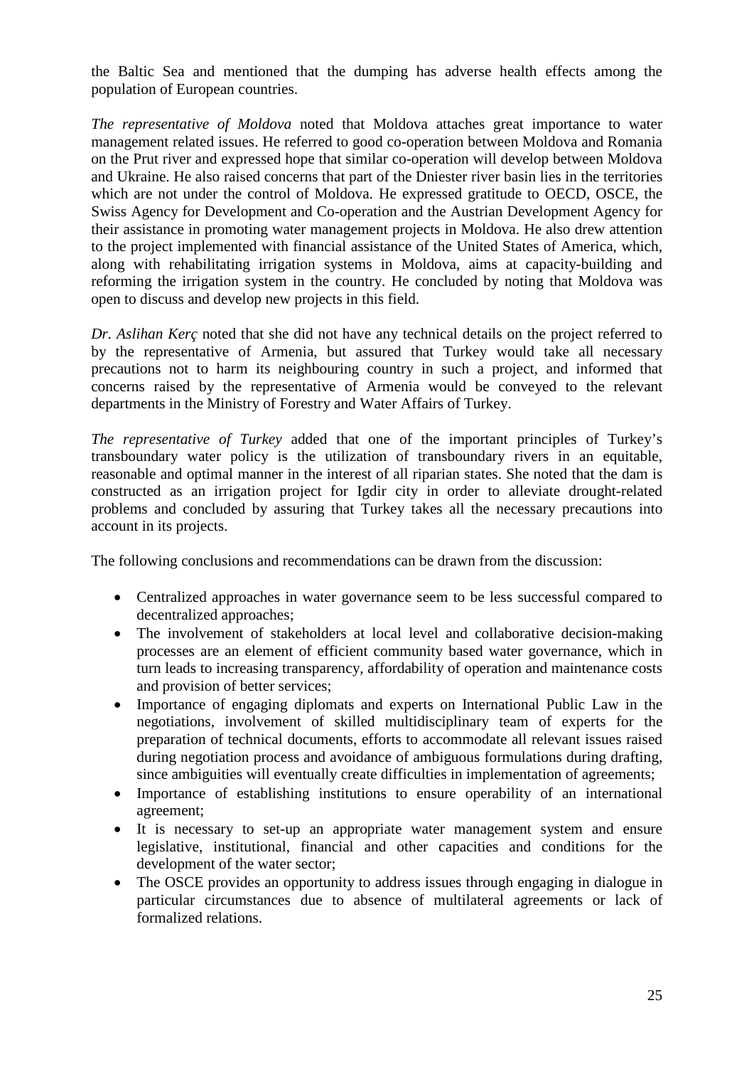the Baltic Sea and mentioned that the dumping has adverse health effects among the population of European countries.

*The representative of Moldova* noted that Moldova attaches great importance to water management related issues. He referred to good co-operation between Moldova and Romania on the Prut river and expressed hope that similar co-operation will develop between Moldova and Ukraine. He also raised concerns that part of the Dniester river basin lies in the territories which are not under the control of Moldova. He expressed gratitude to OECD, OSCE, the Swiss Agency for Development and Co-operation and the Austrian Development Agency for their assistance in promoting water management projects in Moldova. He also drew attention to the project implemented with financial assistance of the United States of America, which, along with rehabilitating irrigation systems in Moldova, aims at capacity-building and reforming the irrigation system in the country. He concluded by noting that Moldova was open to discuss and develop new projects in this field.

*Dr. Aslihan Kerç* noted that she did not have any technical details on the project referred to by the representative of Armenia, but assured that Turkey would take all necessary precautions not to harm its neighbouring country in such a project, and informed that concerns raised by the representative of Armenia would be conveyed to the relevant departments in the Ministry of Forestry and Water Affairs of Turkey.

*The representative of Turkey* added that one of the important principles of Turkey's transboundary water policy is the utilization of transboundary rivers in an equitable, reasonable and optimal manner in the interest of all riparian states. She noted that the dam is constructed as an irrigation project for Igdir city in order to alleviate drought-related problems and concluded by assuring that Turkey takes all the necessary precautions into account in its projects.

The following conclusions and recommendations can be drawn from the discussion:

- Centralized approaches in water governance seem to be less successful compared to decentralized approaches;
- The involvement of stakeholders at local level and collaborative decision-making processes are an element of efficient community based water governance, which in turn leads to increasing transparency, affordability of operation and maintenance costs and provision of better services;
- Importance of engaging diplomats and experts on International Public Law in the negotiations, involvement of skilled multidisciplinary team of experts for the preparation of technical documents, efforts to accommodate all relevant issues raised during negotiation process and avoidance of ambiguous formulations during drafting, since ambiguities will eventually create difficulties in implementation of agreements;
- Importance of establishing institutions to ensure operability of an international agreement;
- It is necessary to set-up an appropriate water management system and ensure legislative, institutional, financial and other capacities and conditions for the development of the water sector;
- The OSCE provides an opportunity to address issues through engaging in dialogue in particular circumstances due to absence of multilateral agreements or lack of formalized relations.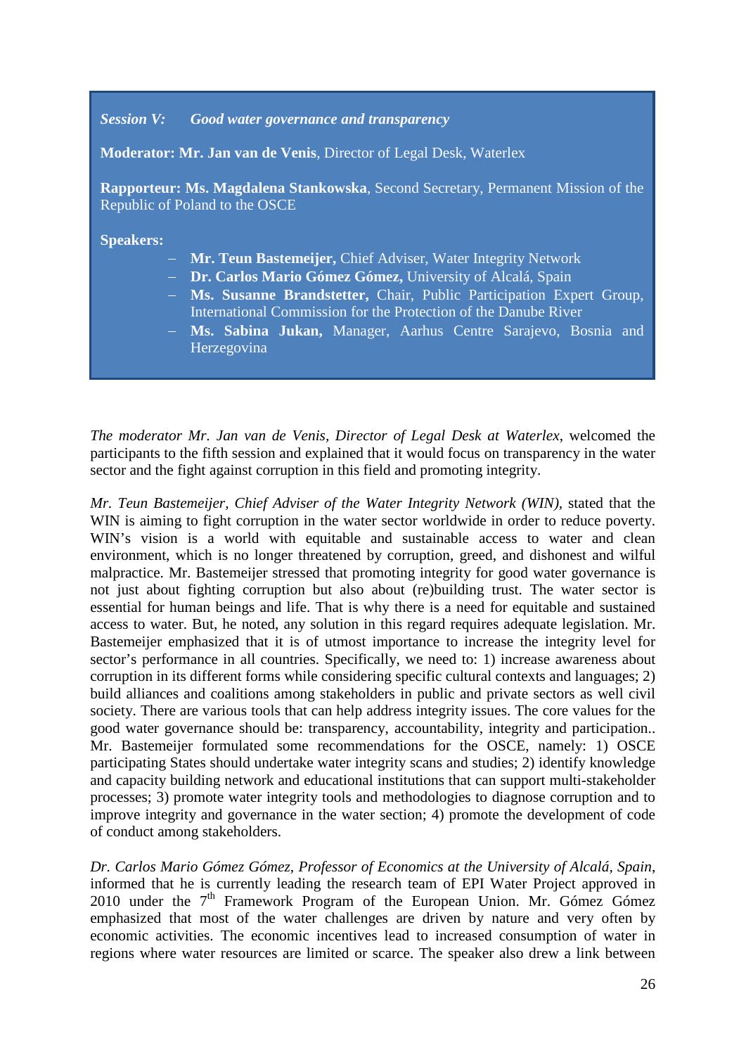***Session V: Good water governance and transparency***

**Moderator: Mr. Jan van de Venis**, Director of Legal Desk, Waterlex

**Rapporteur: Ms. Magdalena Stankowska**, Second Secretary, Permanent Mission of the Republic of Poland to the OSCE

**Speakers:**

- **Mr. Teun Bastemeijer,** Chief Adviser, Water Integrity Network
- **Dr. Carlos Mario Gómez Gómez,** University of Alcalá, Spain
- **Ms. Susanne Brandstetter,** Chair, Public Participation Expert Group, International Commission for the Protection of the Danube River
- **Ms. Sabina Jukan,** Manager, Aarhus Centre Sarajevo, Bosnia and Herzegovina

*The moderator Mr. Jan van de Venis, Director of Legal Desk at Waterlex*, welcomed the participants to the fifth session and explained that it would focus on transparency in the water sector and the fight against corruption in this field and promoting integrity.

*Mr. Teun Bastemeijer, Chief Adviser of the Water Integrity Network (WIN),* stated that the WIN is aiming to fight corruption in the water sector worldwide in order to reduce poverty. WIN's vision is a world with equitable and sustainable access to water and clean environment, which is no longer threatened by corruption, greed, and dishonest and wilful malpractice. Mr. Bastemeijer stressed that promoting integrity for good water governance is not just about fighting corruption but also about (re)building trust. The water sector is essential for human beings and life. That is why there is a need for equitable and sustained access to water. But, he noted, any solution in this regard requires adequate legislation. Mr. Bastemeijer emphasized that it is of utmost importance to increase the integrity level for sector's performance in all countries. Specifically, we need to: 1) increase awareness about corruption in its different forms while considering specific cultural contexts and languages; 2) build alliances and coalitions among stakeholders in public and private sectors as well civil society. There are various tools that can help address integrity issues. The core values for the good water governance should be: transparency, accountability, integrity and participation.. Mr. Bastemeijer formulated some recommendations for the OSCE, namely: 1) OSCE participating States should undertake water integrity scans and studies; 2) identify knowledge and capacity building network and educational institutions that can support multi-stakeholder processes; 3) promote water integrity tools and methodologies to diagnose corruption and to improve integrity and governance in the water section; 4) promote the development of code of conduct among stakeholders.

*Dr. Carlos Mario Gómez Gómez, Professor of Economics at the University of Alcalá, Spain*, informed that he is currently leading the research team of EPI Water Project approved in 2010 under the 7th Framework Program of the European Union. Mr. Gómez Gómez emphasized that most of the water challenges are driven by nature and very often by economic activities. The economic incentives lead to increased consumption of water in regions where water resources are limited or scarce. The speaker also drew a link between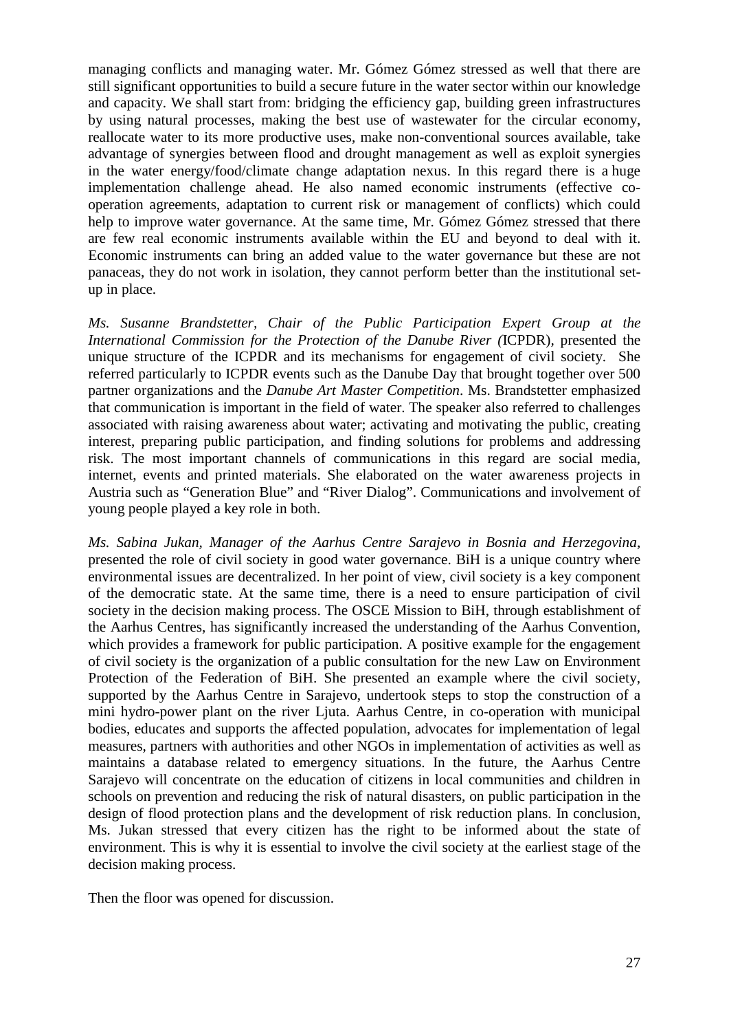managing conflicts and managing water. Mr. Gómez Gómez stressed as well that there are still significant opportunities to build a secure future in the water sector within our knowledge and capacity. We shall start from: bridging the efficiency gap, building green infrastructures by using natural processes, making the best use of wastewater for the circular economy, reallocate water to its more productive uses, make non-conventional sources available, take advantage of synergies between flood and drought management as well as exploit synergies in the water energy/food/climate change adaptation nexus. In this regard there is a huge implementation challenge ahead. He also named economic instruments (effective co-operation agreements, adaptation to current risk or management of conflicts) which could help to improve water governance. At the same time, Mr. Gómez Gómez stressed that there are few real economic instruments available within the EU and beyond to deal with it. Economic instruments can bring an added value to the water governance but these are not panaceas, they do not work in isolation, they cannot perform better than the institutional set-up in place.

*Ms. Susanne Brandstetter, Chair of the Public Participation Expert Group at the International Commission for the Protection of the Danube River (*ICPDR), presented the unique structure of the ICPDR and its mechanisms for engagement of civil society. She referred particularly to ICPDR events such as the Danube Day that brought together over 500 partner organizations and the *Danube Art Master Competition*. Ms. Brandstetter emphasized that communication is important in the field of water. The speaker also referred to challenges associated with raising awareness about water; activating and motivating the public, creating interest, preparing public participation, and finding solutions for problems and addressing risk. The most important channels of communications in this regard are social media, internet, events and printed materials. She elaborated on the water awareness projects in Austria such as "Generation Blue" and "River Dialog". Communications and involvement of young people played a key role in both.

*Ms. Sabina Jukan, Manager of the Aarhus Centre Sarajevo in Bosnia and Herzegovina*, presented the role of civil society in good water governance. BiH is a unique country where environmental issues are decentralized. In her point of view, civil society is a key component of the democratic state. At the same time, there is a need to ensure participation of civil society in the decision making process. The OSCE Mission to BiH, through establishment of the Aarhus Centres, has significantly increased the understanding of the Aarhus Convention, which provides a framework for public participation. A positive example for the engagement of civil society is the organization of a public consultation for the new Law on Environment Protection of the Federation of BiH. She presented an example where the civil society, supported by the Aarhus Centre in Sarajevo, undertook steps to stop the construction of a mini hydro-power plant on the river Ljuta. Aarhus Centre, in co-operation with municipal bodies, educates and supports the affected population, advocates for implementation of legal measures, partners with authorities and other NGOs in implementation of activities as well as maintains a database related to emergency situations. In the future, the Aarhus Centre Sarajevo will concentrate on the education of citizens in local communities and children in schools on prevention and reducing the risk of natural disasters, on public participation in the design of flood protection plans and the development of risk reduction plans. In conclusion, Ms. Jukan stressed that every citizen has the right to be informed about the state of environment. This is why it is essential to involve the civil society at the earliest stage of the decision making process.

Then the floor was opened for discussion.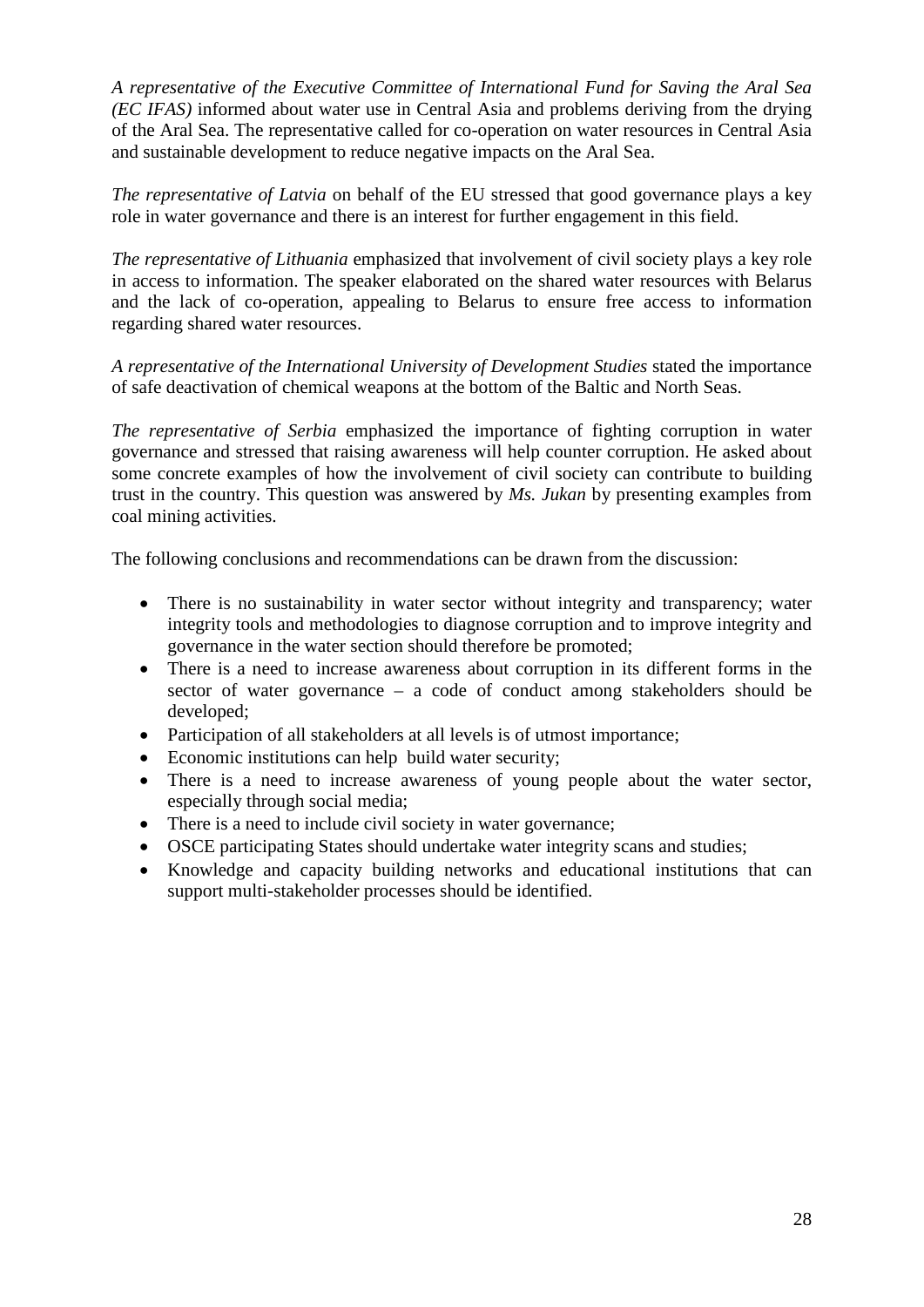*A representative of the Executive Committee of International Fund for Saving the Aral Sea (EC IFAS)* informed about water use in Central Asia and problems deriving from the drying of the Aral Sea. The representative called for co-operation on water resources in Central Asia and sustainable development to reduce negative impacts on the Aral Sea.

*The representative of Latvia* on behalf of the EU stressed that good governance plays a key role in water governance and there is an interest for further engagement in this field.

*The representative of Lithuania* emphasized that involvement of civil society plays a key role in access to information. The speaker elaborated on the shared water resources with Belarus and the lack of co-operation, appealing to Belarus to ensure free access to information regarding shared water resources.

*A representative of the International University of Development Studies* stated the importance of safe deactivation of chemical weapons at the bottom of the Baltic and North Seas.

*The representative of Serbia* emphasized the importance of fighting corruption in water governance and stressed that raising awareness will help counter corruption. He asked about some concrete examples of how the involvement of civil society can contribute to building trust in the country. This question was answered by *Ms. Jukan* by presenting examples from coal mining activities.

The following conclusions and recommendations can be drawn from the discussion:

- There is no sustainability in water sector without integrity and transparency; water integrity tools and methodologies to diagnose corruption and to improve integrity and governance in the water section should therefore be promoted;
- There is a need to increase awareness about corruption in its different forms in the sector of water governance – a code of conduct among stakeholders should be developed;
- Participation of all stakeholders at all levels is of utmost importance;
- Economic institutions can help build water security;
- There is a need to increase awareness of young people about the water sector, especially through social media;
- There is a need to include civil society in water governance;
- OSCE participating States should undertake water integrity scans and studies;
- Knowledge and capacity building networks and educational institutions that can support multi-stakeholder processes should be identified.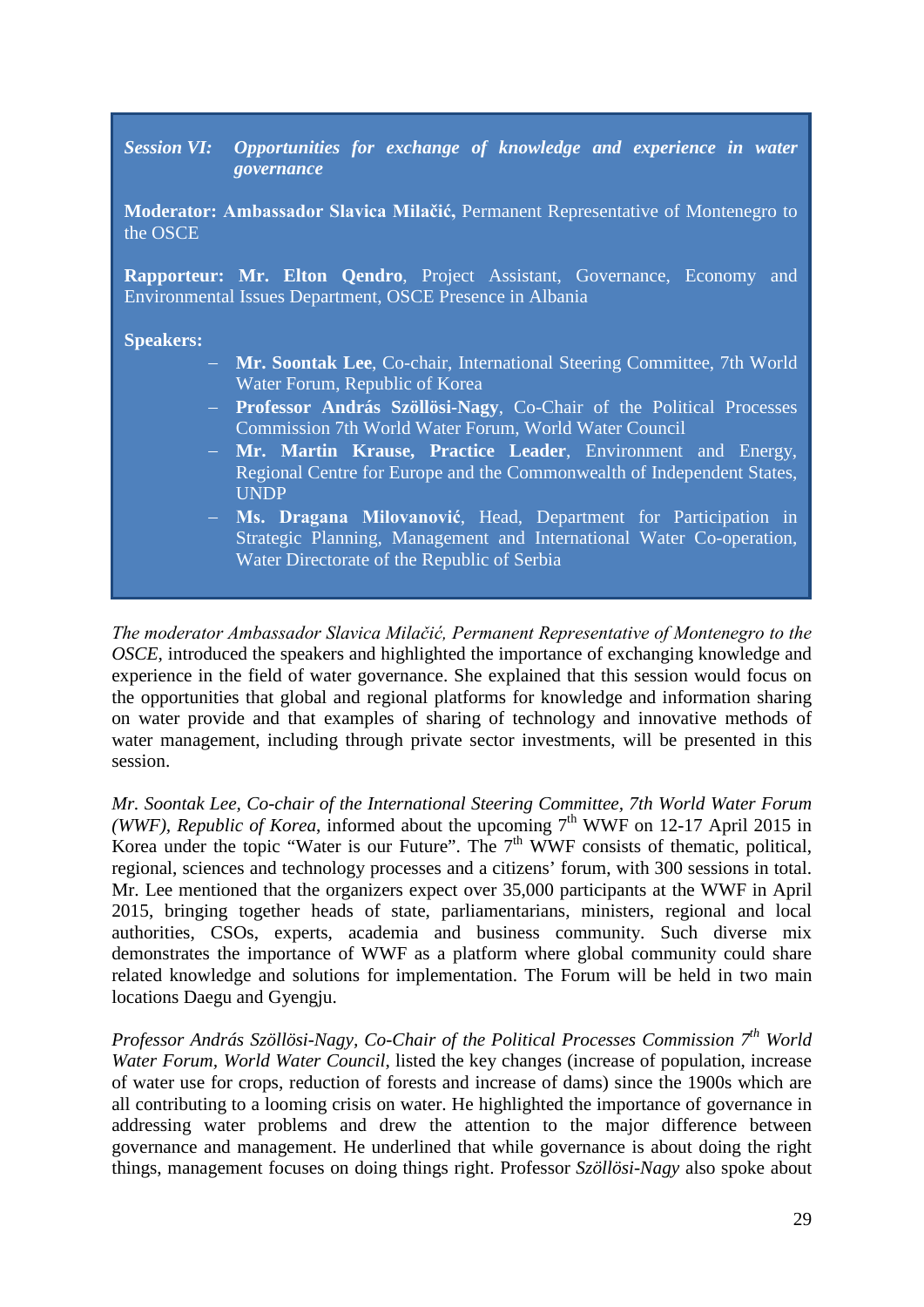***Session VI: Opportunities for exchange of knowledge and experience in water governance***

**Moderator: Ambassador Slavica Milačić,** Permanent Representative of Montenegro to the OSCE

**Rapporteur: Mr. Elton Qendro**, Project Assistant, Governance, Economy and Environmental Issues Department, OSCE Presence in Albania

**Speakers:**

- **Mr. Soontak Lee**, Co-chair, International Steering Committee, 7th World Water Forum, Republic of Korea
- **Professor András Szöllösi-Nagy**, Co-Chair of the Political Processes Commission 7th World Water Forum, World Water Council
- **Mr. Martin Krause, Practice Leader**, Environment and Energy, Regional Centre for Europe and the Commonwealth of Independent States, UNDP
- **Ms. Dragana Milovanović**, Head, Department for Participation in Strategic Planning, Management and International Water Co-operation, Water Directorate of the Republic of Serbia

*The moderator Ambassador Slavica Milačić, Permanent Representative of Montenegro to the OSCE,* introduced the speakers and highlighted the importance of exchanging knowledge and experience in the field of water governance. She explained that this session would focus on the opportunities that global and regional platforms for knowledge and information sharing on water provide and that examples of sharing of technology and innovative methods of water management, including through private sector investments, will be presented in this session.

*Mr. Soontak Lee, Co-chair of the International Steering Committee, 7th World Water Forum (WWF), Republic of Korea*, informed about the upcoming 7th WWF on 12-17 April 2015 in Korea under the topic "Water is our Future". The 7th WWF consists of thematic, political, regional, sciences and technology processes and a citizens' forum, with 300 sessions in total. Mr. Lee mentioned that the organizers expect over 35,000 participants at the WWF in April 2015, bringing together heads of state, parliamentarians, ministers, regional and local authorities, CSOs, experts, academia and business community. Such diverse mix demonstrates the importance of WWF as a platform where global community could share related knowledge and solutions for implementation. The Forum will be held in two main locations Daegu and Gyengju.

*Professor András Szöllösi-Nagy, Co-Chair of the Political Processes Commission 7th World Water Forum, World Water Council*, listed the key changes (increase of population, increase of water use for crops, reduction of forests and increase of dams) since the 1900s which are all contributing to a looming crisis on water. He highlighted the importance of governance in addressing water problems and drew the attention to the major difference between governance and management. He underlined that while governance is about doing the right things, management focuses on doing things right. Professor *Szöllösi-Nagy* also spoke about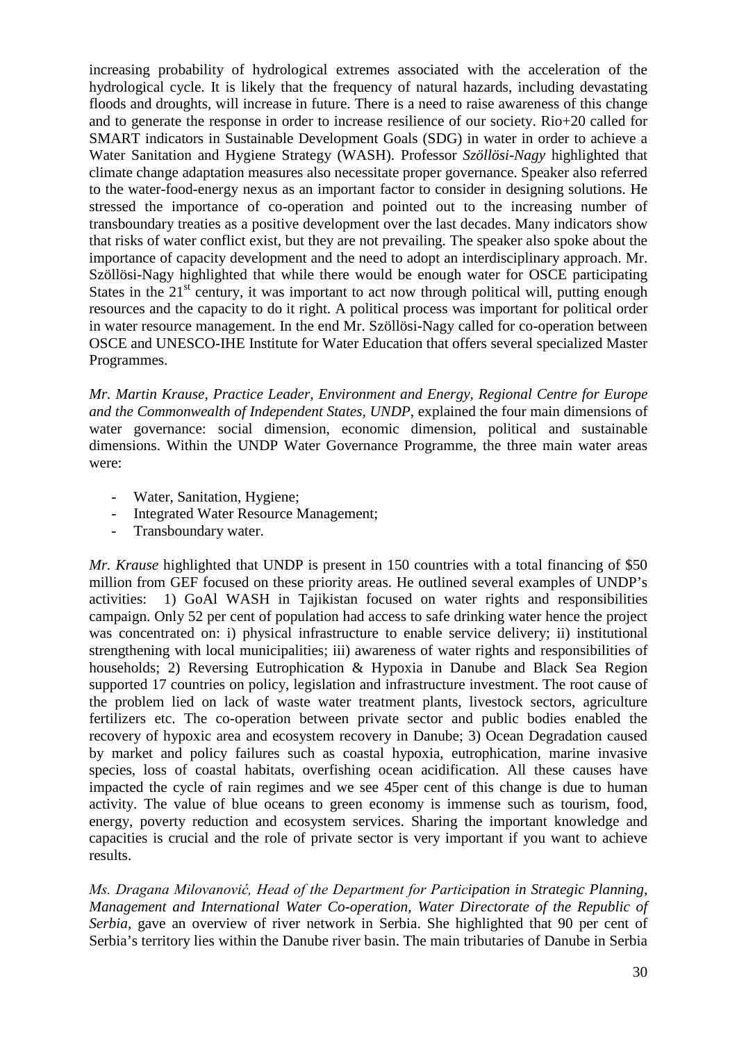increasing probability of hydrological extremes associated with the acceleration of the hydrological cycle. It is likely that the frequency of natural hazards, including devastating floods and droughts, will increase in future. There is a need to raise awareness of this change and to generate the response in order to increase resilience of our society. Rio+20 called for SMART indicators in Sustainable Development Goals (SDG) in water in order to achieve a Water Sanitation and Hygiene Strategy (WASH). Professor *Szöllösi-Nagy* highlighted that climate change adaptation measures also necessitate proper governance. Speaker also referred to the water-food-energy nexus as an important factor to consider in designing solutions. He stressed the importance of co-operation and pointed out to the increasing number of transboundary treaties as a positive development over the last decades. Many indicators show that risks of water conflict exist, but they are not prevailing. The speaker also spoke about the importance of capacity development and the need to adopt an interdisciplinary approach. Mr. Szöllösi-Nagy highlighted that while there would be enough water for OSCE participating States in the 21st century, it was important to act now through political will, putting enough resources and the capacity to do it right. A political process was important for political order in water resource management. In the end Mr. Szöllösi-Nagy called for co-operation between OSCE and UNESCO-IHE Institute for Water Education that offers several specialized Master Programmes.

*Mr. Martin Krause, Practice Leader, Environment and Energy, Regional Centre for Europe and the Commonwealth of Independent States, UNDP*, explained the four main dimensions of water governance: social dimension, economic dimension, political and sustainable dimensions. Within the UNDP Water Governance Programme, the three main water areas were:

- Water, Sanitation, Hygiene;
- Integrated Water Resource Management;
- Transboundary water.

*Mr. Krause* highlighted that UNDP is present in 150 countries with a total financing of \$50 million from GEF focused on these priority areas. He outlined several examples of UNDP's activities: 1) GoAl WASH in Tajikistan focused on water rights and responsibilities campaign. Only 52 per cent of population had access to safe drinking water hence the project was concentrated on: i) physical infrastructure to enable service delivery; ii) institutional strengthening with local municipalities; iii) awareness of water rights and responsibilities of households; 2) Reversing Eutrophication & Hypoxia in Danube and Black Sea Region supported 17 countries on policy, legislation and infrastructure investment. The root cause of the problem lied on lack of waste water treatment plants, livestock sectors, agriculture fertilizers etc. The co-operation between private sector and public bodies enabled the recovery of hypoxic area and ecosystem recovery in Danube; 3) Ocean Degradation caused by market and policy failures such as coastal hypoxia, eutrophication, marine invasive species, loss of coastal habitats, overfishing ocean acidification. All these causes have impacted the cycle of rain regimes and we see 45per cent of this change is due to human activity. The value of blue oceans to green economy is immense such as tourism, food, energy, poverty reduction and ecosystem services. Sharing the important knowledge and capacities is crucial and the role of private sector is very important if you want to achieve results.

*Ms. Dragana Milovanović, Head of the Department for Participation in Strategic Planning, Management and International Water Co-operation, Water Directorate of the Republic of Serbia*, gave an overview of river network in Serbia. She highlighted that 90 per cent of Serbia's territory lies within the Danube river basin. The main tributaries of Danube in Serbia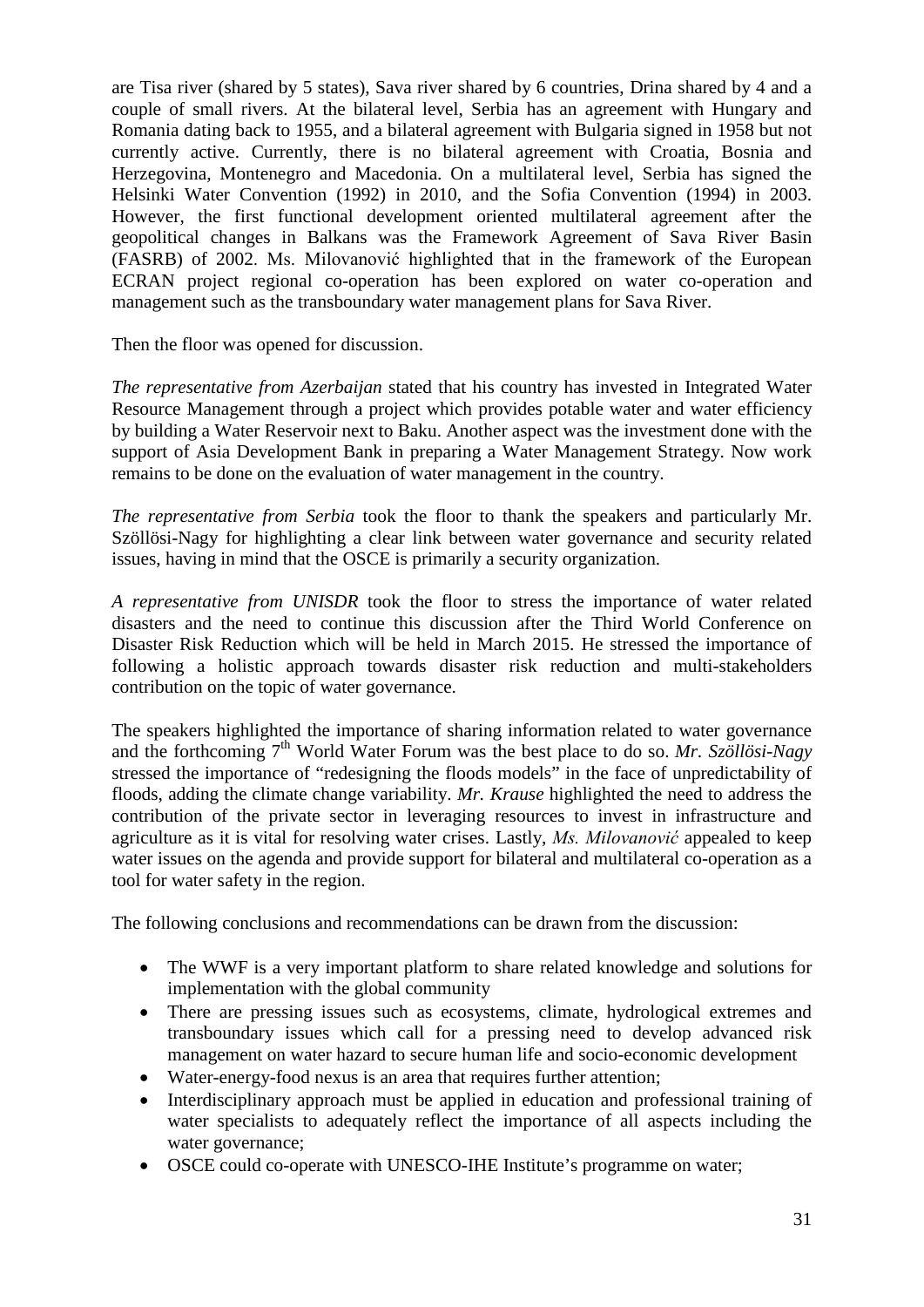are Tisa river (shared by 5 states), Sava river shared by 6 countries, Drina shared by 4 and a couple of small rivers. At the bilateral level, Serbia has an agreement with Hungary and Romania dating back to 1955, and a bilateral agreement with Bulgaria signed in 1958 but not currently active. Currently, there is no bilateral agreement with Croatia, Bosnia and Herzegovina, Montenegro and Macedonia. On a multilateral level, Serbia has signed the Helsinki Water Convention (1992) in 2010, and the Sofia Convention (1994) in 2003. However, the first functional development oriented multilateral agreement after the geopolitical changes in Balkans was the Framework Agreement of Sava River Basin (FASRB) of 2002. Ms. Milovanović highlighted that in the framework of the European ECRAN project regional co-operation has been explored on water co-operation and management such as the transboundary water management plans for Sava River.

Then the floor was opened for discussion.

*The representative from Azerbaijan* stated that his country has invested in Integrated Water Resource Management through a project which provides potable water and water efficiency by building a Water Reservoir next to Baku. Another aspect was the investment done with the support of Asia Development Bank in preparing a Water Management Strategy. Now work remains to be done on the evaluation of water management in the country.

*The representative from Serbia* took the floor to thank the speakers and particularly Mr. Szöllösi-Nagy for highlighting a clear link between water governance and security related issues, having in mind that the OSCE is primarily a security organization.

*A representative from UNISDR* took the floor to stress the importance of water related disasters and the need to continue this discussion after the Third World Conference on Disaster Risk Reduction which will be held in March 2015. He stressed the importance of following a holistic approach towards disaster risk reduction and multi-stakeholders contribution on the topic of water governance.

The speakers highlighted the importance of sharing information related to water governance and the forthcoming 7th World Water Forum was the best place to do so. *Mr. Szöllösi-Nagy* stressed the importance of "redesigning the floods models" in the face of unpredictability of floods, adding the climate change variability. *Mr. Krause* highlighted the need to address the contribution of the private sector in leveraging resources to invest in infrastructure and agriculture as it is vital for resolving water crises. Lastly, *Ms. Milovanović* appealed to keep water issues on the agenda and provide support for bilateral and multilateral co-operation as a tool for water safety in the region.

The following conclusions and recommendations can be drawn from the discussion:

- The WWF is a very important platform to share related knowledge and solutions for implementation with the global community
- There are pressing issues such as ecosystems, climate, hydrological extremes and transboundary issues which call for a pressing need to develop advanced risk management on water hazard to secure human life and socio-economic development
- Water-energy-food nexus is an area that requires further attention;
- Interdisciplinary approach must be applied in education and professional training of water specialists to adequately reflect the importance of all aspects including the water governance;
- OSCE could co-operate with UNESCO-IHE Institute's programme on water;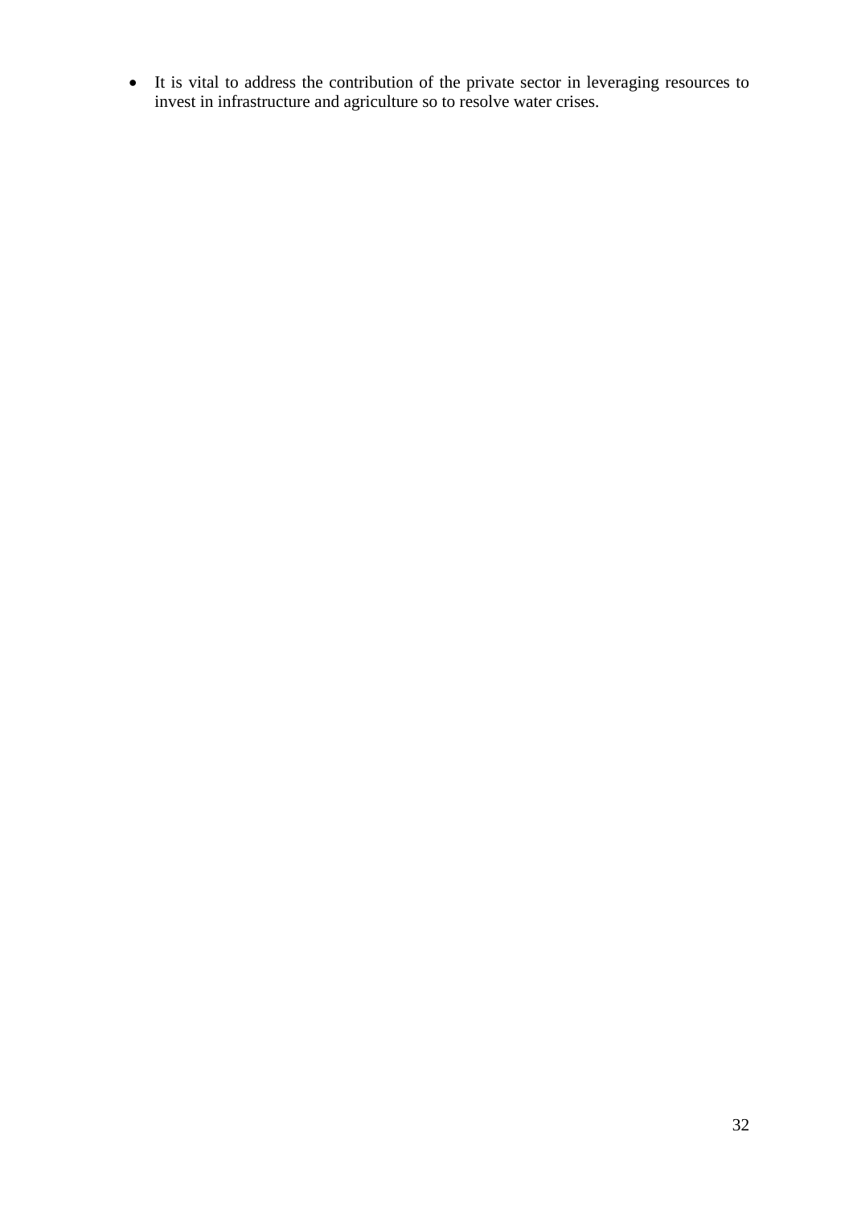- It is vital to address the contribution of the private sector in leveraging resources to invest in infrastructure and agriculture so to resolve water crises.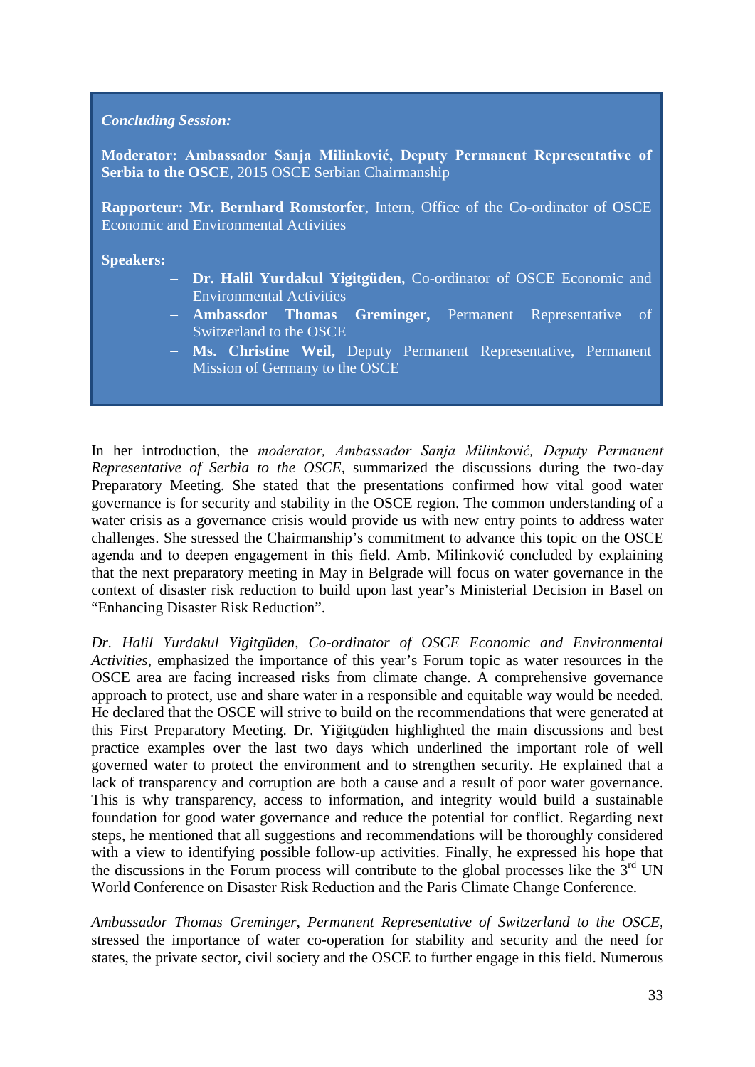*Concluding Session:*

**Moderator: Ambassador Sanja Milinković, Deputy Permanent Representative of Serbia to the OSCE**, 2015 OSCE Serbian Chairmanship

**Rapporteur: Mr. Bernhard Romstorfer**, Intern, Office of the Co-ordinator of OSCE Economic and Environmental Activities

**Speakers:**

- **Dr. Halil Yurdakul Yigitgüden,** Co-ordinator of OSCE Economic and Environmental Activities
- **Ambassdor Thomas Greminger,** Permanent Representative of Switzerland to the OSCE
- **Ms. Christine Weil,** Deputy Permanent Representative, Permanent Mission of Germany to the OSCE

In her introduction, the *moderator, Ambassador Sanja Milinković, Deputy Permanent Representative of Serbia to the OSCE*, summarized the discussions during the two-day Preparatory Meeting. She stated that the presentations confirmed how vital good water governance is for security and stability in the OSCE region. The common understanding of a water crisis as a governance crisis would provide us with new entry points to address water challenges. She stressed the Chairmanship's commitment to advance this topic on the OSCE agenda and to deepen engagement in this field. Amb. Milinković concluded by explaining that the next preparatory meeting in May in Belgrade will focus on water governance in the context of disaster risk reduction to build upon last year's Ministerial Decision in Basel on "Enhancing Disaster Risk Reduction".

*Dr. Halil Yurdakul Yigitgüden, Co-ordinator of OSCE Economic and Environmental Activities*, emphasized the importance of this year's Forum topic as water resources in the OSCE area are facing increased risks from climate change. A comprehensive governance approach to protect, use and share water in a responsible and equitable way would be needed. He declared that the OSCE will strive to build on the recommendations that were generated at this First Preparatory Meeting. Dr. Yiğitgüden highlighted the main discussions and best practice examples over the last two days which underlined the important role of well governed water to protect the environment and to strengthen security. He explained that a lack of transparency and corruption are both a cause and a result of poor water governance. This is why transparency, access to information, and integrity would build a sustainable foundation for good water governance and reduce the potential for conflict. Regarding next steps, he mentioned that all suggestions and recommendations will be thoroughly considered with a view to identifying possible follow-up activities. Finally, he expressed his hope that the discussions in the Forum process will contribute to the global processes like the 3rd UN World Conference on Disaster Risk Reduction and the Paris Climate Change Conference.

*Ambassador Thomas Greminger, Permanent Representative of Switzerland to the OSCE*, stressed the importance of water co-operation for stability and security and the need for states, the private sector, civil society and the OSCE to further engage in this field. Numerous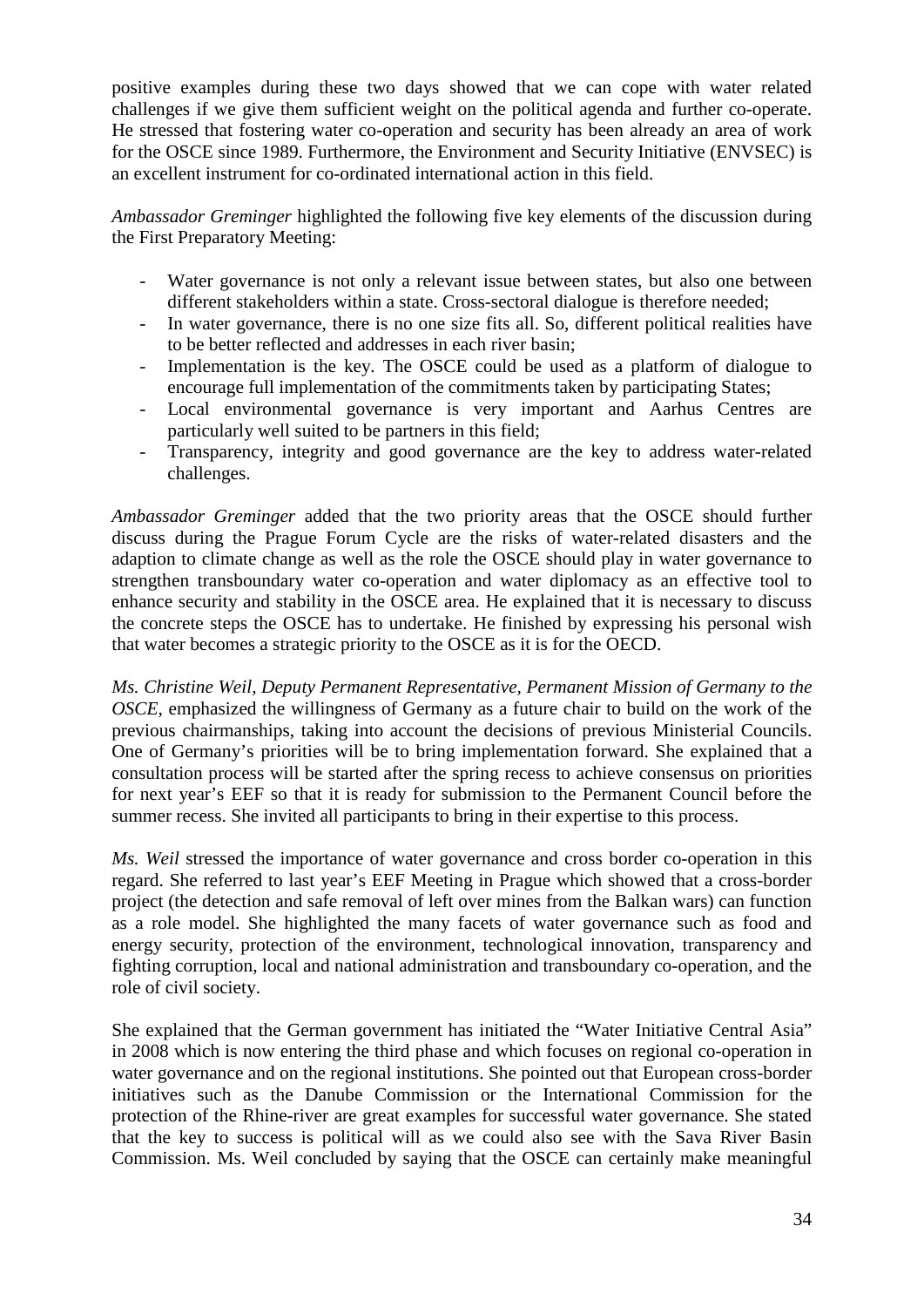positive examples during these two days showed that we can cope with water related challenges if we give them sufficient weight on the political agenda and further co-operate. He stressed that fostering water co-operation and security has been already an area of work for the OSCE since 1989. Furthermore, the Environment and Security Initiative (ENVSEC) is an excellent instrument for co-ordinated international action in this field.

*Ambassador Greminger* highlighted the following five key elements of the discussion during the First Preparatory Meeting:

- Water governance is not only a relevant issue between states, but also one between different stakeholders within a state. Cross-sectoral dialogue is therefore needed;
- In water governance, there is no one size fits all. So, different political realities have to be better reflected and addresses in each river basin;
- Implementation is the key. The OSCE could be used as a platform of dialogue to encourage full implementation of the commitments taken by participating States;
- Local environmental governance is very important and Aarhus Centres are particularly well suited to be partners in this field;
- Transparency, integrity and good governance are the key to address water-related challenges.

*Ambassador Greminger* added that the two priority areas that the OSCE should further discuss during the Prague Forum Cycle are the risks of water-related disasters and the adaption to climate change as well as the role the OSCE should play in water governance to strengthen transboundary water co-operation and water diplomacy as an effective tool to enhance security and stability in the OSCE area. He explained that it is necessary to discuss the concrete steps the OSCE has to undertake. He finished by expressing his personal wish that water becomes a strategic priority to the OSCE as it is for the OECD.

*Ms. Christine Weil, Deputy Permanent Representative, Permanent Mission of Germany to the OSCE*, emphasized the willingness of Germany as a future chair to build on the work of the previous chairmanships, taking into account the decisions of previous Ministerial Councils. One of Germany's priorities will be to bring implementation forward. She explained that a consultation process will be started after the spring recess to achieve consensus on priorities for next year's EEF so that it is ready for submission to the Permanent Council before the summer recess. She invited all participants to bring in their expertise to this process.

*Ms. Weil* stressed the importance of water governance and cross border co-operation in this regard. She referred to last year's EEF Meeting in Prague which showed that a cross-border project (the detection and safe removal of left over mines from the Balkan wars) can function as a role model. She highlighted the many facets of water governance such as food and energy security, protection of the environment, technological innovation, transparency and fighting corruption, local and national administration and transboundary co-operation, and the role of civil society.

She explained that the German government has initiated the "Water Initiative Central Asia" in 2008 which is now entering the third phase and which focuses on regional co-operation in water governance and on the regional institutions. She pointed out that European cross-border initiatives such as the Danube Commission or the International Commission for the protection of the Rhine-river are great examples for successful water governance. She stated that the key to success is political will as we could also see with the Sava River Basin Commission. Ms. Weil concluded by saying that the OSCE can certainly make meaningful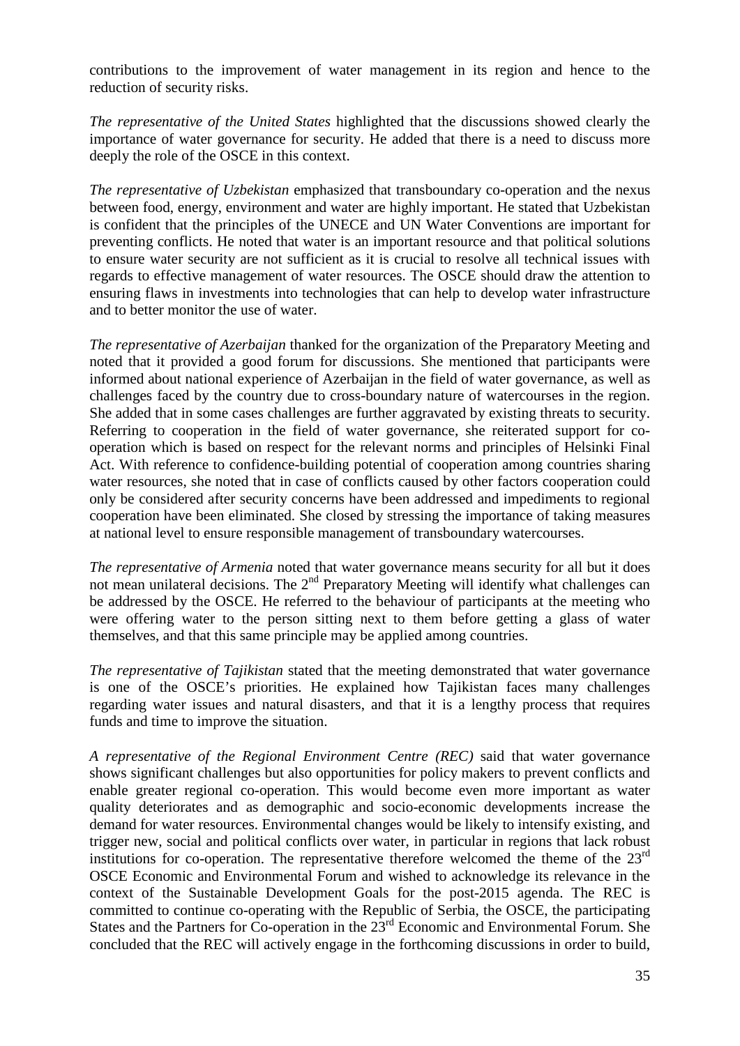contributions to the improvement of water management in its region and hence to the reduction of security risks.

*The representative of the United States* highlighted that the discussions showed clearly the importance of water governance for security. He added that there is a need to discuss more deeply the role of the OSCE in this context.

*The representative of Uzbekistan* emphasized that transboundary co-operation and the nexus between food, energy, environment and water are highly important. He stated that Uzbekistan is confident that the principles of the UNECE and UN Water Conventions are important for preventing conflicts. He noted that water is an important resource and that political solutions to ensure water security are not sufficient as it is crucial to resolve all technical issues with regards to effective management of water resources. The OSCE should draw the attention to ensuring flaws in investments into technologies that can help to develop water infrastructure and to better monitor the use of water.

*The representative of Azerbaijan* thanked for the organization of the Preparatory Meeting and noted that it provided a good forum for discussions. She mentioned that participants were informed about national experience of Azerbaijan in the field of water governance, as well as challenges faced by the country due to cross-boundary nature of watercourses in the region. She added that in some cases challenges are further aggravated by existing threats to security. Referring to cooperation in the field of water governance, she reiterated support for co-operation which is based on respect for the relevant norms and principles of Helsinki Final Act. With reference to confidence-building potential of cooperation among countries sharing water resources, she noted that in case of conflicts caused by other factors cooperation could only be considered after security concerns have been addressed and impediments to regional cooperation have been eliminated. She closed by stressing the importance of taking measures at national level to ensure responsible management of transboundary watercourses.

*The representative of Armenia* noted that water governance means security for all but it does not mean unilateral decisions. The 2nd Preparatory Meeting will identify what challenges can be addressed by the OSCE. He referred to the behaviour of participants at the meeting who were offering water to the person sitting next to them before getting a glass of water themselves, and that this same principle may be applied among countries.

*The representative of Tajikistan* stated that the meeting demonstrated that water governance is one of the OSCE's priorities. He explained how Tajikistan faces many challenges regarding water issues and natural disasters, and that it is a lengthy process that requires funds and time to improve the situation.

*A representative of the Regional Environment Centre (REC)* said that water governance shows significant challenges but also opportunities for policy makers to prevent conflicts and enable greater regional co-operation. This would become even more important as water quality deteriorates and as demographic and socio-economic developments increase the demand for water resources. Environmental changes would be likely to intensify existing, and trigger new, social and political conflicts over water, in particular in regions that lack robust institutions for co-operation. The representative therefore welcomed the theme of the 23rd OSCE Economic and Environmental Forum and wished to acknowledge its relevance in the context of the Sustainable Development Goals for the post-2015 agenda. The REC is committed to continue co-operating with the Republic of Serbia, the OSCE, the participating States and the Partners for Co-operation in the 23rd Economic and Environmental Forum. She concluded that the REC will actively engage in the forthcoming discussions in order to build,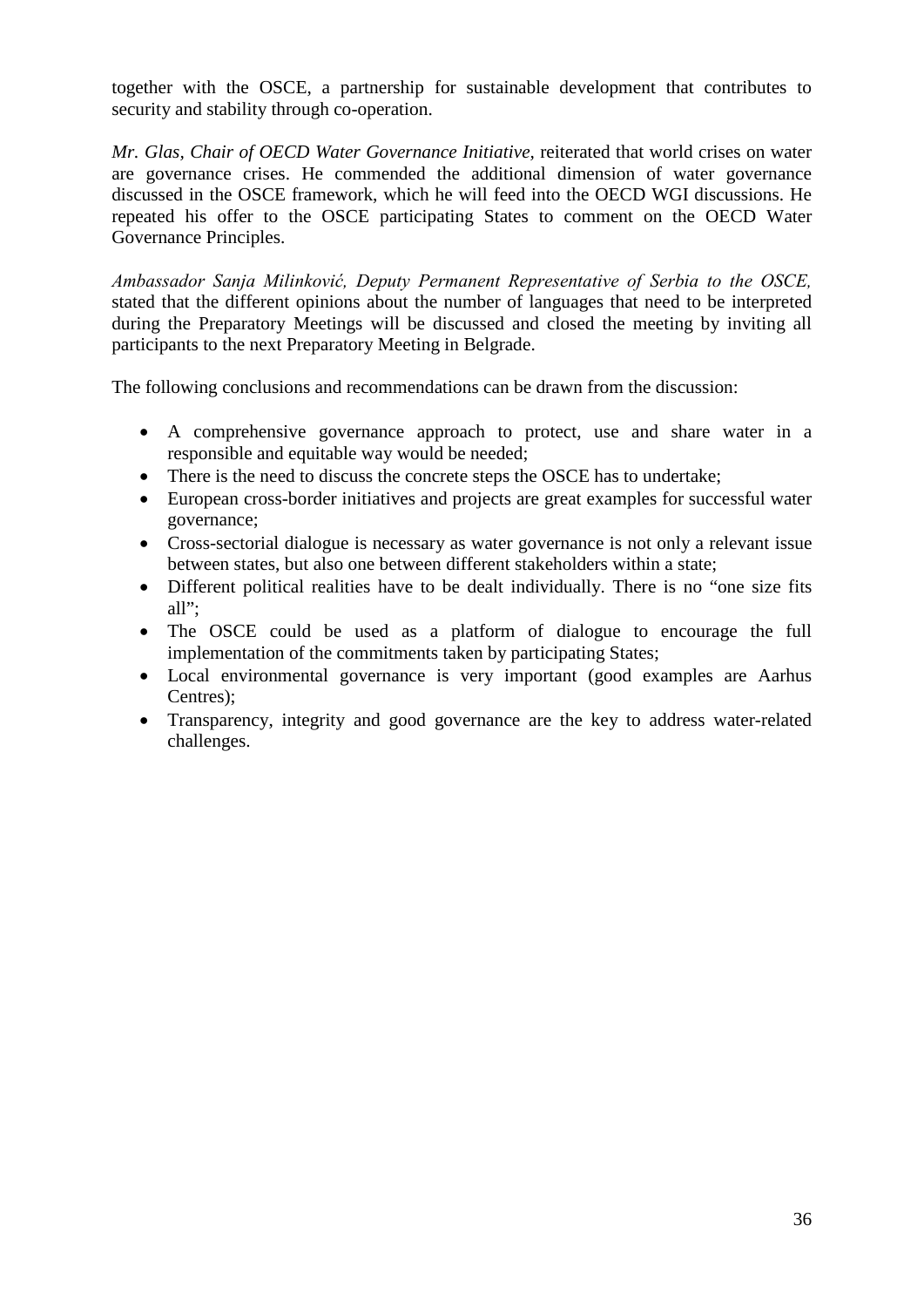together with the OSCE, a partnership for sustainable development that contributes to security and stability through co-operation.

*Mr. Glas, Chair of OECD Water Governance Initiative,* reiterated that world crises on water are governance crises. He commended the additional dimension of water governance discussed in the OSCE framework, which he will feed into the OECD WGI discussions. He repeated his offer to the OSCE participating States to comment on the OECD Water Governance Principles.

*Ambassador Sanja Milinković, Deputy Permanent Representative of Serbia to the OSCE,* stated that the different opinions about the number of languages that need to be interpreted during the Preparatory Meetings will be discussed and closed the meeting by inviting all participants to the next Preparatory Meeting in Belgrade.

The following conclusions and recommendations can be drawn from the discussion:

- A comprehensive governance approach to protect, use and share water in a responsible and equitable way would be needed;
- There is the need to discuss the concrete steps the OSCE has to undertake;
- European cross-border initiatives and projects are great examples for successful water governance;
- Cross-sectorial dialogue is necessary as water governance is not only a relevant issue between states, but also one between different stakeholders within a state;
- Different political realities have to be dealt individually. There is no "one size fits all";
- The OSCE could be used as a platform of dialogue to encourage the full implementation of the commitments taken by participating States;
- Local environmental governance is very important (good examples are Aarhus Centres);
- Transparency, integrity and good governance are the key to address water-related challenges.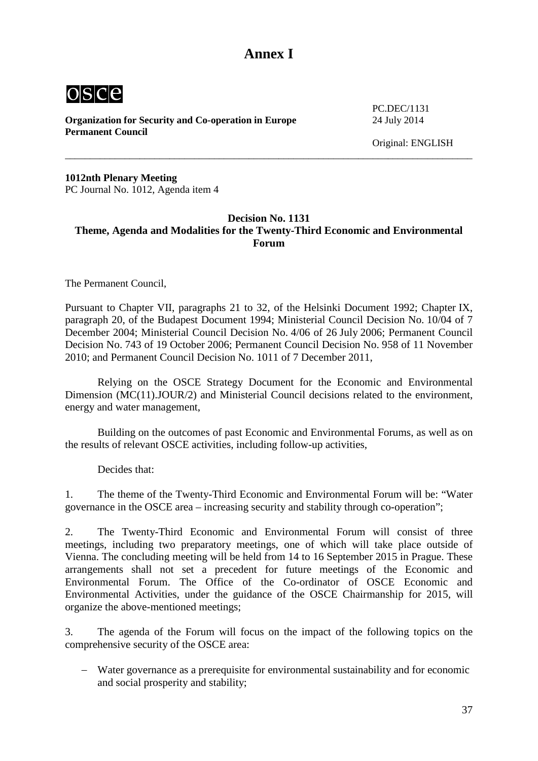# Annex I

osce

**Organization for Security and Co-operation in Europe**
**Permanent Council**

PC.DEC/1131
24 July 2014

Original: ENGLISH

---

**1012nth Plenary Meeting**
PC Journal No. 1012, Agenda item 4

## Decision No. 1131
## Theme, Agenda and Modalities for the Twenty-Third Economic and Environmental Forum

The Permanent Council,

Pursuant to Chapter VII, paragraphs 21 to 32, of the Helsinki Document 1992; Chapter IX, paragraph 20, of the Budapest Document 1994; Ministerial Council Decision No. 10/04 of 7 December 2004; Ministerial Council Decision No. 4/06 of 26 July 2006; Permanent Council Decision No. 743 of 19 October 2006; Permanent Council Decision No. 958 of 11 November 2010; and Permanent Council Decision No. 1011 of 7 December 2011,

Relying on the OSCE Strategy Document for the Economic and Environmental Dimension (MC(11).JOUR/2) and Ministerial Council decisions related to the environment, energy and water management,

Building on the outcomes of past Economic and Environmental Forums, as well as on the results of relevant OSCE activities, including follow-up activities,

Decides that:

1. The theme of the Twenty-Third Economic and Environmental Forum will be: "Water governance in the OSCE area – increasing security and stability through co-operation";

2. The Twenty-Third Economic and Environmental Forum will consist of three meetings, including two preparatory meetings, one of which will take place outside of Vienna. The concluding meeting will be held from 14 to 16 September 2015 in Prague. These arrangements shall not set a precedent for future meetings of the Economic and Environmental Forum. The Office of the Co-ordinator of OSCE Economic and Environmental Activities, under the guidance of the OSCE Chairmanship for 2015, will organize the above-mentioned meetings;

3. The agenda of the Forum will focus on the impact of the following topics on the comprehensive security of the OSCE area:

- Water governance as a prerequisite for environmental sustainability and for economic and social prosperity and stability;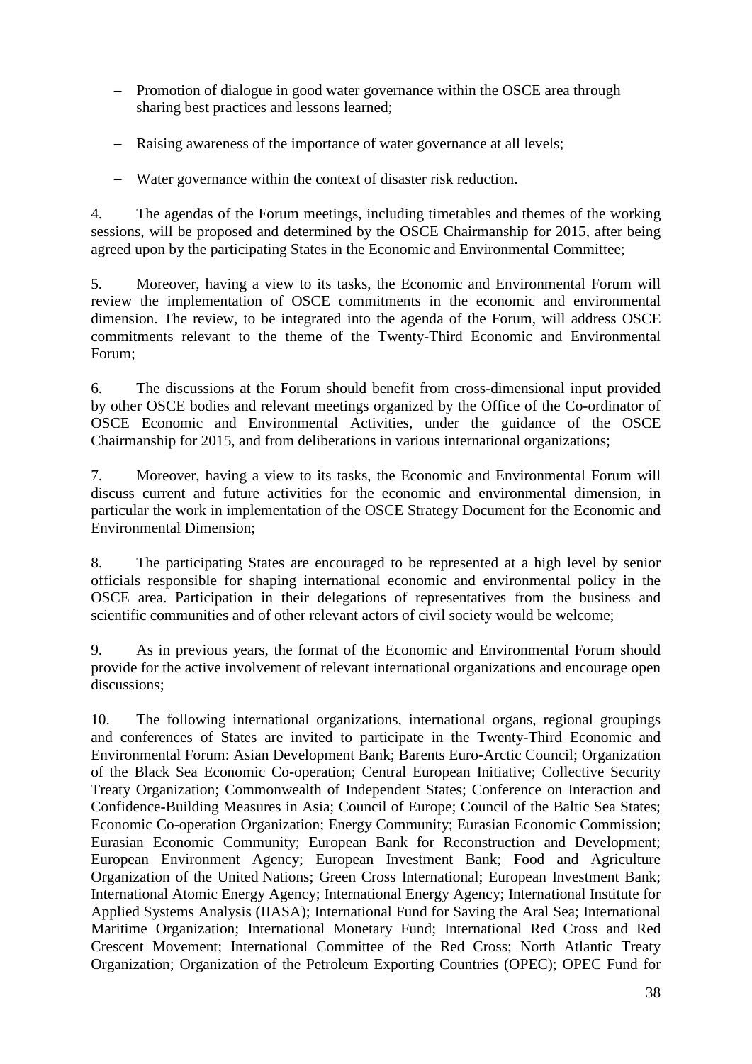- Promotion of dialogue in good water governance within the OSCE area through sharing best practices and lessons learned;

- Raising awareness of the importance of water governance at all levels;

- Water governance within the context of disaster risk reduction.

4. The agendas of the Forum meetings, including timetables and themes of the working sessions, will be proposed and determined by the OSCE Chairmanship for 2015, after being agreed upon by the participating States in the Economic and Environmental Committee;

5. Moreover, having a view to its tasks, the Economic and Environmental Forum will review the implementation of OSCE commitments in the economic and environmental dimension. The review, to be integrated into the agenda of the Forum, will address OSCE commitments relevant to the theme of the Twenty-Third Economic and Environmental Forum;

6. The discussions at the Forum should benefit from cross-dimensional input provided by other OSCE bodies and relevant meetings organized by the Office of the Co-ordinator of OSCE Economic and Environmental Activities, under the guidance of the OSCE Chairmanship for 2015, and from deliberations in various international organizations;

7. Moreover, having a view to its tasks, the Economic and Environmental Forum will discuss current and future activities for the economic and environmental dimension, in particular the work in implementation of the OSCE Strategy Document for the Economic and Environmental Dimension;

8. The participating States are encouraged to be represented at a high level by senior officials responsible for shaping international economic and environmental policy in the OSCE area. Participation in their delegations of representatives from the business and scientific communities and of other relevant actors of civil society would be welcome;

9. As in previous years, the format of the Economic and Environmental Forum should provide for the active involvement of relevant international organizations and encourage open discussions;

10. The following international organizations, international organs, regional groupings and conferences of States are invited to participate in the Twenty-Third Economic and Environmental Forum: Asian Development Bank; Barents Euro-Arctic Council; Organization of the Black Sea Economic Co-operation; Central European Initiative; Collective Security Treaty Organization; Commonwealth of Independent States; Conference on Interaction and Confidence-Building Measures in Asia; Council of Europe; Council of the Baltic Sea States; Economic Co-operation Organization; Energy Community; Eurasian Economic Commission; Eurasian Economic Community; European Bank for Reconstruction and Development; European Environment Agency; European Investment Bank; Food and Agriculture Organization of the United Nations; Green Cross International; European Investment Bank; International Atomic Energy Agency; International Energy Agency; International Institute for Applied Systems Analysis (IIASA); International Fund for Saving the Aral Sea; International Maritime Organization; International Monetary Fund; International Red Cross and Red Crescent Movement; International Committee of the Red Cross; North Atlantic Treaty Organization; Organization of the Petroleum Exporting Countries (OPEC); OPEC Fund for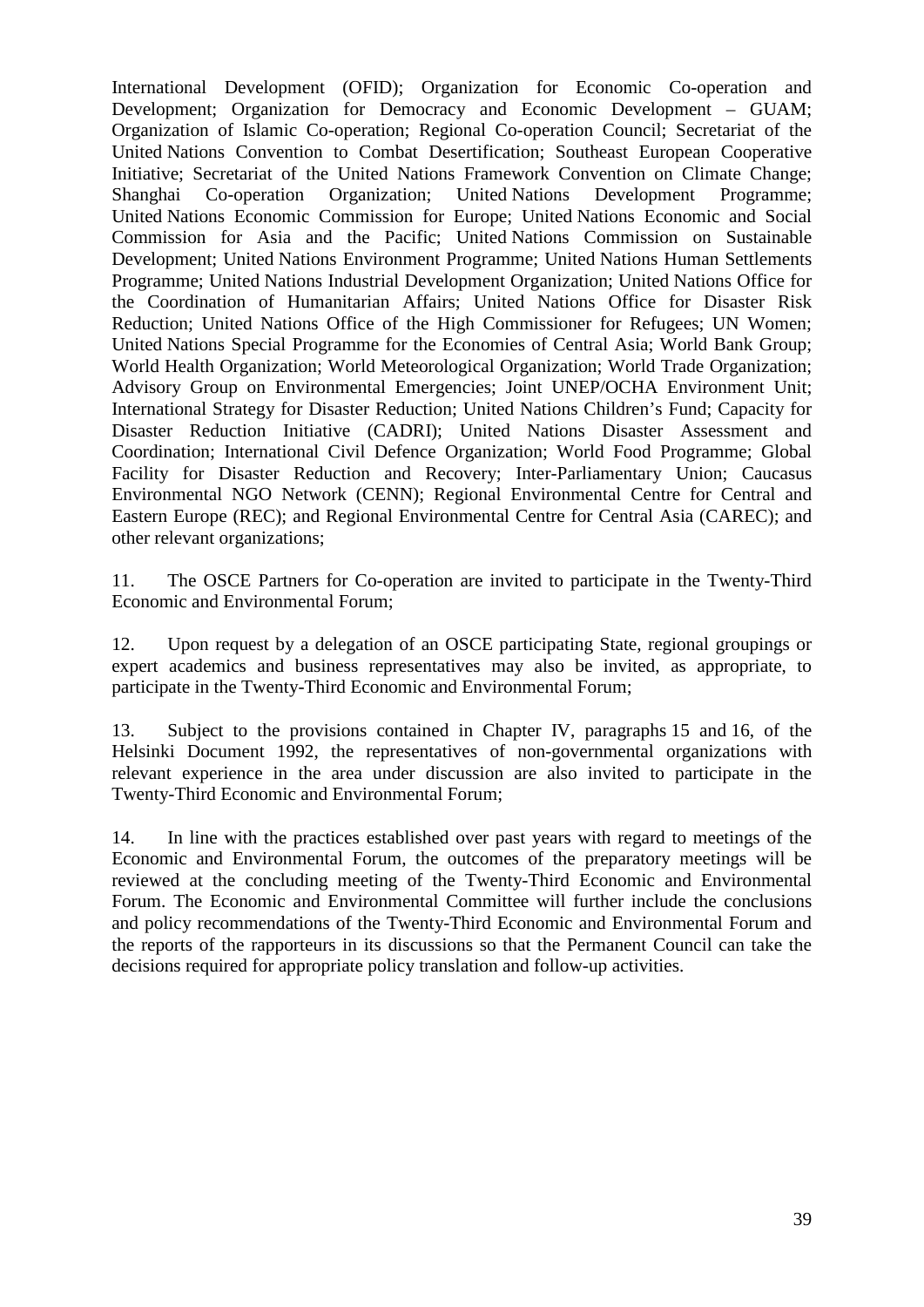International Development (OFID); Organization for Economic Co-operation and Development; Organization for Democracy and Economic Development – GUAM; Organization of Islamic Co-operation; Regional Co-operation Council; Secretariat of the United Nations Convention to Combat Desertification; Southeast European Cooperative Initiative; Secretariat of the United Nations Framework Convention on Climate Change; Shanghai Co-operation Organization; United Nations Development Programme; United Nations Economic Commission for Europe; United Nations Economic and Social Commission for Asia and the Pacific; United Nations Commission on Sustainable Development; United Nations Environment Programme; United Nations Human Settlements Programme; United Nations Industrial Development Organization; United Nations Office for the Coordination of Humanitarian Affairs; United Nations Office for Disaster Risk Reduction; United Nations Office of the High Commissioner for Refugees; UN Women; United Nations Special Programme for the Economies of Central Asia; World Bank Group; World Health Organization; World Meteorological Organization; World Trade Organization; Advisory Group on Environmental Emergencies; Joint UNEP/OCHA Environment Unit; International Strategy for Disaster Reduction; United Nations Children's Fund; Capacity for Disaster Reduction Initiative (CADRI); United Nations Disaster Assessment and Coordination; International Civil Defence Organization; World Food Programme; Global Facility for Disaster Reduction and Recovery; Inter-Parliamentary Union; Caucasus Environmental NGO Network (CENN); Regional Environmental Centre for Central and Eastern Europe (REC); and Regional Environmental Centre for Central Asia (CAREC); and other relevant organizations;

11. The OSCE Partners for Co-operation are invited to participate in the Twenty-Third Economic and Environmental Forum;

12. Upon request by a delegation of an OSCE participating State, regional groupings or expert academics and business representatives may also be invited, as appropriate, to participate in the Twenty-Third Economic and Environmental Forum;

13. Subject to the provisions contained in Chapter IV, paragraphs 15 and 16, of the Helsinki Document 1992, the representatives of non-governmental organizations with relevant experience in the area under discussion are also invited to participate in the Twenty-Third Economic and Environmental Forum;

14. In line with the practices established over past years with regard to meetings of the Economic and Environmental Forum, the outcomes of the preparatory meetings will be reviewed at the concluding meeting of the Twenty-Third Economic and Environmental Forum. The Economic and Environmental Committee will further include the conclusions and policy recommendations of the Twenty-Third Economic and Environmental Forum and the reports of the rapporteurs in its discussions so that the Permanent Council can take the decisions required for appropriate policy translation and follow-up activities.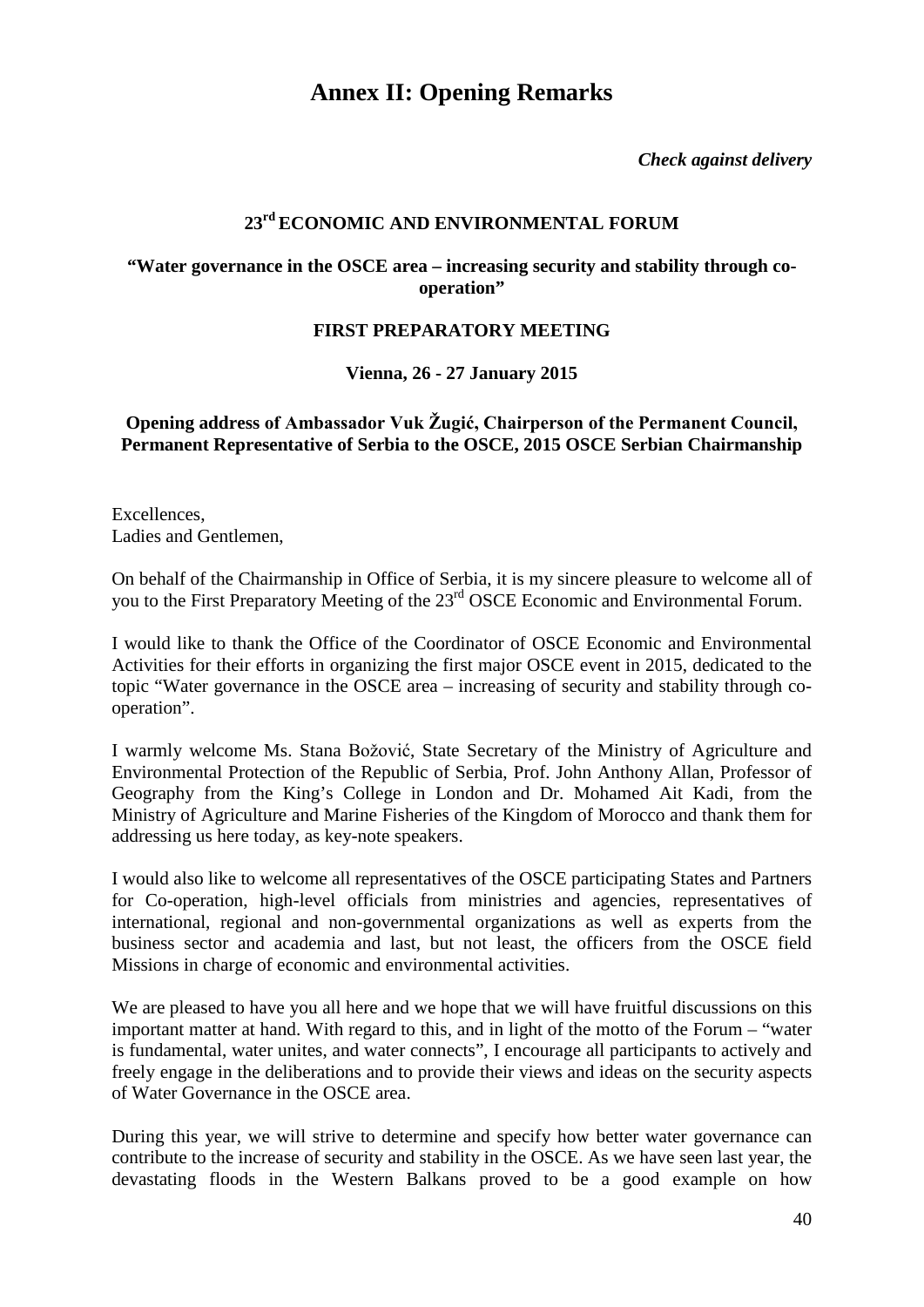# Annex II: Opening Remarks

***Check against delivery***

**23rd ECONOMIC AND ENVIRONMENTAL FORUM**

**"Water governance in the OSCE area – increasing security and stability through co-operation"**

**FIRST PREPARATORY MEETING**

**Vienna, 26 - 27 January 2015**

**Opening address of Ambassador Vuk Žugić, Chairperson of the Permanent Council, Permanent Representative of Serbia to the OSCE, 2015 OSCE Serbian Chairmanship**

Excellences,
Ladies and Gentlemen,

On behalf of the Chairmanship in Office of Serbia, it is my sincere pleasure to welcome all of you to the First Preparatory Meeting of the 23rd OSCE Economic and Environmental Forum.

I would like to thank the Office of the Coordinator of OSCE Economic and Environmental Activities for their efforts in organizing the first major OSCE event in 2015, dedicated to the topic "Water governance in the OSCE area – increasing of security and stability through co-operation".

I warmly welcome Ms. Stana Božović, State Secretary of the Ministry of Agriculture and Environmental Protection of the Republic of Serbia, Prof. John Anthony Allan, Professor of Geography from the King's College in London and Dr. Mohamed Ait Kadi, from the Ministry of Agriculture and Marine Fisheries of the Kingdom of Morocco and thank them for addressing us here today, as key-note speakers.

I would also like to welcome all representatives of the OSCE participating States and Partners for Co-operation, high-level officials from ministries and agencies, representatives of international, regional and non-governmental organizations as well as experts from the business sector and academia and last, but not least, the officers from the OSCE field Missions in charge of economic and environmental activities.

We are pleased to have you all here and we hope that we will have fruitful discussions on this important matter at hand. With regard to this, and in light of the motto of the Forum – "water is fundamental, water unites, and water connects", I encourage all participants to actively and freely engage in the deliberations and to provide their views and ideas on the security aspects of Water Governance in the OSCE area.

During this year, we will strive to determine and specify how better water governance can contribute to the increase of security and stability in the OSCE. As we have seen last year, the devastating floods in the Western Balkans proved to be a good example on how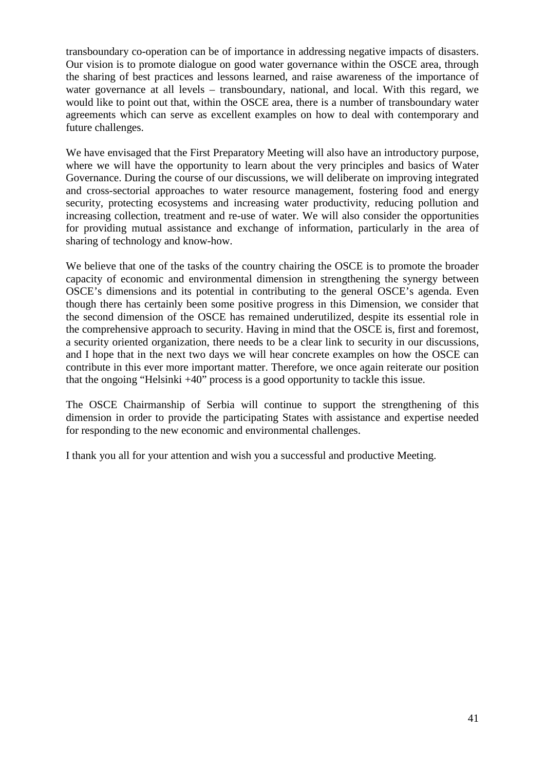transboundary co-operation can be of importance in addressing negative impacts of disasters. Our vision is to promote dialogue on good water governance within the OSCE area, through the sharing of best practices and lessons learned, and raise awareness of the importance of water governance at all levels – transboundary, national, and local. With this regard, we would like to point out that, within the OSCE area, there is a number of transboundary water agreements which can serve as excellent examples on how to deal with contemporary and future challenges.

We have envisaged that the First Preparatory Meeting will also have an introductory purpose, where we will have the opportunity to learn about the very principles and basics of Water Governance. During the course of our discussions, we will deliberate on improving integrated and cross-sectorial approaches to water resource management, fostering food and energy security, protecting ecosystems and increasing water productivity, reducing pollution and increasing collection, treatment and re-use of water. We will also consider the opportunities for providing mutual assistance and exchange of information, particularly in the area of sharing of technology and know-how.

We believe that one of the tasks of the country chairing the OSCE is to promote the broader capacity of economic and environmental dimension in strengthening the synergy between OSCE's dimensions and its potential in contributing to the general OSCE's agenda. Even though there has certainly been some positive progress in this Dimension, we consider that the second dimension of the OSCE has remained underutilized, despite its essential role in the comprehensive approach to security. Having in mind that the OSCE is, first and foremost, a security oriented organization, there needs to be a clear link to security in our discussions, and I hope that in the next two days we will hear concrete examples on how the OSCE can contribute in this ever more important matter. Therefore, we once again reiterate our position that the ongoing "Helsinki +40" process is a good opportunity to tackle this issue.

The OSCE Chairmanship of Serbia will continue to support the strengthening of this dimension in order to provide the participating States with assistance and expertise needed for responding to the new economic and environmental challenges.

I thank you all for your attention and wish you a successful and productive Meeting.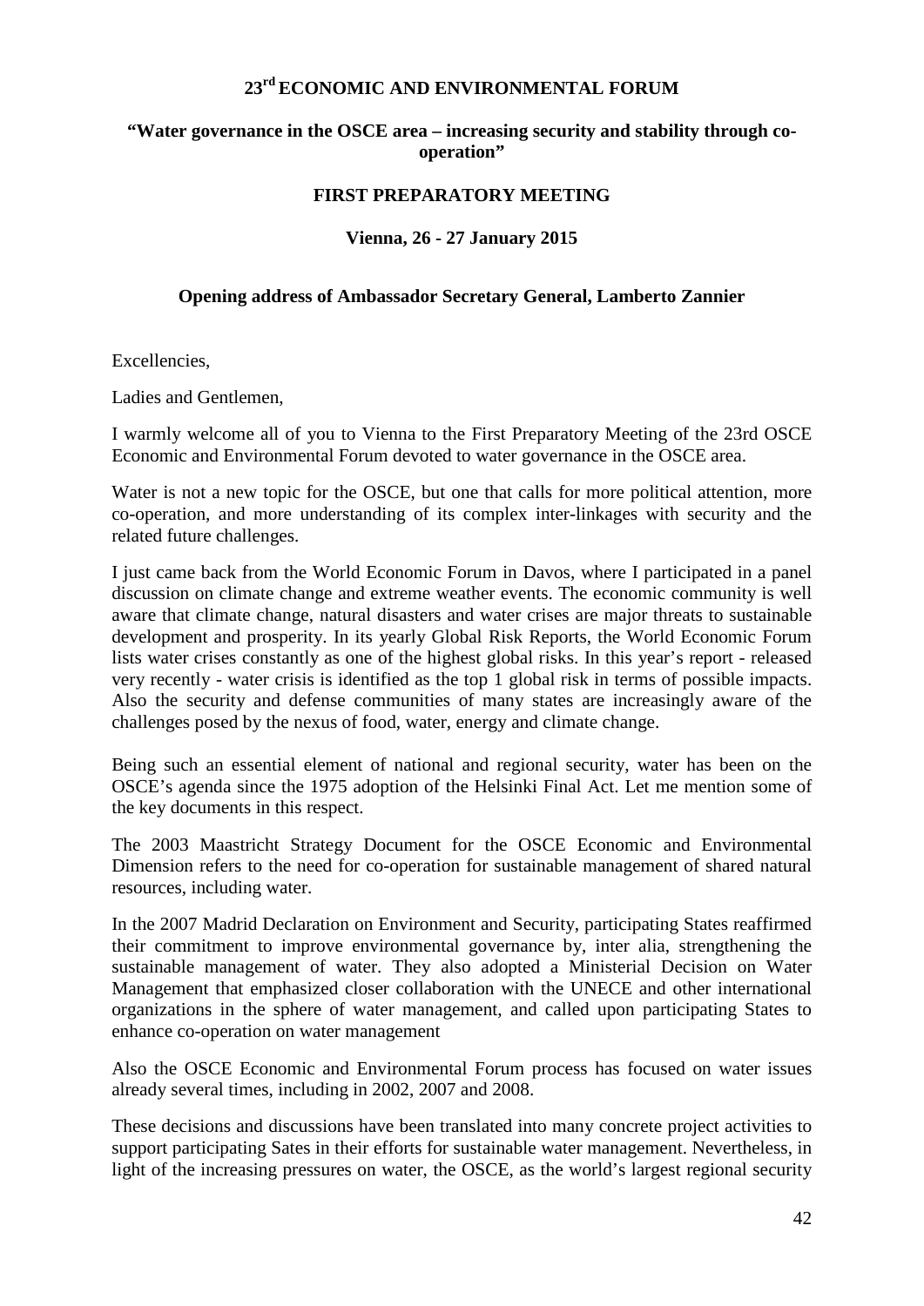# 23rd ECONOMIC AND ENVIRONMENTAL FORUM

## "Water governance in the OSCE area – increasing security and stability through co-operation"

### FIRST PREPARATORY MEETING

### Vienna, 26 - 27 January 2015

### Opening address of Ambassador Secretary General, Lamberto Zannier

Excellencies,

Ladies and Gentlemen,

I warmly welcome all of you to Vienna to the First Preparatory Meeting of the 23rd OSCE Economic and Environmental Forum devoted to water governance in the OSCE area.

Water is not a new topic for the OSCE, but one that calls for more political attention, more co-operation, and more understanding of its complex inter-linkages with security and the related future challenges.

I just came back from the World Economic Forum in Davos, where I participated in a panel discussion on climate change and extreme weather events. The economic community is well aware that climate change, natural disasters and water crises are major threats to sustainable development and prosperity. In its yearly Global Risk Reports, the World Economic Forum lists water crises constantly as one of the highest global risks. In this year's report - released very recently - water crisis is identified as the top 1 global risk in terms of possible impacts. Also the security and defense communities of many states are increasingly aware of the challenges posed by the nexus of food, water, energy and climate change.

Being such an essential element of national and regional security, water has been on the OSCE's agenda since the 1975 adoption of the Helsinki Final Act. Let me mention some of the key documents in this respect.

The 2003 Maastricht Strategy Document for the OSCE Economic and Environmental Dimension refers to the need for co-operation for sustainable management of shared natural resources, including water.

In the 2007 Madrid Declaration on Environment and Security, participating States reaffirmed their commitment to improve environmental governance by, inter alia, strengthening the sustainable management of water. They also adopted a Ministerial Decision on Water Management that emphasized closer collaboration with the UNECE and other international organizations in the sphere of water management, and called upon participating States to enhance co-operation on water management

Also the OSCE Economic and Environmental Forum process has focused on water issues already several times, including in 2002, 2007 and 2008.

These decisions and discussions have been translated into many concrete project activities to support participating Sates in their efforts for sustainable water management. Nevertheless, in light of the increasing pressures on water, the OSCE, as the world's largest regional security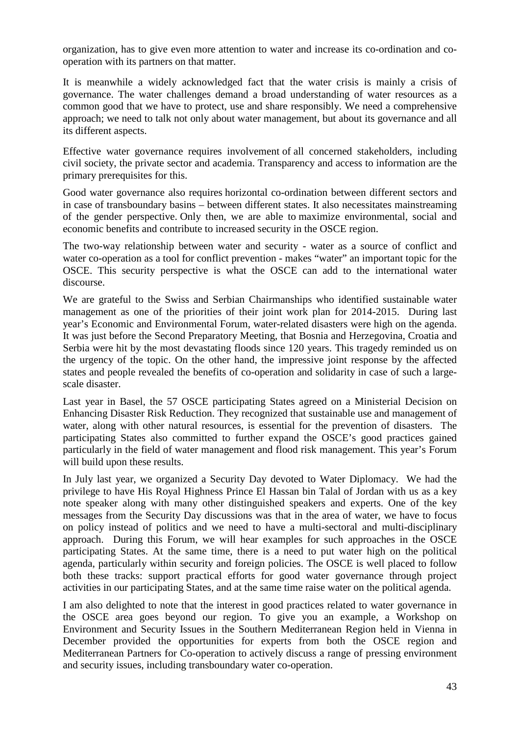organization, has to give even more attention to water and increase its co-ordination and co-operation with its partners on that matter.

It is meanwhile a widely acknowledged fact that the water crisis is mainly a crisis of governance. The water challenges demand a broad understanding of water resources as a common good that we have to protect, use and share responsibly. We need a comprehensive approach; we need to talk not only about water management, but about its governance and all its different aspects.

Effective water governance requires involvement of all concerned stakeholders, including civil society, the private sector and academia. Transparency and access to information are the primary prerequisites for this.

Good water governance also requires horizontal co-ordination between different sectors and in case of transboundary basins – between different states. It also necessitates mainstreaming of the gender perspective. Only then, we are able to maximize environmental, social and economic benefits and contribute to increased security in the OSCE region.

The two-way relationship between water and security - water as a source of conflict and water co-operation as a tool for conflict prevention - makes "water" an important topic for the OSCE. This security perspective is what the OSCE can add to the international water discourse.

We are grateful to the Swiss and Serbian Chairmanships who identified sustainable water management as one of the priorities of their joint work plan for 2014-2015. During last year's Economic and Environmental Forum, water-related disasters were high on the agenda. It was just before the Second Preparatory Meeting, that Bosnia and Herzegovina, Croatia and Serbia were hit by the most devastating floods since 120 years. This tragedy reminded us on the urgency of the topic. On the other hand, the impressive joint response by the affected states and people revealed the benefits of co-operation and solidarity in case of such a large-scale disaster.

Last year in Basel, the 57 OSCE participating States agreed on a Ministerial Decision on Enhancing Disaster Risk Reduction. They recognized that sustainable use and management of water, along with other natural resources, is essential for the prevention of disasters. The participating States also committed to further expand the OSCE's good practices gained particularly in the field of water management and flood risk management. This year's Forum will build upon these results.

In July last year, we organized a Security Day devoted to Water Diplomacy. We had the privilege to have His Royal Highness Prince El Hassan bin Talal of Jordan with us as a key note speaker along with many other distinguished speakers and experts. One of the key messages from the Security Day discussions was that in the area of water, we have to focus on policy instead of politics and we need to have a multi-sectoral and multi-disciplinary approach. During this Forum, we will hear examples for such approaches in the OSCE participating States. At the same time, there is a need to put water high on the political agenda, particularly within security and foreign policies. The OSCE is well placed to follow both these tracks: support practical efforts for good water governance through project activities in our participating States, and at the same time raise water on the political agenda.

I am also delighted to note that the interest in good practices related to water governance in the OSCE area goes beyond our region. To give you an example, a Workshop on Environment and Security Issues in the Southern Mediterranean Region held in Vienna in December provided the opportunities for experts from both the OSCE region and Mediterranean Partners for Co-operation to actively discuss a range of pressing environment and security issues, including transboundary water co-operation.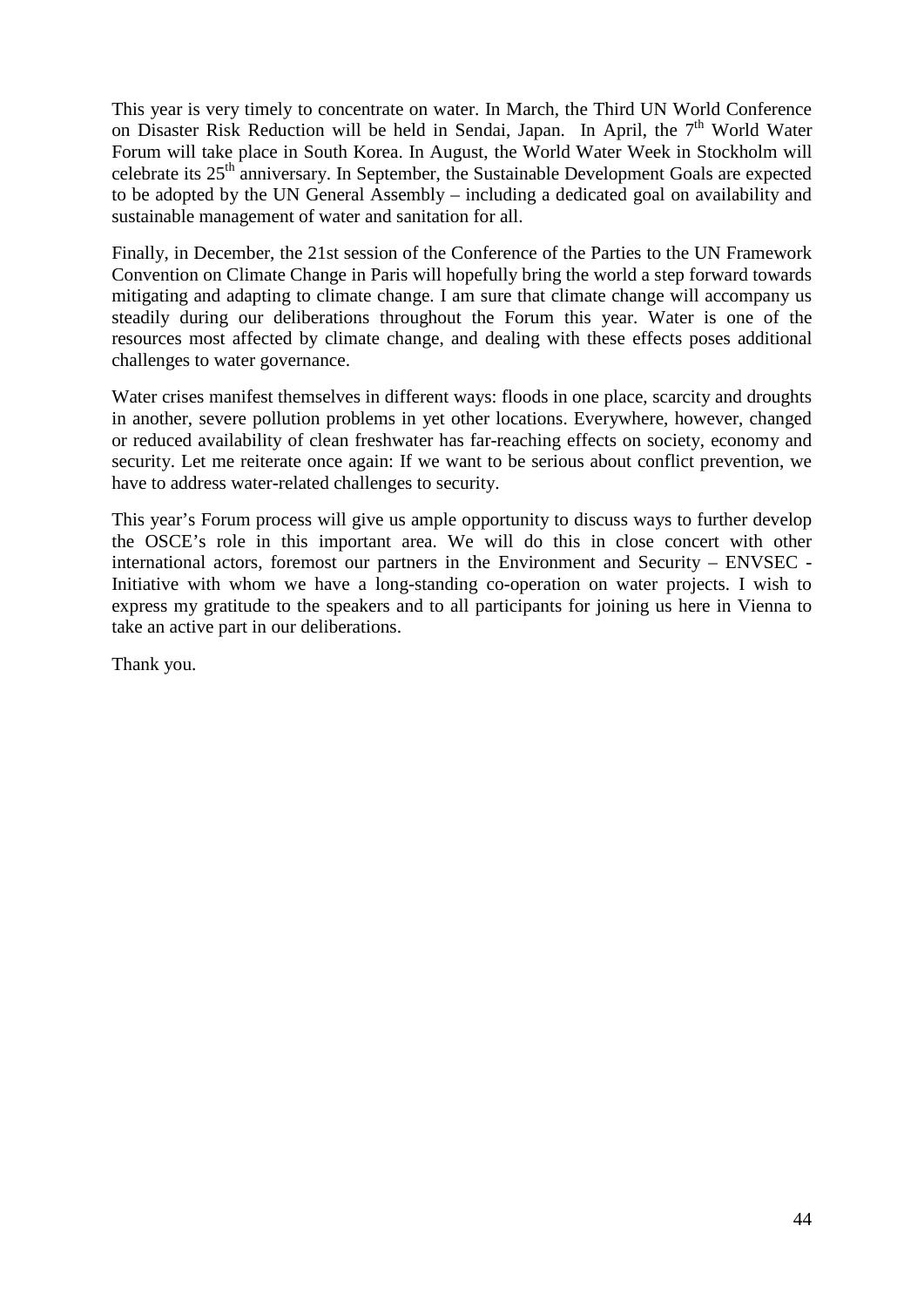This year is very timely to concentrate on water. In March, the Third UN World Conference on Disaster Risk Reduction will be held in Sendai, Japan. In April, the 7th World Water Forum will take place in South Korea. In August, the World Water Week in Stockholm will celebrate its 25th anniversary. In September, the Sustainable Development Goals are expected to be adopted by the UN General Assembly – including a dedicated goal on availability and sustainable management of water and sanitation for all.

Finally, in December, the 21st session of the Conference of the Parties to the UN Framework Convention on Climate Change in Paris will hopefully bring the world a step forward towards mitigating and adapting to climate change. I am sure that climate change will accompany us steadily during our deliberations throughout the Forum this year. Water is one of the resources most affected by climate change, and dealing with these effects poses additional challenges to water governance.

Water crises manifest themselves in different ways: floods in one place, scarcity and droughts in another, severe pollution problems in yet other locations. Everywhere, however, changed or reduced availability of clean freshwater has far-reaching effects on society, economy and security. Let me reiterate once again: If we want to be serious about conflict prevention, we have to address water-related challenges to security.

This year's Forum process will give us ample opportunity to discuss ways to further develop the OSCE's role in this important area. We will do this in close concert with other international actors, foremost our partners in the Environment and Security – ENVSEC - Initiative with whom we have a long-standing co-operation on water projects. I wish to express my gratitude to the speakers and to all participants for joining us here in Vienna to take an active part in our deliberations.

Thank you.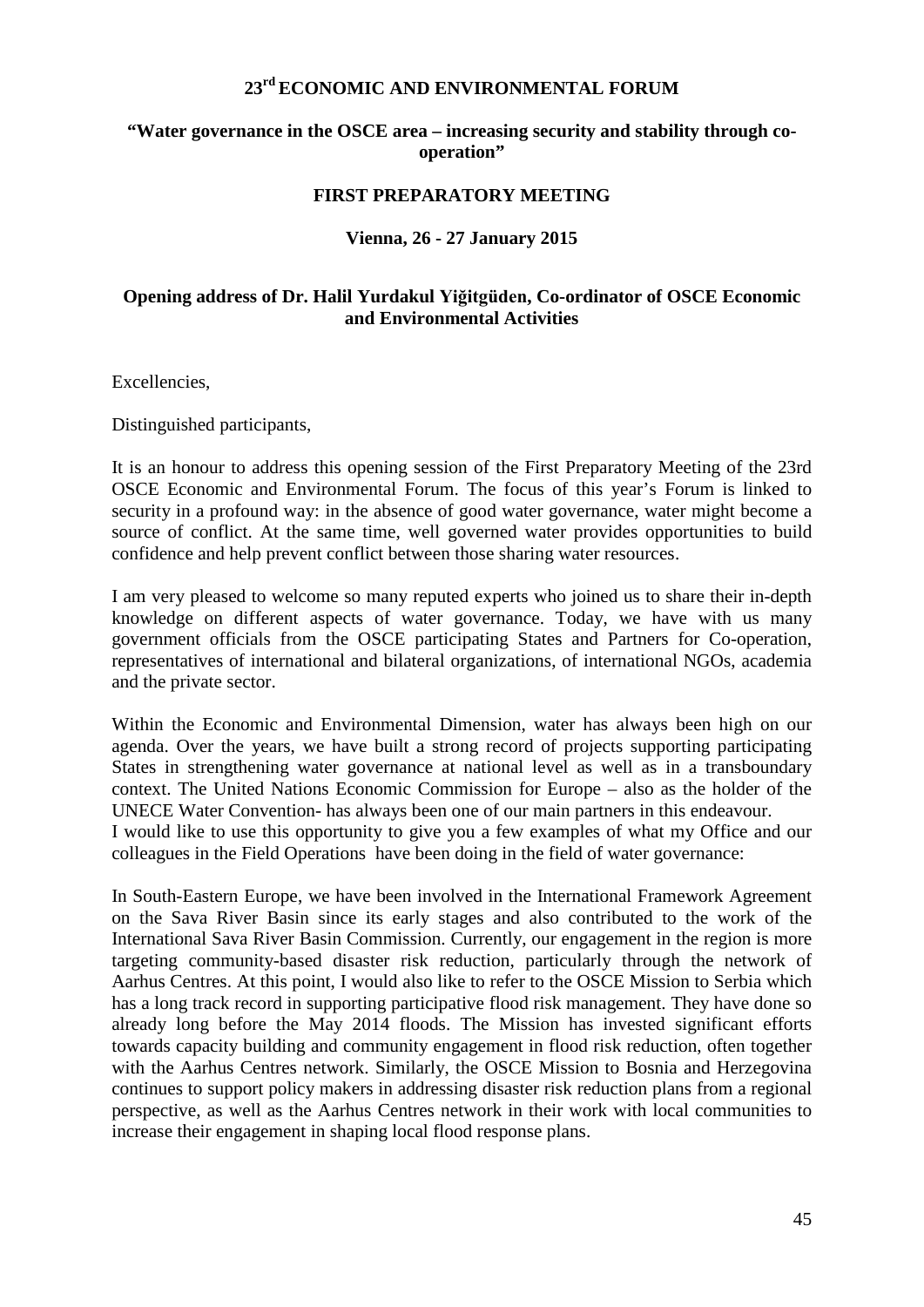# 23rd ECONOMIC AND ENVIRONMENTAL FORUM

## "Water governance in the OSCE area – increasing security and stability through co-operation"

### FIRST PREPARATORY MEETING

### Vienna, 26 - 27 January 2015

### Opening address of Dr. Halil Yurdakul Yiğitgüden, Co-ordinator of OSCE Economic and Environmental Activities

Excellencies,

Distinguished participants,

It is an honour to address this opening session of the First Preparatory Meeting of the 23rd OSCE Economic and Environmental Forum. The focus of this year's Forum is linked to security in a profound way: in the absence of good water governance, water might become a source of conflict. At the same time, well governed water provides opportunities to build confidence and help prevent conflict between those sharing water resources.

I am very pleased to welcome so many reputed experts who joined us to share their in-depth knowledge on different aspects of water governance. Today, we have with us many government officials from the OSCE participating States and Partners for Co-operation, representatives of international and bilateral organizations, of international NGOs, academia and the private sector.

Within the Economic and Environmental Dimension, water has always been high on our agenda. Over the years, we have built a strong record of projects supporting participating States in strengthening water governance at national level as well as in a transboundary context. The United Nations Economic Commission for Europe – also as the holder of the UNECE Water Convention- has always been one of our main partners in this endeavour.
I would like to use this opportunity to give you a few examples of what my Office and our colleagues in the Field Operations have been doing in the field of water governance:

In South-Eastern Europe, we have been involved in the International Framework Agreement on the Sava River Basin since its early stages and also contributed to the work of the International Sava River Basin Commission. Currently, our engagement in the region is more targeting community-based disaster risk reduction, particularly through the network of Aarhus Centres. At this point, I would also like to refer to the OSCE Mission to Serbia which has a long track record in supporting participative flood risk management. They have done so already long before the May 2014 floods. The Mission has invested significant efforts towards capacity building and community engagement in flood risk reduction, often together with the Aarhus Centres network. Similarly, the OSCE Mission to Bosnia and Herzegovina continues to support policy makers in addressing disaster risk reduction plans from a regional perspective, as well as the Aarhus Centres network in their work with local communities to increase their engagement in shaping local flood response plans.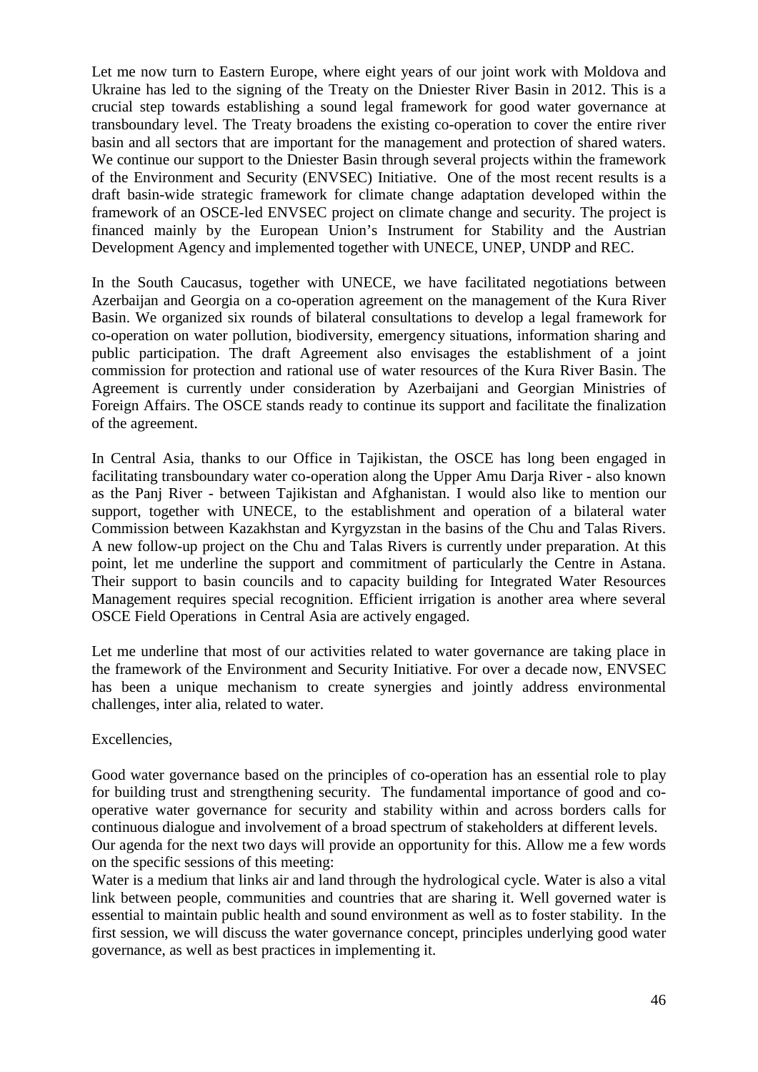Let me now turn to Eastern Europe, where eight years of our joint work with Moldova and Ukraine has led to the signing of the Treaty on the Dniester River Basin in 2012. This is a crucial step towards establishing a sound legal framework for good water governance at transboundary level. The Treaty broadens the existing co-operation to cover the entire river basin and all sectors that are important for the management and protection of shared waters. We continue our support to the Dniester Basin through several projects within the framework of the Environment and Security (ENVSEC) Initiative. One of the most recent results is a draft basin-wide strategic framework for climate change adaptation developed within the framework of an OSCE-led ENVSEC project on climate change and security. The project is financed mainly by the European Union's Instrument for Stability and the Austrian Development Agency and implemented together with UNECE, UNEP, UNDP and REC.

In the South Caucasus, together with UNECE, we have facilitated negotiations between Azerbaijan and Georgia on a co-operation agreement on the management of the Kura River Basin. We organized six rounds of bilateral consultations to develop a legal framework for co-operation on water pollution, biodiversity, emergency situations, information sharing and public participation. The draft Agreement also envisages the establishment of a joint commission for protection and rational use of water resources of the Kura River Basin. The Agreement is currently under consideration by Azerbaijani and Georgian Ministries of Foreign Affairs. The OSCE stands ready to continue its support and facilitate the finalization of the agreement.

In Central Asia, thanks to our Office in Tajikistan, the OSCE has long been engaged in facilitating transboundary water co-operation along the Upper Amu Darja River - also known as the Panj River - between Tajikistan and Afghanistan. I would also like to mention our support, together with UNECE, to the establishment and operation of a bilateral water Commission between Kazakhstan and Kyrgyzstan in the basins of the Chu and Talas Rivers. A new follow-up project on the Chu and Talas Rivers is currently under preparation. At this point, let me underline the support and commitment of particularly the Centre in Astana. Their support to basin councils and to capacity building for Integrated Water Resources Management requires special recognition. Efficient irrigation is another area where several OSCE Field Operations in Central Asia are actively engaged.

Let me underline that most of our activities related to water governance are taking place in the framework of the Environment and Security Initiative. For over a decade now, ENVSEC has been a unique mechanism to create synergies and jointly address environmental challenges, inter alia, related to water.

Excellencies,

Good water governance based on the principles of co-operation has an essential role to play for building trust and strengthening security. The fundamental importance of good and co-operative water governance for security and stability within and across borders calls for continuous dialogue and involvement of a broad spectrum of stakeholders at different levels.
Our agenda for the next two days will provide an opportunity for this. Allow me a few words on the specific sessions of this meeting:
Water is a medium that links air and land through the hydrological cycle. Water is also a vital link between people, communities and countries that are sharing it. Well governed water is essential to maintain public health and sound environment as well as to foster stability. In the first session, we will discuss the water governance concept, principles underlying good water governance, as well as best practices in implementing it.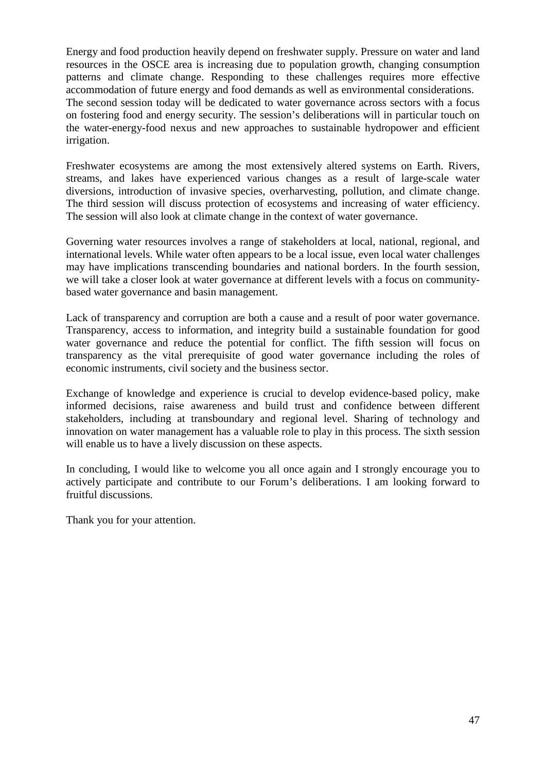Energy and food production heavily depend on freshwater supply. Pressure on water and land resources in the OSCE area is increasing due to population growth, changing consumption patterns and climate change. Responding to these challenges requires more effective accommodation of future energy and food demands as well as environmental considerations. The second session today will be dedicated to water governance across sectors with a focus on fostering food and energy security. The session's deliberations will in particular touch on the water-energy-food nexus and new approaches to sustainable hydropower and efficient irrigation.

Freshwater ecosystems are among the most extensively altered systems on Earth. Rivers, streams, and lakes have experienced various changes as a result of large-scale water diversions, introduction of invasive species, overharvesting, pollution, and climate change. The third session will discuss protection of ecosystems and increasing of water efficiency. The session will also look at climate change in the context of water governance.

Governing water resources involves a range of stakeholders at local, national, regional, and international levels. While water often appears to be a local issue, even local water challenges may have implications transcending boundaries and national borders. In the fourth session, we will take a closer look at water governance at different levels with a focus on community-based water governance and basin management.

Lack of transparency and corruption are both a cause and a result of poor water governance. Transparency, access to information, and integrity build a sustainable foundation for good water governance and reduce the potential for conflict. The fifth session will focus on transparency as the vital prerequisite of good water governance including the roles of economic instruments, civil society and the business sector.

Exchange of knowledge and experience is crucial to develop evidence-based policy, make informed decisions, raise awareness and build trust and confidence between different stakeholders, including at transboundary and regional level. Sharing of technology and innovation on water management has a valuable role to play in this process. The sixth session will enable us to have a lively discussion on these aspects.

In concluding, I would like to welcome you all once again and I strongly encourage you to actively participate and contribute to our Forum's deliberations. I am looking forward to fruitful discussions.

Thank you for your attention.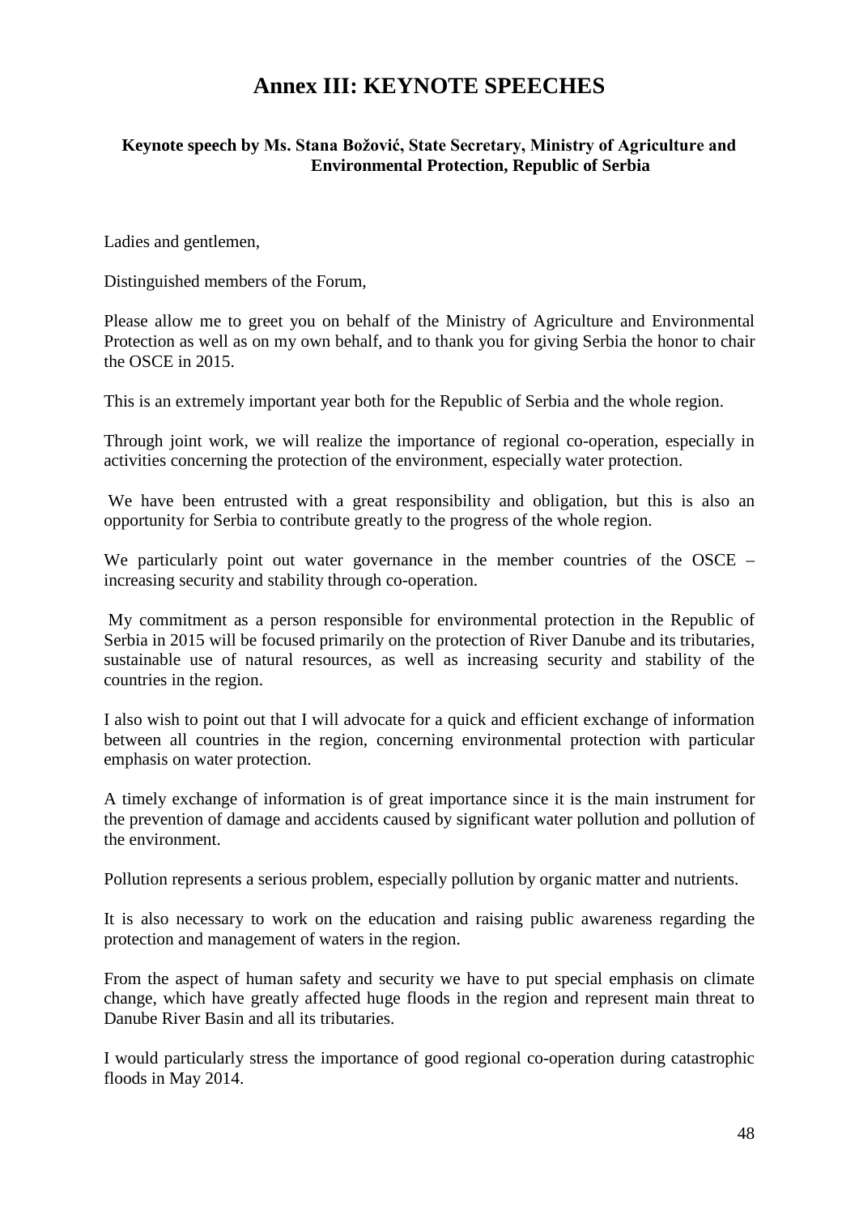# Annex III: KEYNOTE SPEECHES

### Keynote speech by Ms. Stana Božović, State Secretary, Ministry of Agriculture and Environmental Protection, Republic of Serbia

Ladies and gentlemen,

Distinguished members of the Forum,

Please allow me to greet you on behalf of the Ministry of Agriculture and Environmental Protection as well as on my own behalf, and to thank you for giving Serbia the honor to chair the OSCE in 2015.

This is an extremely important year both for the Republic of Serbia and the whole region.

Through joint work, we will realize the importance of regional co-operation, especially in activities concerning the protection of the environment, especially water protection.

We have been entrusted with a great responsibility and obligation, but this is also an opportunity for Serbia to contribute greatly to the progress of the whole region.

We particularly point out water governance in the member countries of the OSCE – increasing security and stability through co-operation.

My commitment as a person responsible for environmental protection in the Republic of Serbia in 2015 will be focused primarily on the protection of River Danube and its tributaries, sustainable use of natural resources, as well as increasing security and stability of the countries in the region.

I also wish to point out that I will advocate for a quick and efficient exchange of information between all countries in the region, concerning environmental protection with particular emphasis on water protection.

A timely exchange of information is of great importance since it is the main instrument for the prevention of damage and accidents caused by significant water pollution and pollution of the environment.

Pollution represents a serious problem, especially pollution by organic matter and nutrients.

It is also necessary to work on the education and raising public awareness regarding the protection and management of waters in the region.

From the aspect of human safety and security we have to put special emphasis on climate change, which have greatly affected huge floods in the region and represent main threat to Danube River Basin and all its tributaries.

I would particularly stress the importance of good regional co-operation during catastrophic floods in May 2014.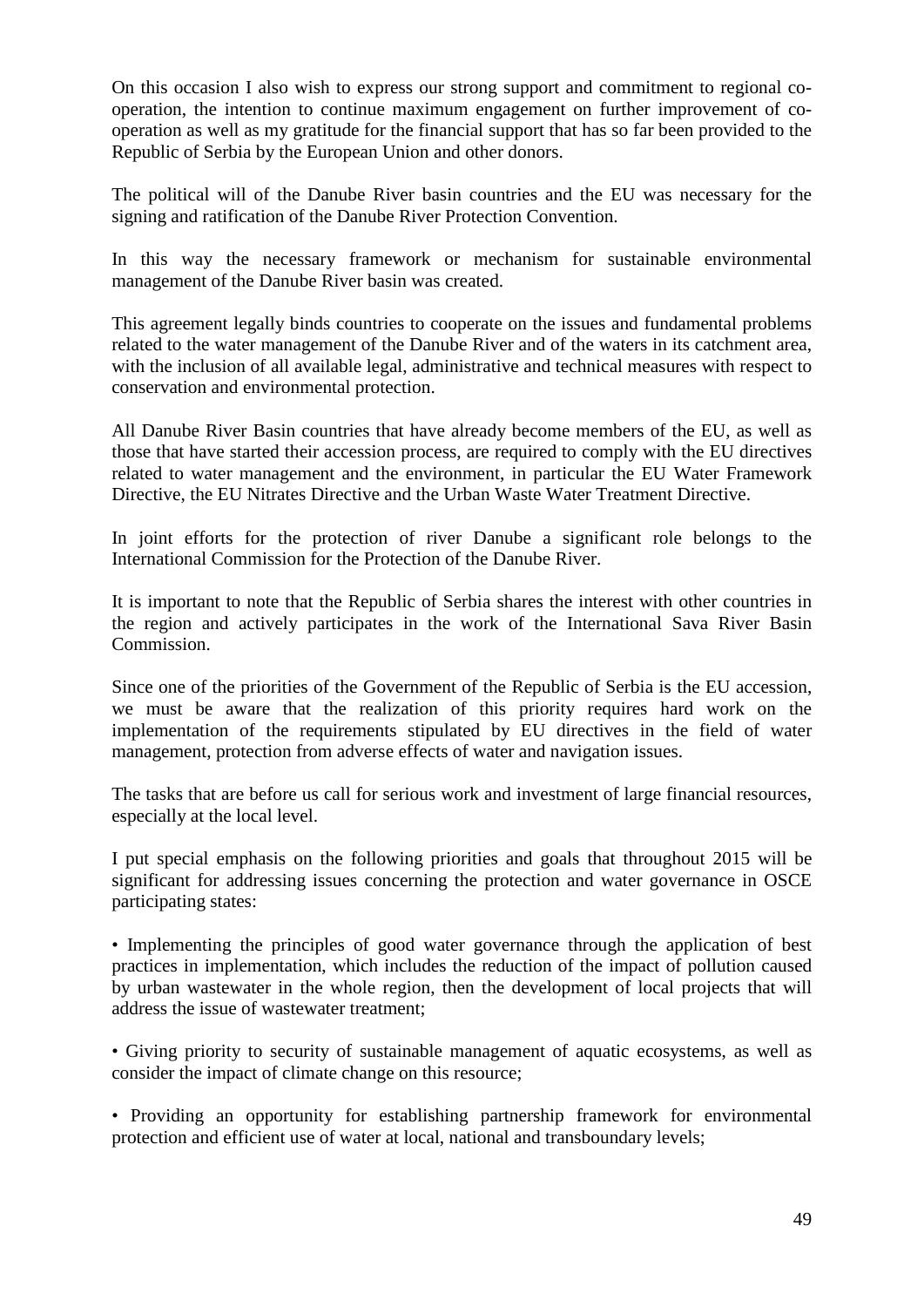On this occasion I also wish to express our strong support and commitment to regional co-operation, the intention to continue maximum engagement on further improvement of co-operation as well as my gratitude for the financial support that has so far been provided to the Republic of Serbia by the European Union and other donors.

The political will of the Danube River basin countries and the EU was necessary for the signing and ratification of the Danube River Protection Convention.

In this way the necessary framework or mechanism for sustainable environmental management of the Danube River basin was created.

This agreement legally binds countries to cooperate on the issues and fundamental problems related to the water management of the Danube River and of the waters in its catchment area, with the inclusion of all available legal, administrative and technical measures with respect to conservation and environmental protection.

All Danube River Basin countries that have already become members of the EU, as well as those that have started their accession process, are required to comply with the EU directives related to water management and the environment, in particular the EU Water Framework Directive, the EU Nitrates Directive and the Urban Waste Water Treatment Directive.

In joint efforts for the protection of river Danube a significant role belongs to the International Commission for the Protection of the Danube River.

It is important to note that the Republic of Serbia shares the interest with other countries in the region and actively participates in the work of the International Sava River Basin Commission.

Since one of the priorities of the Government of the Republic of Serbia is the EU accession, we must be aware that the realization of this priority requires hard work on the implementation of the requirements stipulated by EU directives in the field of water management, protection from adverse effects of water and navigation issues.

The tasks that are before us call for serious work and investment of large financial resources, especially at the local level.

I put special emphasis on the following priorities and goals that throughout 2015 will be significant for addressing issues concerning the protection and water governance in OSCE participating states:

- Implementing the principles of good water governance through the application of best practices in implementation, which includes the reduction of the impact of pollution caused by urban wastewater in the whole region, then the development of local projects that will address the issue of wastewater treatment;

- Giving priority to security of sustainable management of aquatic ecosystems, as well as consider the impact of climate change on this resource;

- Providing an opportunity for establishing partnership framework for environmental protection and efficient use of water at local, national and transboundary levels;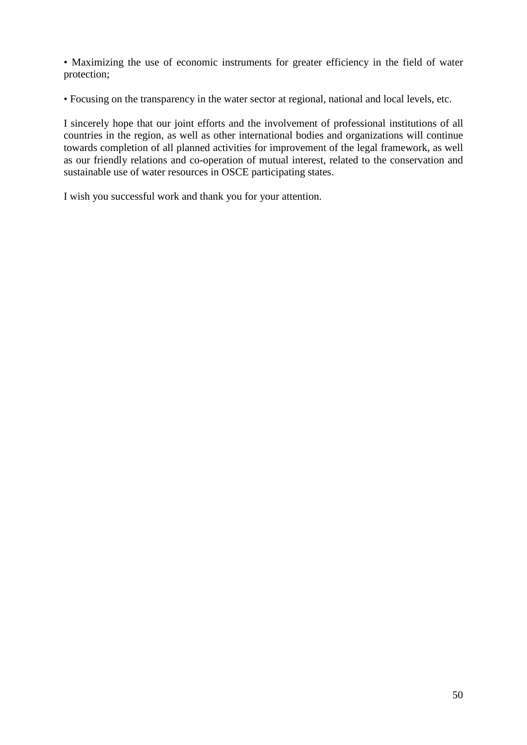• Maximizing the use of economic instruments for greater efficiency in the field of water protection;

• Focusing on the transparency in the water sector at regional, national and local levels, etc.

I sincerely hope that our joint efforts and the involvement of professional institutions of all countries in the region, as well as other international bodies and organizations will continue towards completion of all planned activities for improvement of the legal framework, as well as our friendly relations and co-operation of mutual interest, related to the conservation and sustainable use of water resources in OSCE participating states.

I wish you successful work and thank you for your attention.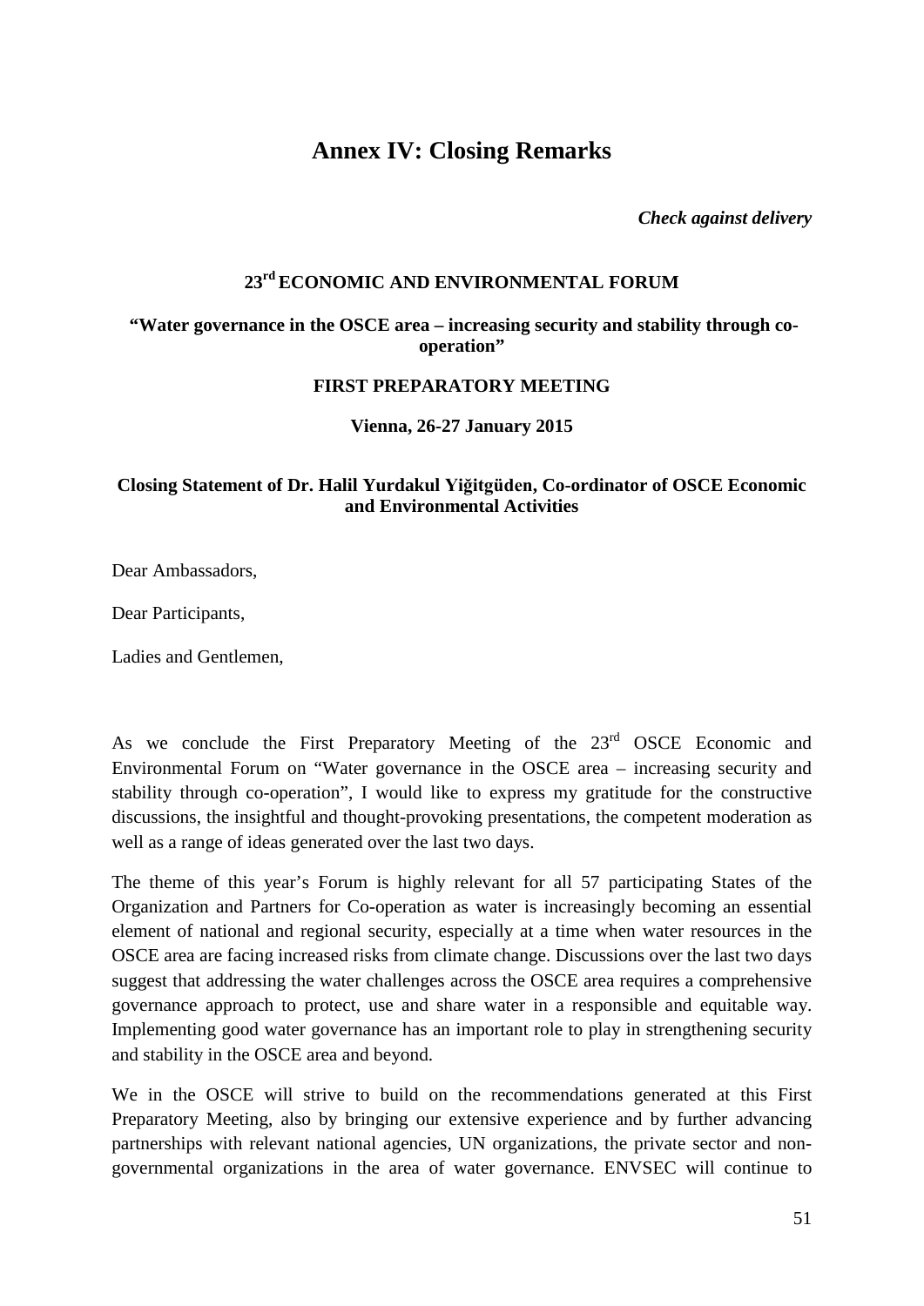# Annex IV: Closing Remarks

***Check against delivery***

**23rd ECONOMIC AND ENVIRONMENTAL FORUM**

**"Water governance in the OSCE area – increasing security and stability through co-operation"**

**FIRST PREPARATORY MEETING**

**Vienna, 26-27 January 2015**

**Closing Statement of Dr. Halil Yurdakul Yiğitgüden, Co-ordinator of OSCE Economic and Environmental Activities**

Dear Ambassadors,

Dear Participants,

Ladies and Gentlemen,

As we conclude the First Preparatory Meeting of the 23rd OSCE Economic and Environmental Forum on "Water governance in the OSCE area – increasing security and stability through co-operation", I would like to express my gratitude for the constructive discussions, the insightful and thought-provoking presentations, the competent moderation as well as a range of ideas generated over the last two days.

The theme of this year's Forum is highly relevant for all 57 participating States of the Organization and Partners for Co-operation as water is increasingly becoming an essential element of national and regional security, especially at a time when water resources in the OSCE area are facing increased risks from climate change. Discussions over the last two days suggest that addressing the water challenges across the OSCE area requires a comprehensive governance approach to protect, use and share water in a responsible and equitable way. Implementing good water governance has an important role to play in strengthening security and stability in the OSCE area and beyond.

We in the OSCE will strive to build on the recommendations generated at this First Preparatory Meeting, also by bringing our extensive experience and by further advancing partnerships with relevant national agencies, UN organizations, the private sector and non-governmental organizations in the area of water governance. ENVSEC will continue to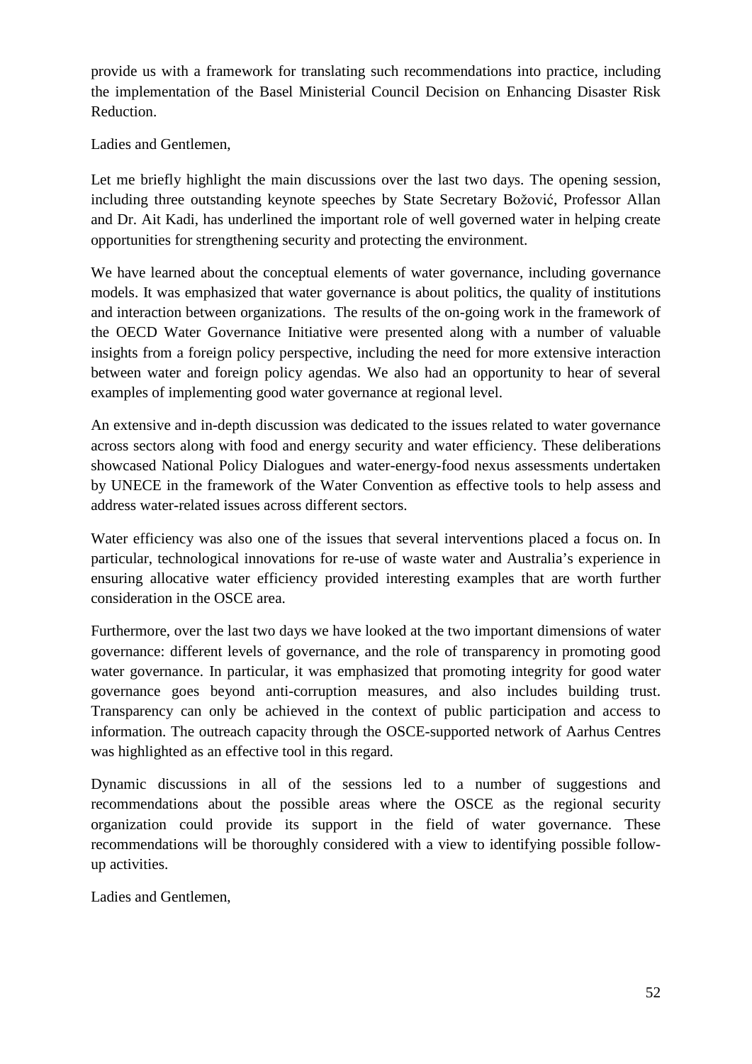provide us with a framework for translating such recommendations into practice, including the implementation of the Basel Ministerial Council Decision on Enhancing Disaster Risk Reduction.

Ladies and Gentlemen,

Let me briefly highlight the main discussions over the last two days. The opening session, including three outstanding keynote speeches by State Secretary Božović, Professor Allan and Dr. Ait Kadi, has underlined the important role of well governed water in helping create opportunities for strengthening security and protecting the environment.

We have learned about the conceptual elements of water governance, including governance models. It was emphasized that water governance is about politics, the quality of institutions and interaction between organizations. The results of the on-going work in the framework of the OECD Water Governance Initiative were presented along with a number of valuable insights from a foreign policy perspective, including the need for more extensive interaction between water and foreign policy agendas. We also had an opportunity to hear of several examples of implementing good water governance at regional level.

An extensive and in-depth discussion was dedicated to the issues related to water governance across sectors along with food and energy security and water efficiency. These deliberations showcased National Policy Dialogues and water-energy-food nexus assessments undertaken by UNECE in the framework of the Water Convention as effective tools to help assess and address water-related issues across different sectors.

Water efficiency was also one of the issues that several interventions placed a focus on. In particular, technological innovations for re-use of waste water and Australia's experience in ensuring allocative water efficiency provided interesting examples that are worth further consideration in the OSCE area.

Furthermore, over the last two days we have looked at the two important dimensions of water governance: different levels of governance, and the role of transparency in promoting good water governance. In particular, it was emphasized that promoting integrity for good water governance goes beyond anti-corruption measures, and also includes building trust. Transparency can only be achieved in the context of public participation and access to information. The outreach capacity through the OSCE-supported network of Aarhus Centres was highlighted as an effective tool in this regard.

Dynamic discussions in all of the sessions led to a number of suggestions and recommendations about the possible areas where the OSCE as the regional security organization could provide its support in the field of water governance. These recommendations will be thoroughly considered with a view to identifying possible follow-up activities.

Ladies and Gentlemen,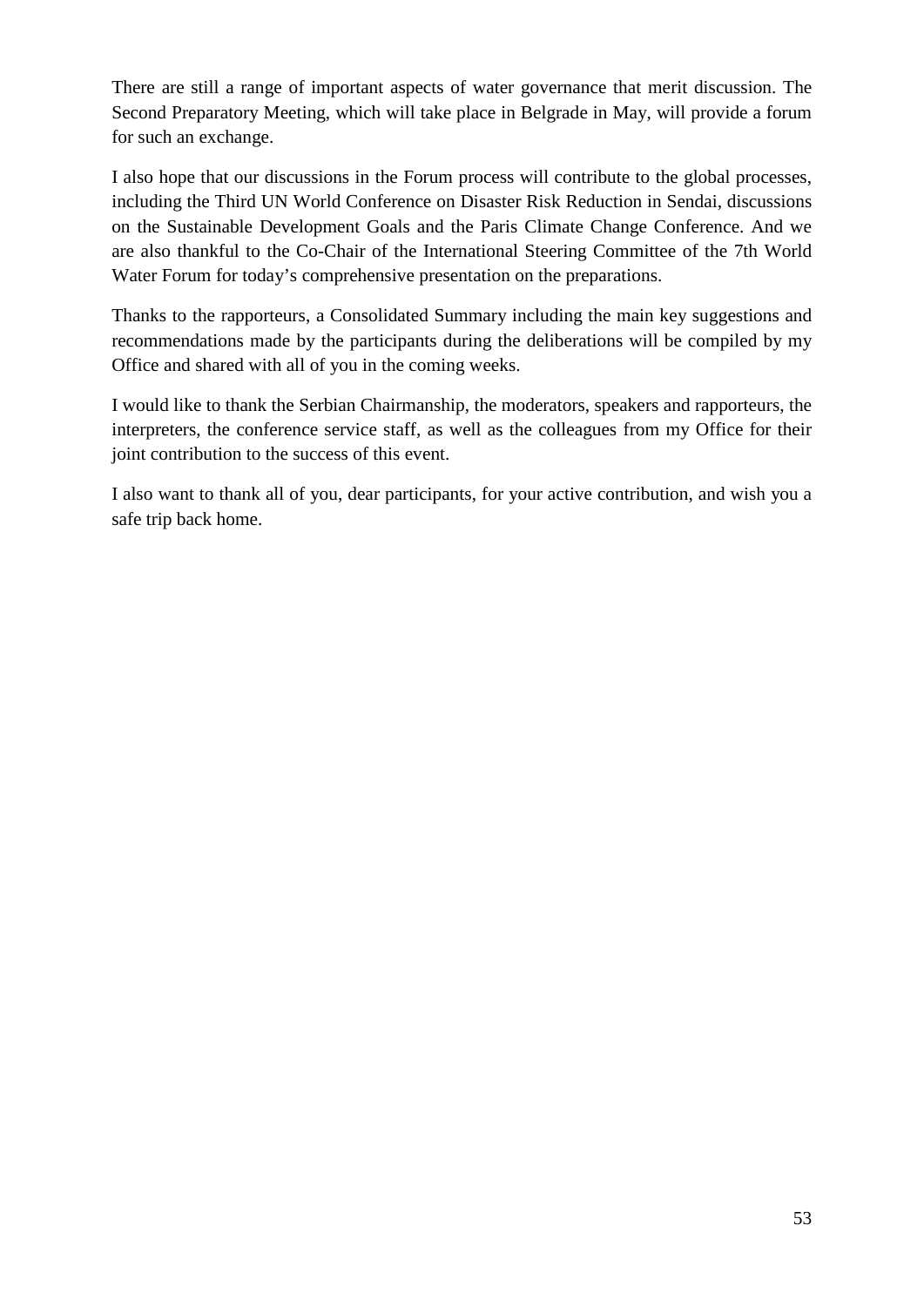There are still a range of important aspects of water governance that merit discussion. The Second Preparatory Meeting, which will take place in Belgrade in May, will provide a forum for such an exchange.

I also hope that our discussions in the Forum process will contribute to the global processes, including the Third UN World Conference on Disaster Risk Reduction in Sendai, discussions on the Sustainable Development Goals and the Paris Climate Change Conference. And we are also thankful to the Co-Chair of the International Steering Committee of the 7th World Water Forum for today's comprehensive presentation on the preparations.

Thanks to the rapporteurs, a Consolidated Summary including the main key suggestions and recommendations made by the participants during the deliberations will be compiled by my Office and shared with all of you in the coming weeks.

I would like to thank the Serbian Chairmanship, the moderators, speakers and rapporteurs, the interpreters, the conference service staff, as well as the colleagues from my Office for their joint contribution to the success of this event.

I also want to thank all of you, dear participants, for your active contribution, and wish you a safe trip back home.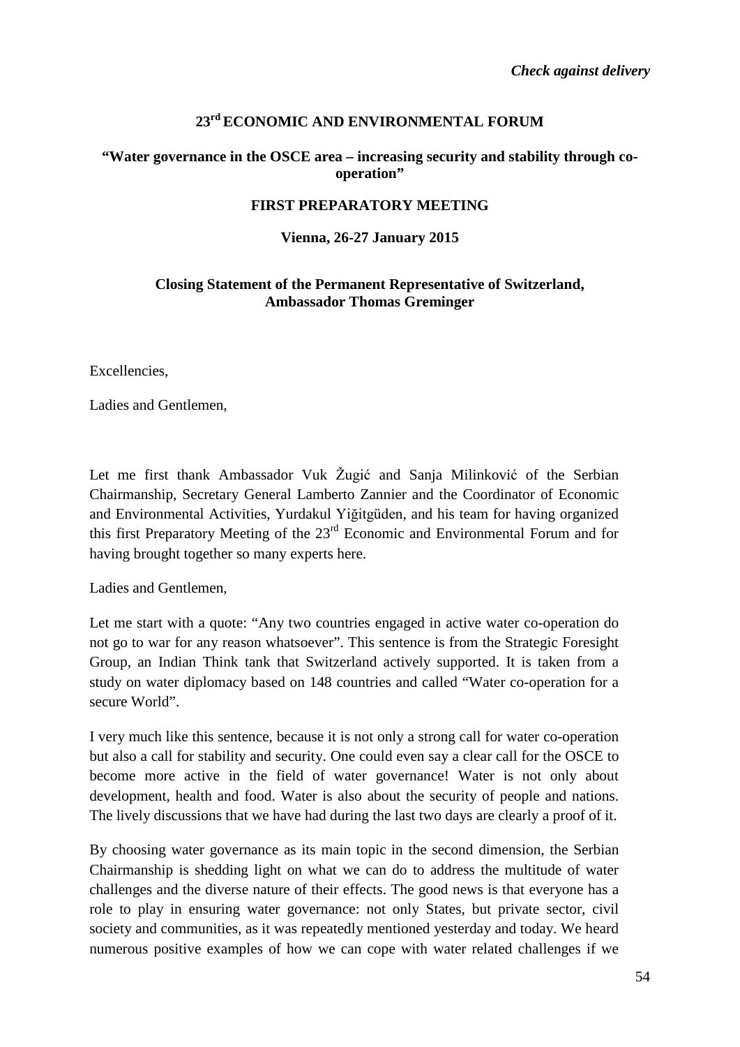*Check against delivery*

**23rd ECONOMIC AND ENVIRONMENTAL FORUM**

**"Water governance in the OSCE area – increasing security and stability through co-operation"**

**FIRST PREPARATORY MEETING**

**Vienna, 26-27 January 2015**

**Closing Statement of the Permanent Representative of Switzerland, Ambassador Thomas Greminger**

Excellencies,

Ladies and Gentlemen,

Let me first thank Ambassador Vuk Žugić and Sanja Milinković of the Serbian Chairmanship, Secretary General Lamberto Zannier and the Coordinator of Economic and Environmental Activities, Yurdakul Yiğitgüden, and his team for having organized this first Preparatory Meeting of the 23rd Economic and Environmental Forum and for having brought together so many experts here.

Ladies and Gentlemen,

Let me start with a quote: "Any two countries engaged in active water co-operation do not go to war for any reason whatsoever". This sentence is from the Strategic Foresight Group, an Indian Think tank that Switzerland actively supported. It is taken from a study on water diplomacy based on 148 countries and called "Water co-operation for a secure World".

I very much like this sentence, because it is not only a strong call for water co-operation but also a call for stability and security. One could even say a clear call for the OSCE to become more active in the field of water governance! Water is not only about development, health and food. Water is also about the security of people and nations. The lively discussions that we have had during the last two days are clearly a proof of it.

By choosing water governance as its main topic in the second dimension, the Serbian Chairmanship is shedding light on what we can do to address the multitude of water challenges and the diverse nature of their effects. The good news is that everyone has a role to play in ensuring water governance: not only States, but private sector, civil society and communities, as it was repeatedly mentioned yesterday and today. We heard numerous positive examples of how we can cope with water related challenges if we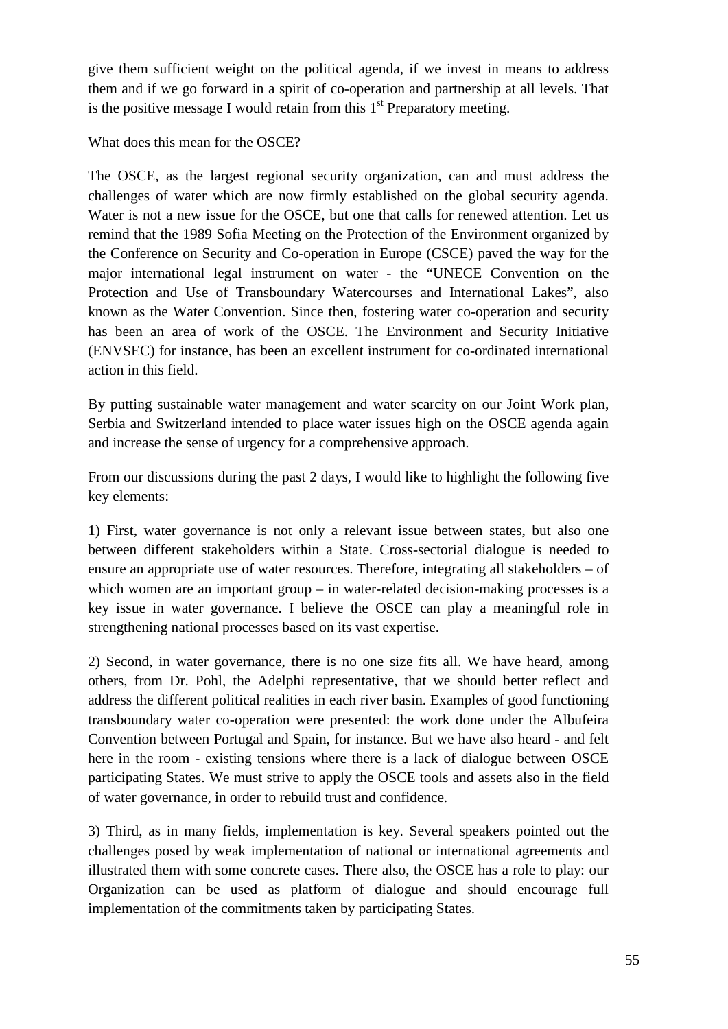give them sufficient weight on the political agenda, if we invest in means to address them and if we go forward in a spirit of co-operation and partnership at all levels. That is the positive message I would retain from this 1st Preparatory meeting.

What does this mean for the OSCE?

The OSCE, as the largest regional security organization, can and must address the challenges of water which are now firmly established on the global security agenda. Water is not a new issue for the OSCE, but one that calls for renewed attention. Let us remind that the 1989 Sofia Meeting on the Protection of the Environment organized by the Conference on Security and Co-operation in Europe (CSCE) paved the way for the major international legal instrument on water - the "UNECE Convention on the Protection and Use of Transboundary Watercourses and International Lakes", also known as the Water Convention. Since then, fostering water co-operation and security has been an area of work of the OSCE. The Environment and Security Initiative (ENVSEC) for instance, has been an excellent instrument for co-ordinated international action in this field.

By putting sustainable water management and water scarcity on our Joint Work plan, Serbia and Switzerland intended to place water issues high on the OSCE agenda again and increase the sense of urgency for a comprehensive approach.

From our discussions during the past 2 days, I would like to highlight the following five key elements:

1) First, water governance is not only a relevant issue between states, but also one between different stakeholders within a State. Cross-sectorial dialogue is needed to ensure an appropriate use of water resources. Therefore, integrating all stakeholders – of which women are an important group – in water-related decision-making processes is a key issue in water governance. I believe the OSCE can play a meaningful role in strengthening national processes based on its vast expertise.

2) Second, in water governance, there is no one size fits all. We have heard, among others, from Dr. Pohl, the Adelphi representative, that we should better reflect and address the different political realities in each river basin. Examples of good functioning transboundary water co-operation were presented: the work done under the Albufeira Convention between Portugal and Spain, for instance. But we have also heard - and felt here in the room - existing tensions where there is a lack of dialogue between OSCE participating States. We must strive to apply the OSCE tools and assets also in the field of water governance, in order to rebuild trust and confidence.

3) Third, as in many fields, implementation is key. Several speakers pointed out the challenges posed by weak implementation of national or international agreements and illustrated them with some concrete cases. There also, the OSCE has a role to play: our Organization can be used as platform of dialogue and should encourage full implementation of the commitments taken by participating States.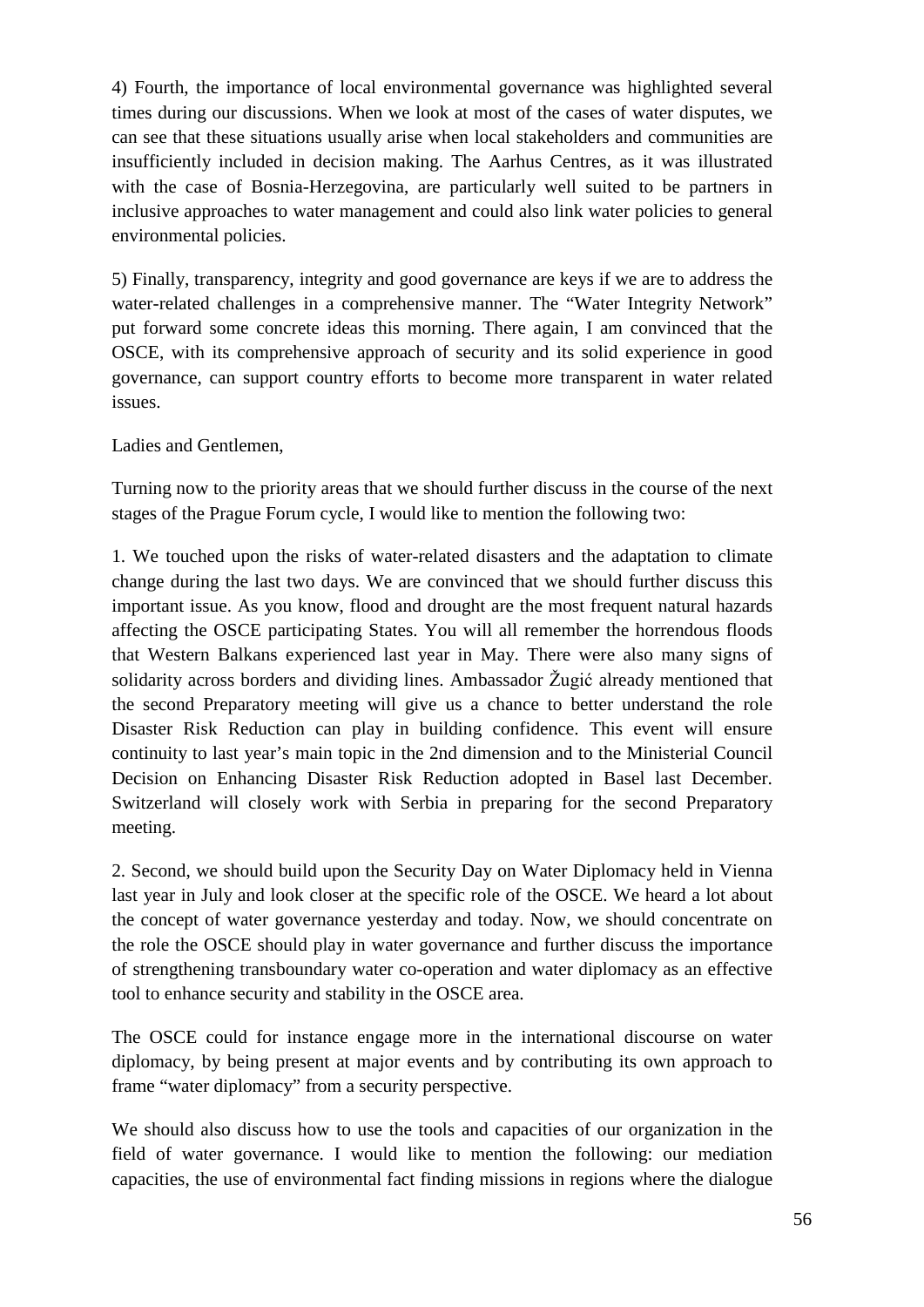4) Fourth, the importance of local environmental governance was highlighted several times during our discussions. When we look at most of the cases of water disputes, we can see that these situations usually arise when local stakeholders and communities are insufficiently included in decision making. The Aarhus Centres, as it was illustrated with the case of Bosnia-Herzegovina, are particularly well suited to be partners in inclusive approaches to water management and could also link water policies to general environmental policies.

5) Finally, transparency, integrity and good governance are keys if we are to address the water-related challenges in a comprehensive manner. The "Water Integrity Network" put forward some concrete ideas this morning. There again, I am convinced that the OSCE, with its comprehensive approach of security and its solid experience in good governance, can support country efforts to become more transparent in water related issues.

Ladies and Gentlemen,

Turning now to the priority areas that we should further discuss in the course of the next stages of the Prague Forum cycle, I would like to mention the following two:

1. We touched upon the risks of water-related disasters and the adaptation to climate change during the last two days. We are convinced that we should further discuss this important issue. As you know, flood and drought are the most frequent natural hazards affecting the OSCE participating States. You will all remember the horrendous floods that Western Balkans experienced last year in May. There were also many signs of solidarity across borders and dividing lines. Ambassador Žugić already mentioned that the second Preparatory meeting will give us a chance to better understand the role Disaster Risk Reduction can play in building confidence. This event will ensure continuity to last year's main topic in the 2nd dimension and to the Ministerial Council Decision on Enhancing Disaster Risk Reduction adopted in Basel last December. Switzerland will closely work with Serbia in preparing for the second Preparatory meeting.

2. Second, we should build upon the Security Day on Water Diplomacy held in Vienna last year in July and look closer at the specific role of the OSCE. We heard a lot about the concept of water governance yesterday and today. Now, we should concentrate on the role the OSCE should play in water governance and further discuss the importance of strengthening transboundary water co-operation and water diplomacy as an effective tool to enhance security and stability in the OSCE area.

The OSCE could for instance engage more in the international discourse on water diplomacy, by being present at major events and by contributing its own approach to frame "water diplomacy" from a security perspective.

We should also discuss how to use the tools and capacities of our organization in the field of water governance. I would like to mention the following: our mediation capacities, the use of environmental fact finding missions in regions where the dialogue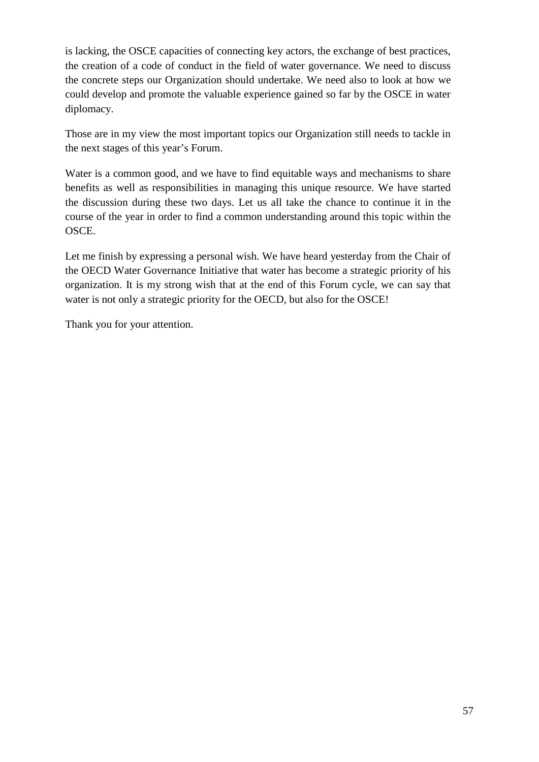is lacking, the OSCE capacities of connecting key actors, the exchange of best practices, the creation of a code of conduct in the field of water governance. We need to discuss the concrete steps our Organization should undertake. We need also to look at how we could develop and promote the valuable experience gained so far by the OSCE in water diplomacy.

Those are in my view the most important topics our Organization still needs to tackle in the next stages of this year's Forum.

Water is a common good, and we have to find equitable ways and mechanisms to share benefits as well as responsibilities in managing this unique resource. We have started the discussion during these two days. Let us all take the chance to continue it in the course of the year in order to find a common understanding around this topic within the OSCE.

Let me finish by expressing a personal wish. We have heard yesterday from the Chair of the OECD Water Governance Initiative that water has become a strategic priority of his organization. It is my strong wish that at the end of this Forum cycle, we can say that water is not only a strategic priority for the OECD, but also for the OSCE!

Thank you for your attention.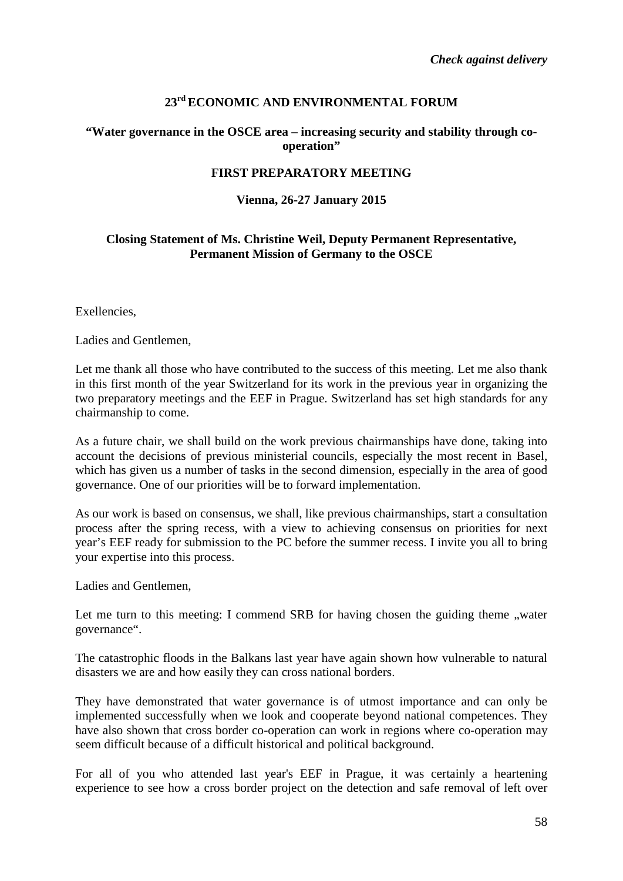*Check against delivery*

# 23rd ECONOMIC AND ENVIRONMENTAL FORUM

## "Water governance in the OSCE area – increasing security and stability through co-operation"

## FIRST PREPARATORY MEETING

## Vienna, 26-27 January 2015

### Closing Statement of Ms. Christine Weil, Deputy Permanent Representative, Permanent Mission of Germany to the OSCE

Exellencies,

Ladies and Gentlemen,

Let me thank all those who have contributed to the success of this meeting. Let me also thank in this first month of the year Switzerland for its work in the previous year in organizing the two preparatory meetings and the EEF in Prague. Switzerland has set high standards for any chairmanship to come.

As a future chair, we shall build on the work previous chairmanships have done, taking into account the decisions of previous ministerial councils, especially the most recent in Basel, which has given us a number of tasks in the second dimension, especially in the area of good governance. One of our priorities will be to forward implementation.

As our work is based on consensus, we shall, like previous chairmanships, start a consultation process after the spring recess, with a view to achieving consensus on priorities for next year's EEF ready for submission to the PC before the summer recess. I invite you all to bring your expertise into this process.

Ladies and Gentlemen,

Let me turn to this meeting: I commend SRB for having chosen the guiding theme „water governance".

The catastrophic floods in the Balkans last year have again shown how vulnerable to natural disasters we are and how easily they can cross national borders.

They have demonstrated that water governance is of utmost importance and can only be implemented successfully when we look and cooperate beyond national competences. They have also shown that cross border co-operation can work in regions where co-operation may seem difficult because of a difficult historical and political background.

For all of you who attended last year's EEF in Prague, it was certainly a heartening experience to see how a cross border project on the detection and safe removal of left over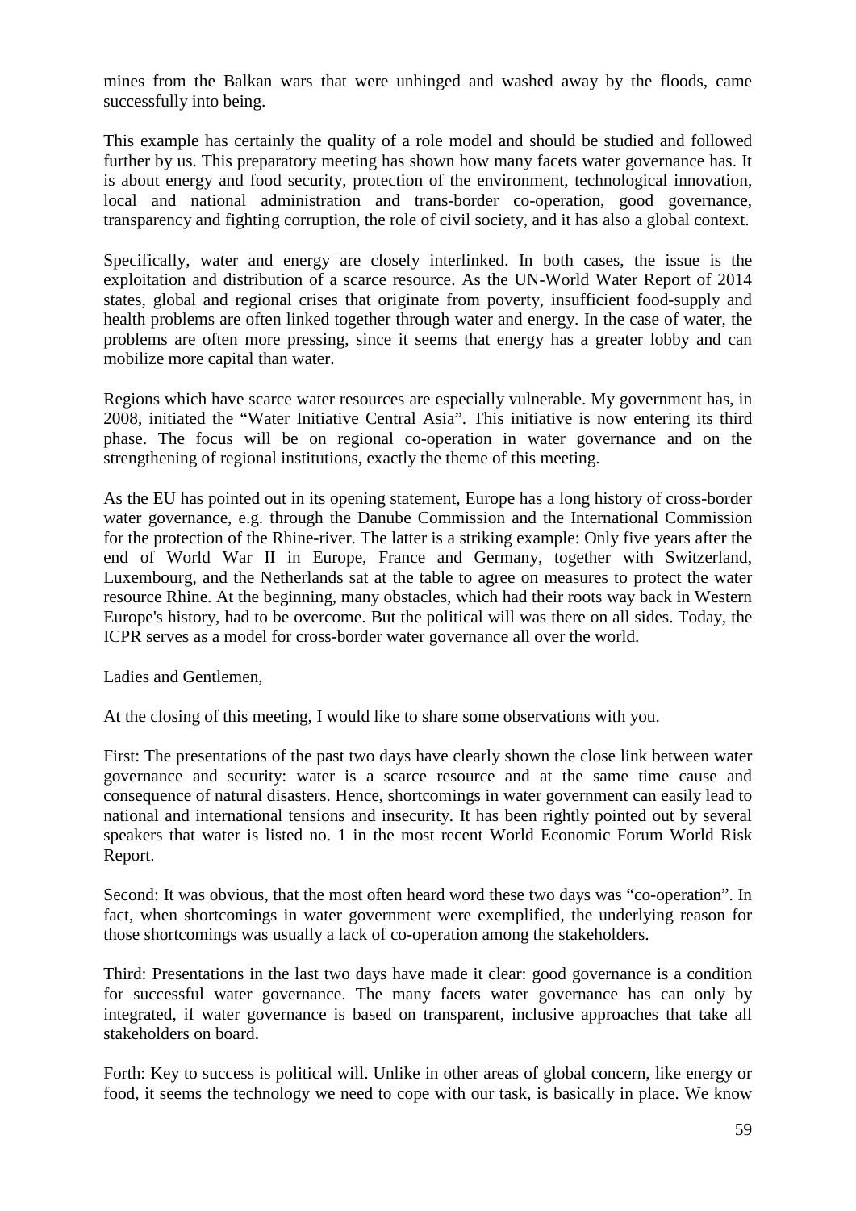mines from the Balkan wars that were unhinged and washed away by the floods, came successfully into being.

This example has certainly the quality of a role model and should be studied and followed further by us. This preparatory meeting has shown how many facets water governance has. It is about energy and food security, protection of the environment, technological innovation, local and national administration and trans-border co-operation, good governance, transparency and fighting corruption, the role of civil society, and it has also a global context.

Specifically, water and energy are closely interlinked. In both cases, the issue is the exploitation and distribution of a scarce resource. As the UN-World Water Report of 2014 states, global and regional crises that originate from poverty, insufficient food-supply and health problems are often linked together through water and energy. In the case of water, the problems are often more pressing, since it seems that energy has a greater lobby and can mobilize more capital than water.

Regions which have scarce water resources are especially vulnerable. My government has, in 2008, initiated the "Water Initiative Central Asia". This initiative is now entering its third phase. The focus will be on regional co-operation in water governance and on the strengthening of regional institutions, exactly the theme of this meeting.

As the EU has pointed out in its opening statement, Europe has a long history of cross-border water governance, e.g. through the Danube Commission and the International Commission for the protection of the Rhine-river. The latter is a striking example: Only five years after the end of World War II in Europe, France and Germany, together with Switzerland, Luxembourg, and the Netherlands sat at the table to agree on measures to protect the water resource Rhine. At the beginning, many obstacles, which had their roots way back in Western Europe's history, had to be overcome. But the political will was there on all sides. Today, the ICPR serves as a model for cross-border water governance all over the world.

Ladies and Gentlemen,

At the closing of this meeting, I would like to share some observations with you.

First: The presentations of the past two days have clearly shown the close link between water governance and security: water is a scarce resource and at the same time cause and consequence of natural disasters. Hence, shortcomings in water government can easily lead to national and international tensions and insecurity. It has been rightly pointed out by several speakers that water is listed no. 1 in the most recent World Economic Forum World Risk Report.

Second: It was obvious, that the most often heard word these two days was "co-operation". In fact, when shortcomings in water government were exemplified, the underlying reason for those shortcomings was usually a lack of co-operation among the stakeholders.

Third: Presentations in the last two days have made it clear: good governance is a condition for successful water governance. The many facets water governance has can only by integrated, if water governance is based on transparent, inclusive approaches that take all stakeholders on board.

Forth: Key to success is political will. Unlike in other areas of global concern, like energy or food, it seems the technology we need to cope with our task, is basically in place. We know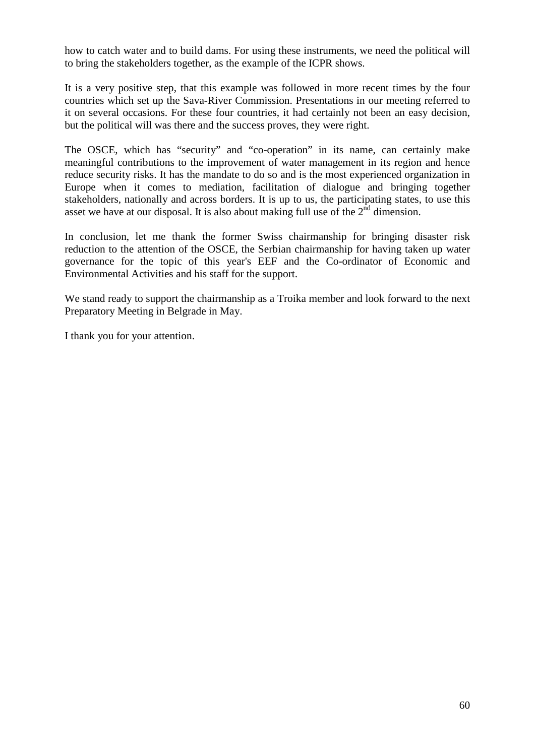how to catch water and to build dams. For using these instruments, we need the political will to bring the stakeholders together, as the example of the ICPR shows.

It is a very positive step, that this example was followed in more recent times by the four countries which set up the Sava-River Commission. Presentations in our meeting referred to it on several occasions. For these four countries, it had certainly not been an easy decision, but the political will was there and the success proves, they were right.

The OSCE, which has “security” and “co-operation” in its name, can certainly make meaningful contributions to the improvement of water management in its region and hence reduce security risks. It has the mandate to do so and is the most experienced organization in Europe when it comes to mediation, facilitation of dialogue and bringing together stakeholders, nationally and across borders. It is up to us, the participating states, to use this asset we have at our disposal. It is also about making full use of the 2nd dimension.

In conclusion, let me thank the former Swiss chairmanship for bringing disaster risk reduction to the attention of the OSCE, the Serbian chairmanship for having taken up water governance for the topic of this year's EEF and the Co-ordinator of Economic and Environmental Activities and his staff for the support.

We stand ready to support the chairmanship as a Troika member and look forward to the next Preparatory Meeting in Belgrade in May.

I thank you for your attention.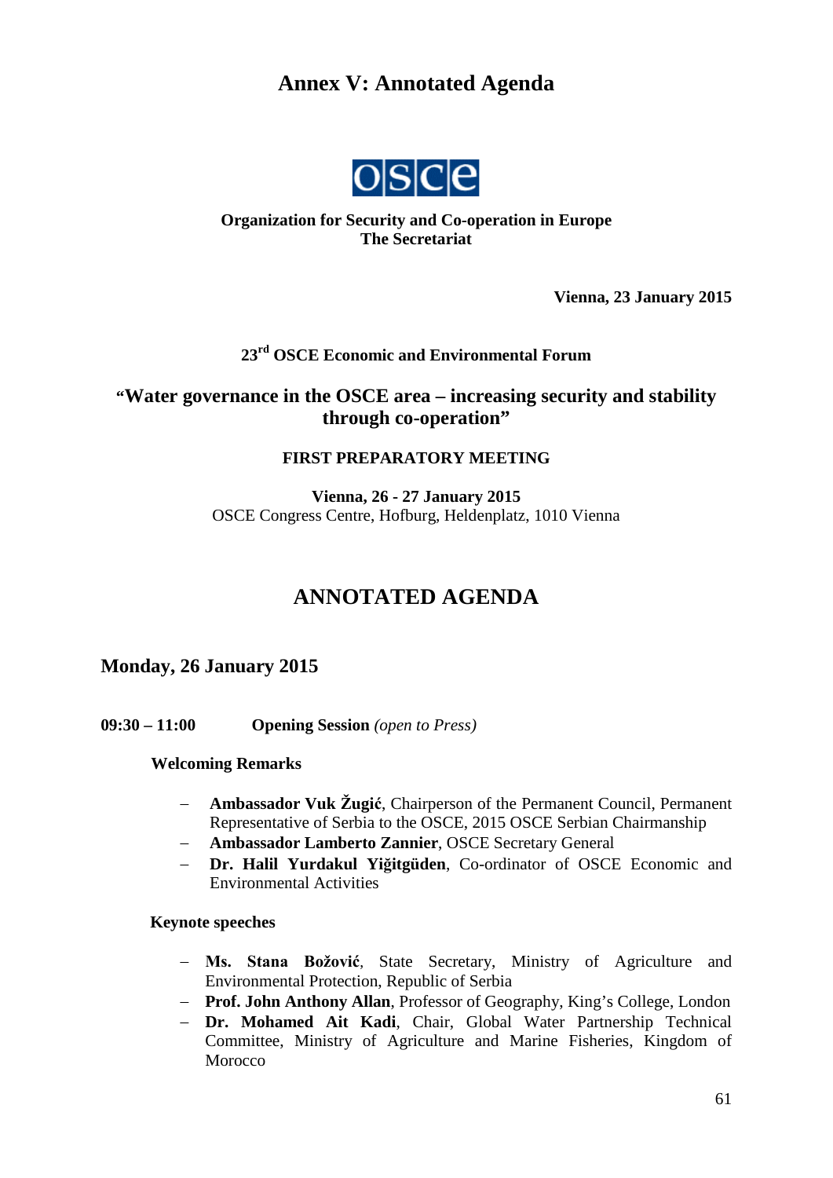# Annex V: Annotated Agenda

**Organization for Security and Co-operation in Europe**
**The Secretariat**

**Vienna, 23 January 2015**

### 23rd OSCE Economic and Environmental Forum

## "Water governance in the OSCE area – increasing security and stability through co-operation"

### FIRST PREPARATORY MEETING

**Vienna, 26 - 27 January 2015**
OSCE Congress Centre, Hofburg, Heldenplatz, 1010 Vienna

## ANNOTATED AGENDA

### Monday, 26 January 2015

**09:30 – 11:00** **Opening Session** *(open to Press)*

**Welcoming Remarks**

- **Ambassador Vuk Žugić**, Chairperson of the Permanent Council, Permanent Representative of Serbia to the OSCE, 2015 OSCE Serbian Chairmanship
- **Ambassador Lamberto Zannier**, OSCE Secretary General
- **Dr. Halil Yurdakul Yiğitgüden**, Co-ordinator of OSCE Economic and Environmental Activities

**Keynote speeches**

- **Ms. Stana Božović**, State Secretary, Ministry of Agriculture and Environmental Protection, Republic of Serbia
- **Prof. John Anthony Allan**, Professor of Geography, King's College, London
- **Dr. Mohamed Ait Kadi**, Chair, Global Water Partnership Technical Committee, Ministry of Agriculture and Marine Fisheries, Kingdom of Morocco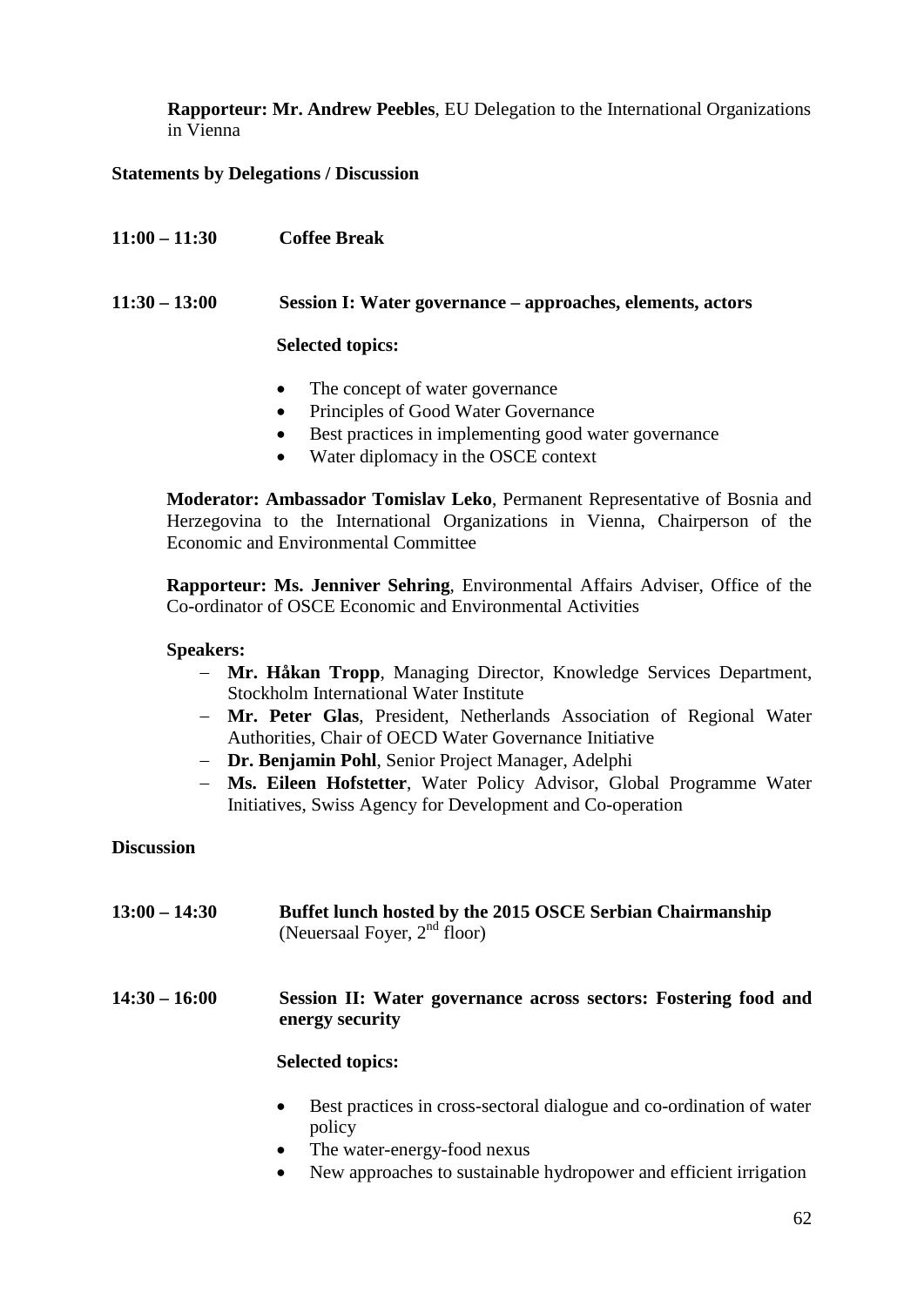**Rapporteur: Mr. Andrew Peebles**, EU Delegation to the International Organizations in Vienna

**Statements by Delegations / Discussion**

**11:00 – 11:30 Coffee Break**

**11:30 – 13:00 Session I: Water governance – approaches, elements, actors**

**Selected topics:**

- The concept of water governance
- Principles of Good Water Governance
- Best practices in implementing good water governance
- Water diplomacy in the OSCE context

**Moderator: Ambassador Tomislav Leko**, Permanent Representative of Bosnia and Herzegovina to the International Organizations in Vienna, Chairperson of the Economic and Environmental Committee

**Rapporteur: Ms. Jenniver Sehring**, Environmental Affairs Adviser, Office of the Co-ordinator of OSCE Economic and Environmental Activities

**Speakers:**

- **Mr. Håkan Tropp**, Managing Director, Knowledge Services Department, Stockholm International Water Institute
- **Mr. Peter Glas**, President, Netherlands Association of Regional Water Authorities, Chair of OECD Water Governance Initiative
- **Dr. Benjamin Pohl**, Senior Project Manager, Adelphi
- **Ms. Eileen Hofstetter**, Water Policy Advisor, Global Programme Water Initiatives, Swiss Agency for Development and Co-operation

**Discussion**

**13:00 – 14:30 Buffet lunch hosted by the 2015 OSCE Serbian Chairmanship** (Neuersaal Foyer, 2nd floor)

**14:30 – 16:00 Session II: Water governance across sectors: Fostering food and energy security**

**Selected topics:**

- Best practices in cross-sectoral dialogue and co-ordination of water policy
- The water-energy-food nexus
- New approaches to sustainable hydropower and efficient irrigation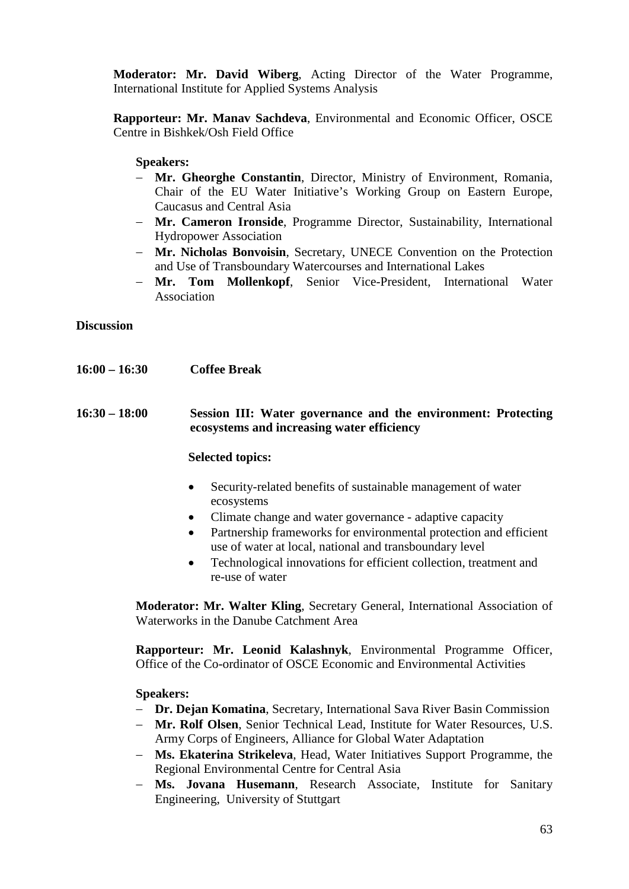**Moderator: Mr. David Wiberg**, Acting Director of the Water Programme, International Institute for Applied Systems Analysis

**Rapporteur: Mr. Manav Sachdeva**, Environmental and Economic Officer, OSCE Centre in Bishkek/Osh Field Office

**Speakers:**

- **Mr. Gheorghe Constantin**, Director, Ministry of Environment, Romania, Chair of the EU Water Initiative's Working Group on Eastern Europe, Caucasus and Central Asia
- **Mr. Cameron Ironside**, Programme Director, Sustainability, International Hydropower Association
- **Mr. Nicholas Bonvoisin**, Secretary, UNECE Convention on the Protection and Use of Transboundary Watercourses and International Lakes
- **Mr. Tom Mollenkopf**, Senior Vice-President, International Water Association

**Discussion**

**16:00 – 16:30 Coffee Break**

**16:30 – 18:00 Session III: Water governance and the environment: Protecting ecosystems and increasing water efficiency**

**Selected topics:**

- Security-related benefits of sustainable management of water ecosystems
- Climate change and water governance - adaptive capacity
- Partnership frameworks for environmental protection and efficient use of water at local, national and transboundary level
- Technological innovations for efficient collection, treatment and re-use of water

**Moderator: Mr. Walter Kling**, Secretary General, International Association of Waterworks in the Danube Catchment Area

**Rapporteur: Mr. Leonid Kalashnyk**, Environmental Programme Officer, Office of the Co-ordinator of OSCE Economic and Environmental Activities

**Speakers:**

- **Dr. Dejan Komatina**, Secretary, International Sava River Basin Commission
- **Mr. Rolf Olsen**, Senior Technical Lead, Institute for Water Resources, U.S. Army Corps of Engineers, Alliance for Global Water Adaptation
- **Ms. Ekaterina Strikeleva**, Head, Water Initiatives Support Programme, the Regional Environmental Centre for Central Asia
- **Ms. Jovana Husemann**, Research Associate, Institute for Sanitary Engineering, University of Stuttgart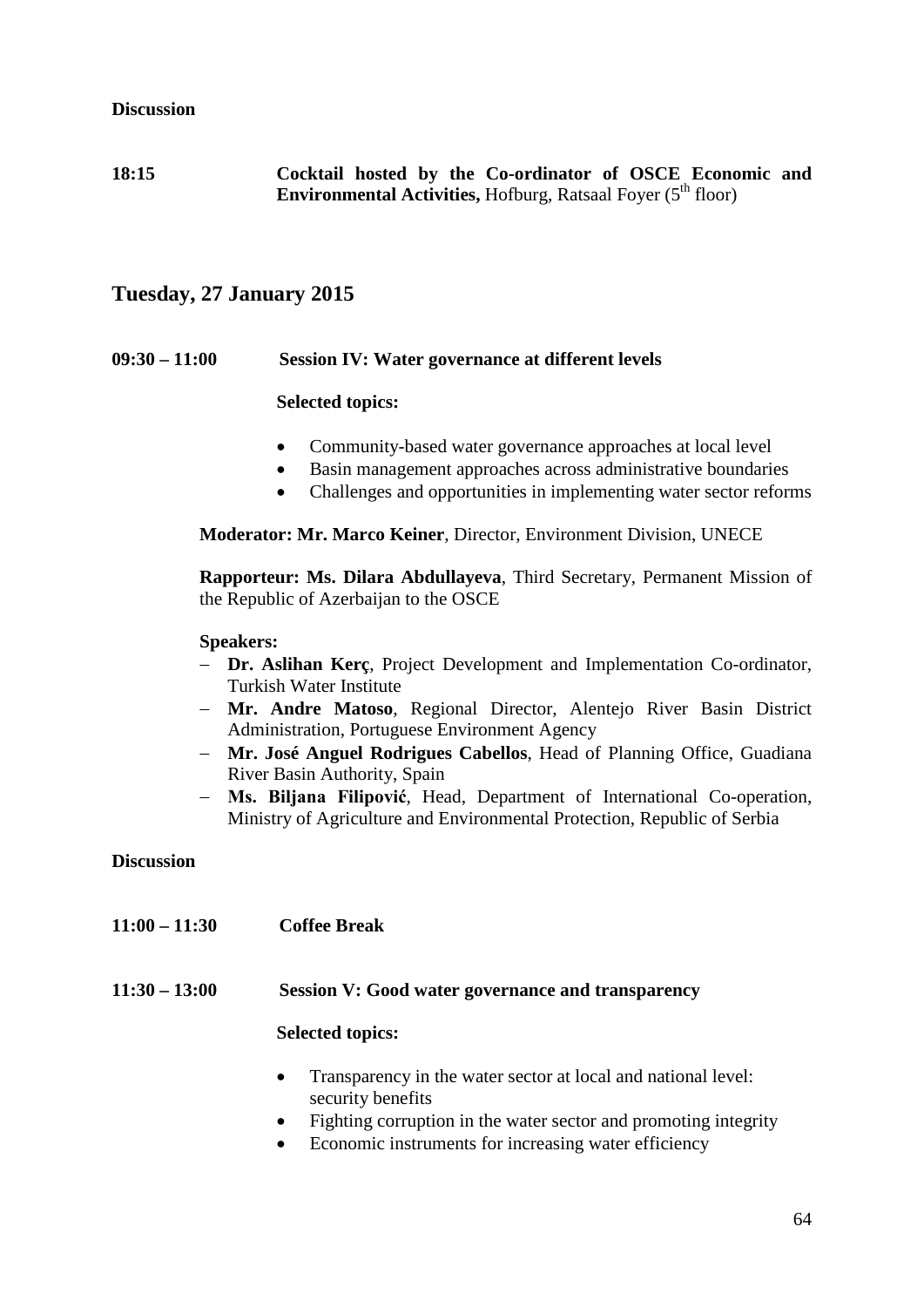**Discussion**

**18:15** **Cocktail hosted by the Co-ordinator of OSCE Economic and Environmental Activities,** Hofburg, Ratsaal Foyer (5th floor)

## Tuesday, 27 January 2015

**09:30 – 11:00** **Session IV: Water governance at different levels**

**Selected topics:**

- Community-based water governance approaches at local level
- Basin management approaches across administrative boundaries
- Challenges and opportunities in implementing water sector reforms

**Moderator: Mr. Marco Keiner**, Director, Environment Division, UNECE

**Rapporteur: Ms. Dilara Abdullayeva**, Third Secretary, Permanent Mission of the Republic of Azerbaijan to the OSCE

**Speakers:**

- **Dr. Aslihan Kerç**, Project Development and Implementation Co-ordinator, Turkish Water Institute
- **Mr. Andre Matoso**, Regional Director, Alentejo River Basin District Administration, Portuguese Environment Agency
- **Mr. José Anguel Rodrigues Cabellos**, Head of Planning Office, Guadiana River Basin Authority, Spain
- **Ms. Biljana Filipović**, Head, Department of International Co-operation, Ministry of Agriculture and Environmental Protection, Republic of Serbia

**Discussion**

**11:00 – 11:30** **Coffee Break**

**11:30 – 13:00** **Session V: Good water governance and transparency**

**Selected topics:**

- Transparency in the water sector at local and national level: security benefits
- Fighting corruption in the water sector and promoting integrity
- Economic instruments for increasing water efficiency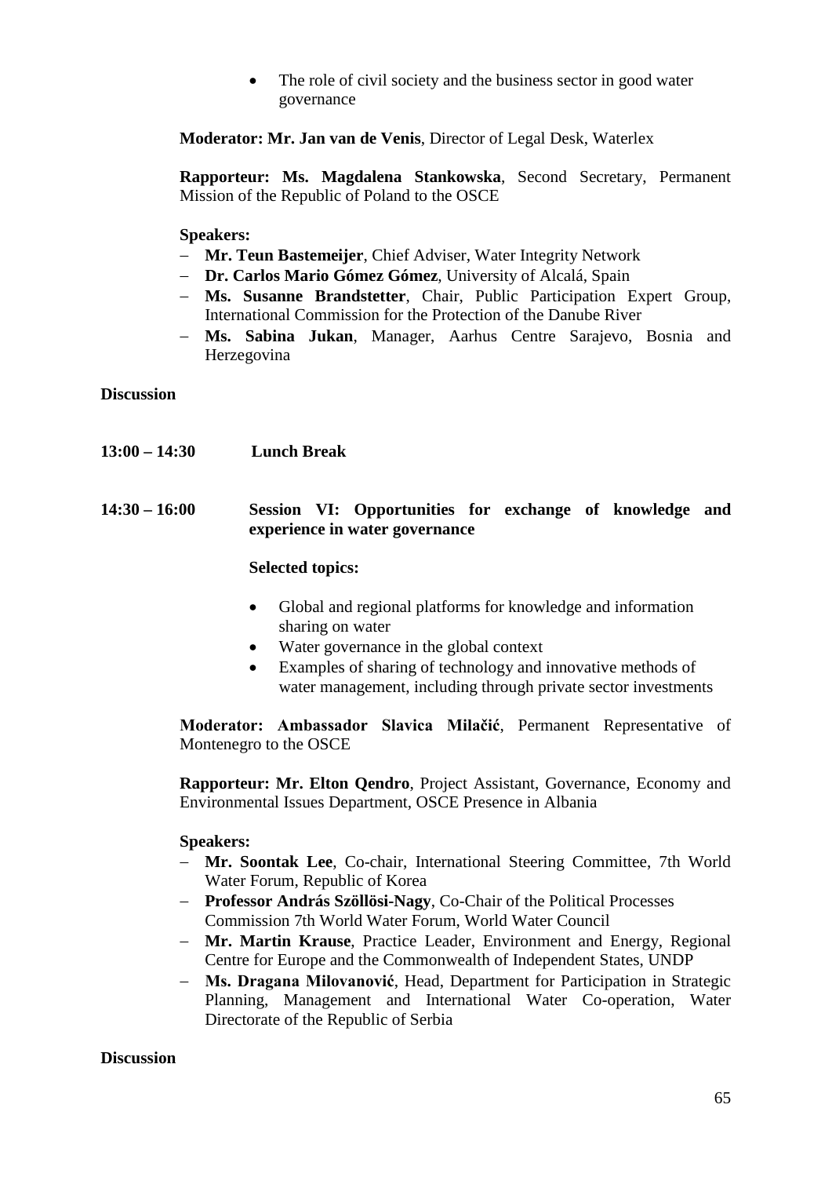- The role of civil society and the business sector in good water governance

**Moderator: Mr. Jan van de Venis**, Director of Legal Desk, Waterlex

**Rapporteur: Ms. Magdalena Stankowska**, Second Secretary, Permanent Mission of the Republic of Poland to the OSCE

**Speakers:**

- **Mr. Teun Bastemeijer**, Chief Adviser, Water Integrity Network
- **Dr. Carlos Mario Gómez Gómez**, University of Alcalá, Spain
- **Ms. Susanne Brandstetter**, Chair, Public Participation Expert Group, International Commission for the Protection of the Danube River
- **Ms. Sabina Jukan**, Manager, Aarhus Centre Sarajevo, Bosnia and Herzegovina

**Discussion**

**13:00 – 14:30** **Lunch Break**

**14:30 – 16:00** **Session VI: Opportunities for exchange of knowledge and experience in water governance**

**Selected topics:**

- Global and regional platforms for knowledge and information sharing on water
- Water governance in the global context
- Examples of sharing of technology and innovative methods of water management, including through private sector investments

**Moderator: Ambassador Slavica Milačić**, Permanent Representative of Montenegro to the OSCE

**Rapporteur: Mr. Elton Qendro**, Project Assistant, Governance, Economy and Environmental Issues Department, OSCE Presence in Albania

**Speakers:**

- **Mr. Soontak Lee**, Co-chair, International Steering Committee, 7th World Water Forum, Republic of Korea
- **Professor András Szöllösi-Nagy**, Co-Chair of the Political Processes Commission 7th World Water Forum, World Water Council
- **Mr. Martin Krause**, Practice Leader, Environment and Energy, Regional Centre for Europe and the Commonwealth of Independent States, UNDP
- **Ms. Dragana Milovanović**, Head, Department for Participation in Strategic Planning, Management and International Water Co-operation, Water Directorate of the Republic of Serbia

**Discussion**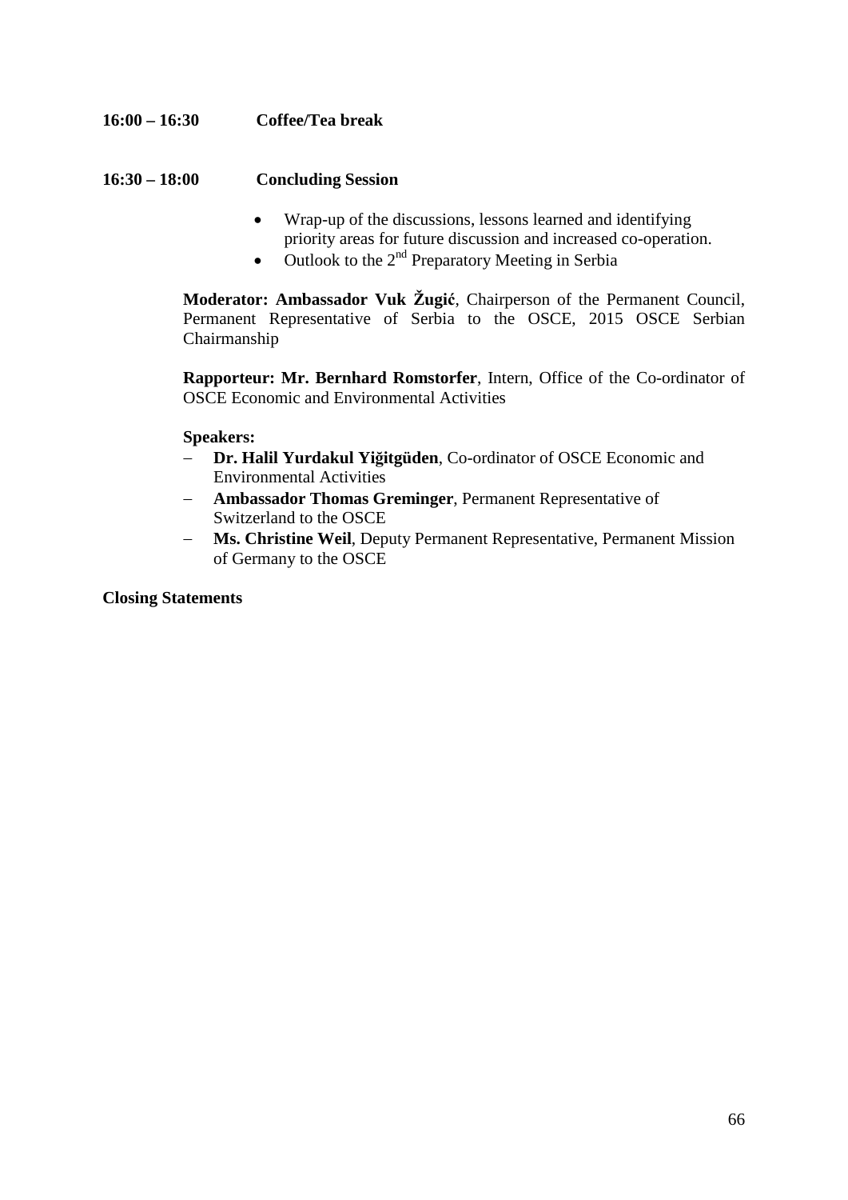**16:00 – 16:30 Coffee/Tea break**

**16:30 – 18:00 Concluding Session**

- Wrap-up of the discussions, lessons learned and identifying priority areas for future discussion and increased co-operation.
- Outlook to the 2nd Preparatory Meeting in Serbia

**Moderator: Ambassador Vuk Žugić**, Chairperson of the Permanent Council, Permanent Representative of Serbia to the OSCE, 2015 OSCE Serbian Chairmanship

**Rapporteur: Mr. Bernhard Romstorfer**, Intern, Office of the Co-ordinator of OSCE Economic and Environmental Activities

**Speakers:**

- **Dr. Halil Yurdakul Yiğitgüden**, Co-ordinator of OSCE Economic and Environmental Activities
- **Ambassador Thomas Greminger**, Permanent Representative of Switzerland to the OSCE
- **Ms. Christine Weil**, Deputy Permanent Representative, Permanent Mission of Germany to the OSCE

**Closing Statements**